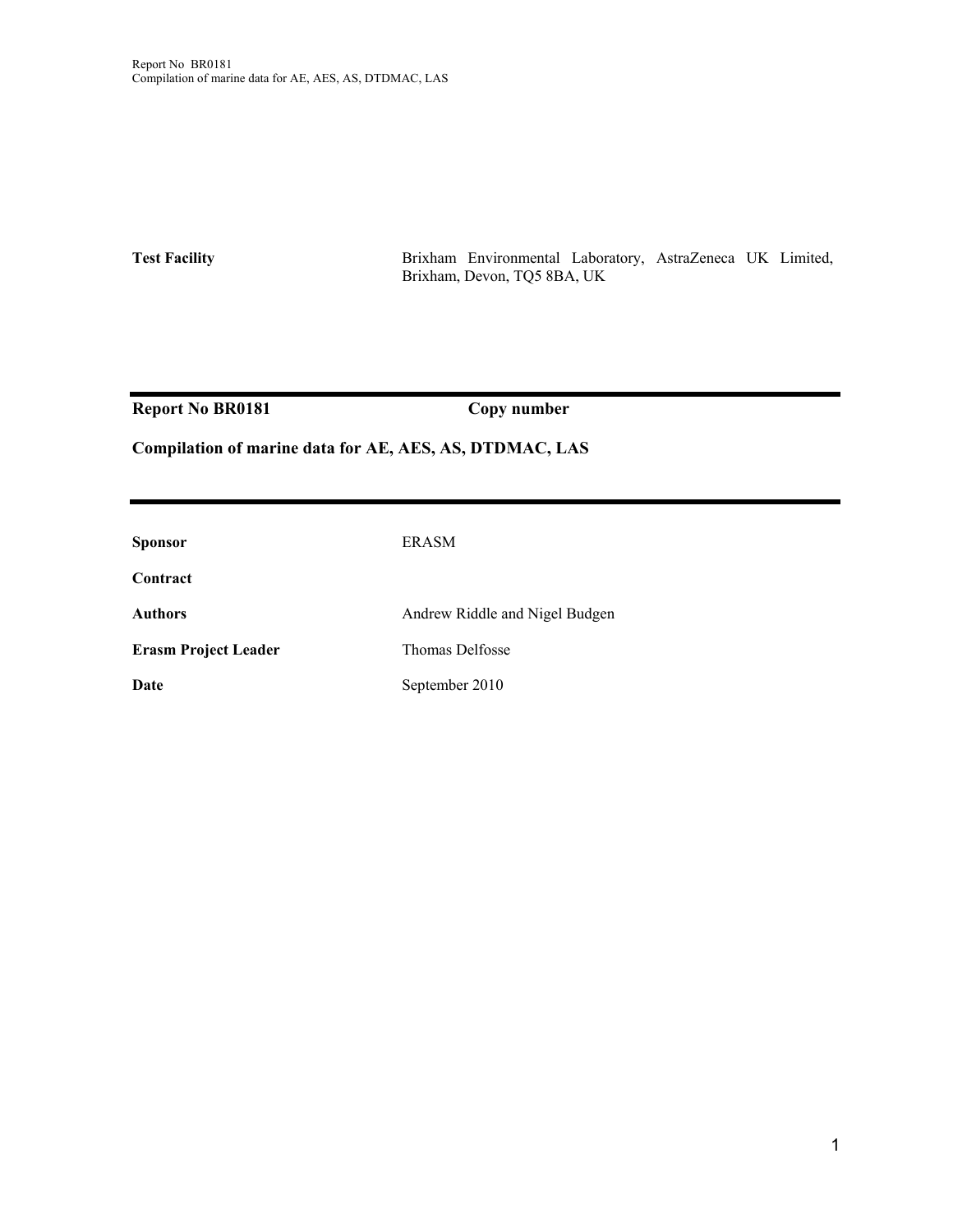| | |
|---|---|
| **Test Facility** | Brixham Environmental Laboratory, AstraZeneca UK Limited, Brixham, Devon, TQ5 8BA, UK |

**Report No BR0181** **Copy number**

**Compilation of marine data for AE, AES, AS, DTDMAC, LAS**

| | |
|---|---|
| **Sponsor** | ERASM |
| **Contract** | |
| **Authors** | Andrew Riddle and Nigel Budgen |
| **Erasm Project Leader** | Thomas Delfosse |
| **Date** | September 2010 |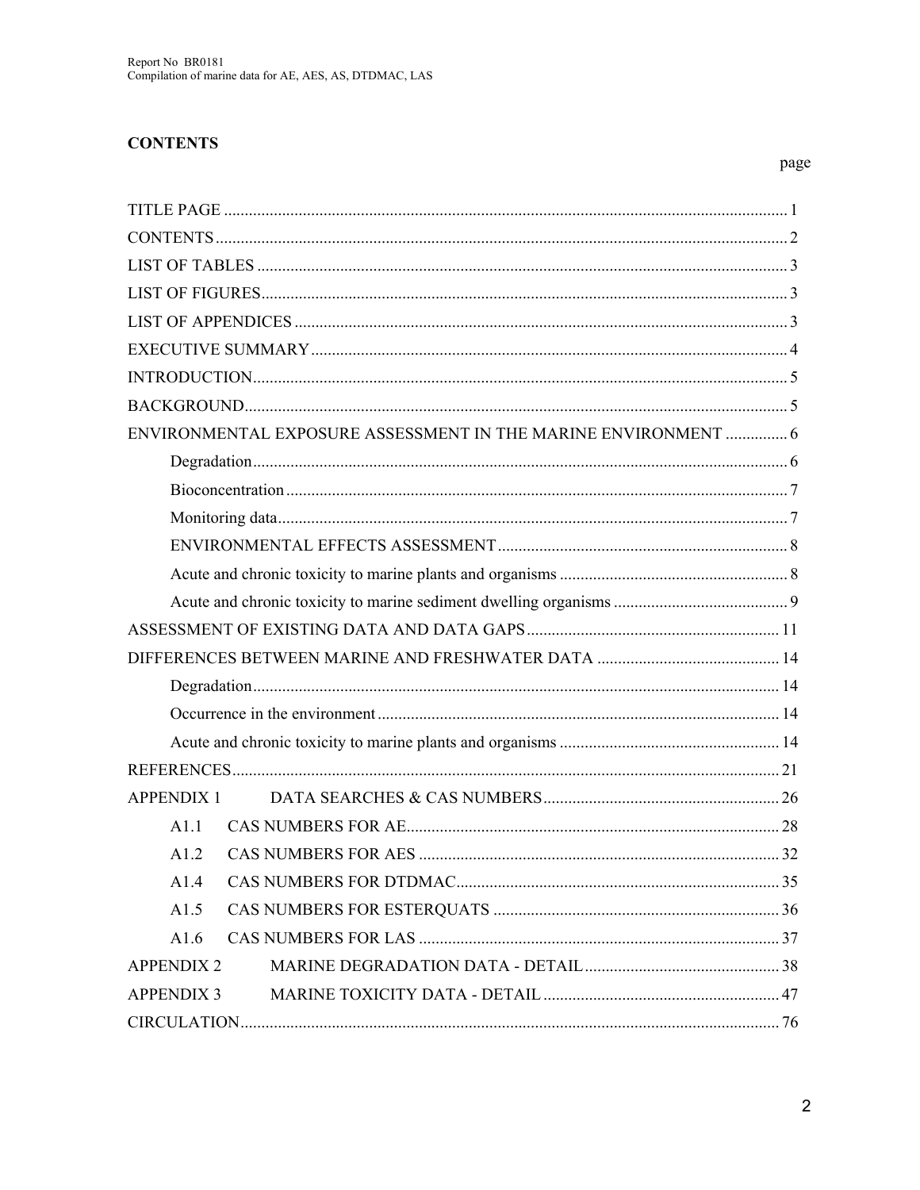## CONTENTS

| | page |
|---|---|
| TITLE PAGE | 1 |
| CONTENTS | 2 |
| LIST OF TABLES | 3 |
| LIST OF FIGURES | 3 |
| LIST OF APPENDICES | 3 |
| EXECUTIVE SUMMARY | 4 |
| INTRODUCTION | 5 |
| BACKGROUND | 5 |
| ENVIRONMENTAL EXPOSURE ASSESSMENT IN THE MARINE ENVIRONMENT | 6 |
| Degradation | 6 |
| Bioconcentration | 7 |
| Monitoring data | 7 |
| ENVIRONMENTAL EFFECTS ASSESSMENT | 8 |
| Acute and chronic toxicity to marine plants and organisms | 8 |
| Acute and chronic toxicity to marine sediment dwelling organisms | 9 |
| ASSESSMENT OF EXISTING DATA AND DATA GAPS | 11 |
| DIFFERENCES BETWEEN MARINE AND FRESHWATER DATA | 14 |
| Degradation | 14 |
| Occurrence in the environment | 14 |
| Acute and chronic toxicity to marine plants and organisms | 14 |
| REFERENCES | 21 |
| APPENDIX 1 DATA SEARCHES & CAS NUMBERS | 26 |
| A1.1 CAS NUMBERS FOR AE | 28 |
| A1.2 CAS NUMBERS FOR AES | 32 |
| A1.4 CAS NUMBERS FOR DTDMAC | 35 |
| A1.5 CAS NUMBERS FOR ESTERQUATS | 36 |
| A1.6 CAS NUMBERS FOR LAS | 37 |
| APPENDIX 2 MARINE DEGRADATION DATA - DETAIL | 38 |
| APPENDIX 3 MARINE TOXICITY DATA - DETAIL | 47 |
| CIRCULATION | 76 |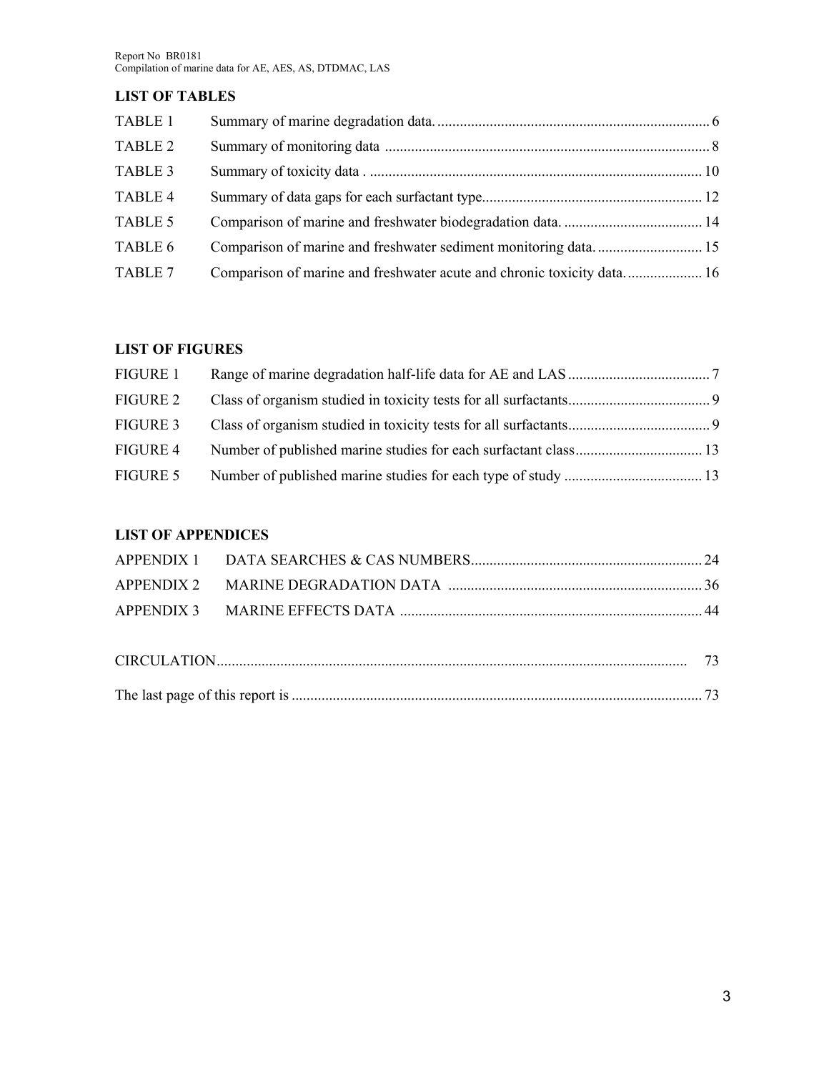## LIST OF TABLES

| | | |
|---|---|---|
| TABLE 1 | Summary of marine degradation data. | 6 |
| TABLE 2 | Summary of monitoring data | 8 |
| TABLE 3 | Summary of toxicity data . | 10 |
| TABLE 4 | Summary of data gaps for each surfactant type. | 12 |
| TABLE 5 | Comparison of marine and freshwater biodegradation data. | 14 |
| TABLE 6 | Comparison of marine and freshwater sediment monitoring data. | 15 |
| TABLE 7 | Comparison of marine and freshwater acute and chronic toxicity data. | 16 |

## LIST OF FIGURES

| | | |
|---|---|---|
| FIGURE 1 | Range of marine degradation half-life data for AE and LAS | 7 |
| FIGURE 2 | Class of organism studied in toxicity tests for all surfactants | 9 |
| FIGURE 3 | Class of organism studied in toxicity tests for all surfactants | 9 |
| FIGURE 4 | Number of published marine studies for each surfactant class | 13 |
| FIGURE 5 | Number of published marine studies for each type of study | 13 |

## LIST OF APPENDICES

| | | |
|---|---|---|
| APPENDIX 1 | DATA SEARCHES & CAS NUMBERS | 24 |
| APPENDIX 2 | MARINE DEGRADATION DATA | 36 |
| APPENDIX 3 | MARINE EFFECTS DATA | 44 |

CIRCULATION .... 73

The last page of this report is .... 73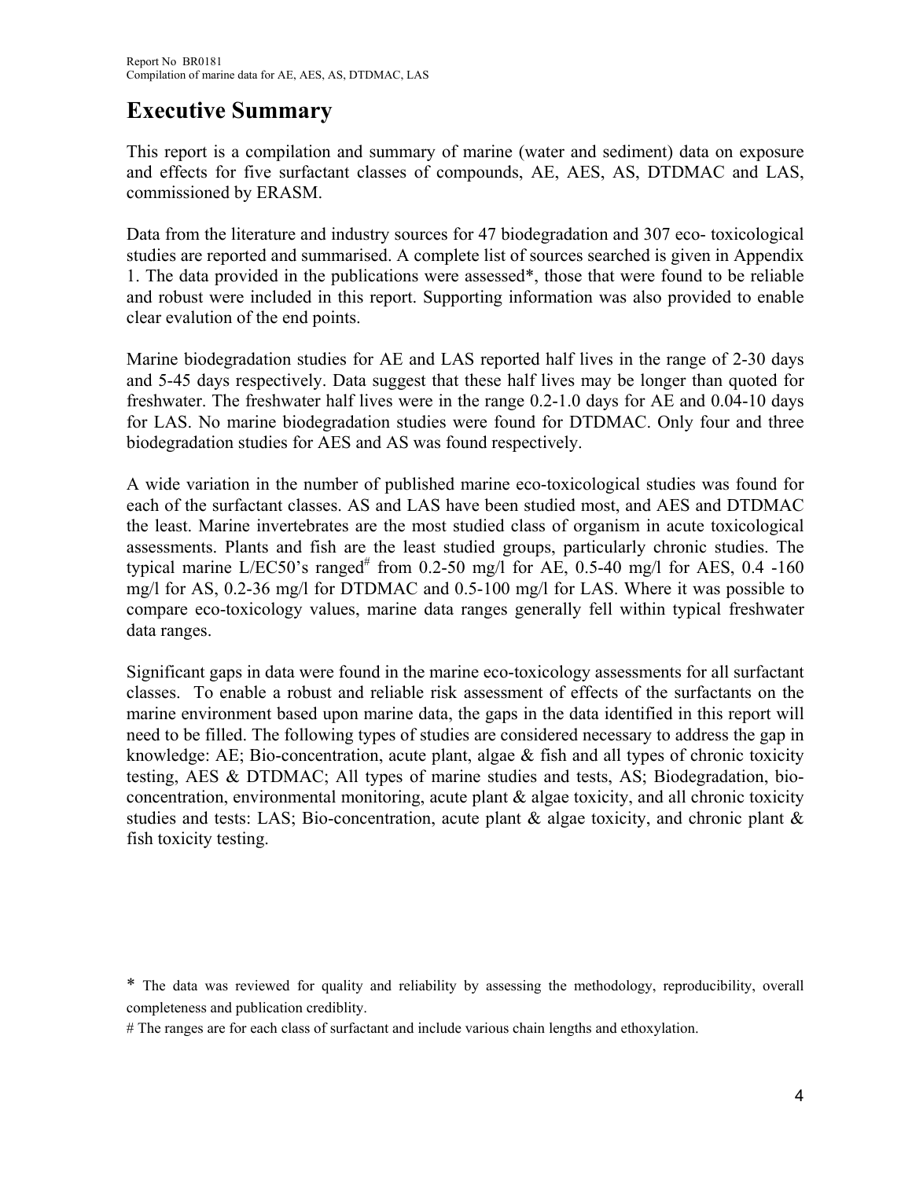# Executive Summary

This report is a compilation and summary of marine (water and sediment) data on exposure and effects for five surfactant classes of compounds, AE, AES, AS, DTDMAC and LAS, commissioned by ERASM.

Data from the literature and industry sources for 47 biodegradation and 307 eco- toxicological studies are reported and summarised. A complete list of sources searched is given in Appendix 1. The data provided in the publications were assessed*, those that were found to be reliable and robust were included in this report. Supporting information was also provided to enable clear evalution of the end points.

Marine biodegradation studies for AE and LAS reported half lives in the range of 2-30 days and 5-45 days respectively. Data suggest that these half lives may be longer than quoted for freshwater. The freshwater half lives were in the range 0.2-1.0 days for AE and 0.04-10 days for LAS. No marine biodegradation studies were found for DTDMAC. Only four and three biodegradation studies for AES and AS was found respectively.

A wide variation in the number of published marine eco-toxicological studies was found for each of the surfactant classes. AS and LAS have been studied most, and AES and DTDMAC the least. Marine invertebrates are the most studied class of organism in acute toxicological assessments. Plants and fish are the least studied groups, particularly chronic studies. The typical marine L/EC50's ranged# from 0.2-50 mg/l for AE, 0.5-40 mg/l for AES, 0.4 -160 mg/l for AS, 0.2-36 mg/l for DTDMAC and 0.5-100 mg/l for LAS. Where it was possible to compare eco-toxicology values, marine data ranges generally fell within typical freshwater data ranges.

Significant gaps in data were found in the marine eco-toxicology assessments for all surfactant classes. To enable a robust and reliable risk assessment of effects of the surfactants on the marine environment based upon marine data, the gaps in the data identified in this report will need to be filled. The following types of studies are considered necessary to address the gap in knowledge: AE; Bio-concentration, acute plant, algae & fish and all types of chronic toxicity testing, AES & DTDMAC; All types of marine studies and tests, AS; Biodegradation, bio-concentration, environmental monitoring, acute plant & algae toxicity, and all chronic toxicity studies and tests: LAS; Bio-concentration, acute plant & algae toxicity, and chronic plant & fish toxicity testing.

* The data was reviewed for quality and reliability by assessing the methodology, reproducibility, overall completeness and publication crediblity.

# The ranges are for each class of surfactant and include various chain lengths and ethoxylation.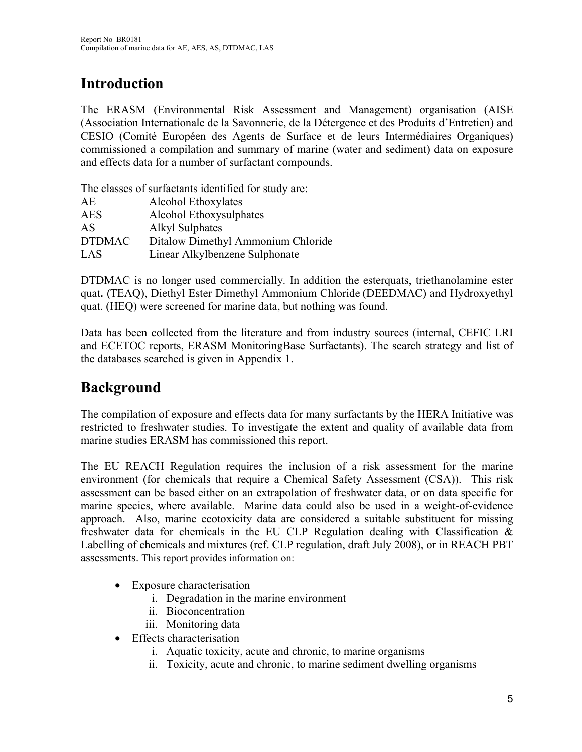# Introduction

The ERASM (Environmental Risk Assessment and Management) organisation (AISE (Association Internationale de la Savonnerie, de la Détergence et des Produits d'Entretien) and CESIO (Comité Européen des Agents de Surface et de leurs Intermédiaires Organiques) commissioned a compilation and summary of marine (water and sediment) data on exposure and effects data for a number of surfactant compounds.

The classes of surfactants identified for study are:

| | |
|---|---|
| AE | Alcohol Ethoxylates |
| AES | Alcohol Ethoxysulphates |
| AS | Alkyl Sulphates |
| DTDMAC | Ditalow Dimethyl Ammonium Chloride |
| LAS | Linear Alkylbenzene Sulphonate |

DTDMAC is no longer used commercially. In addition the esterquats, triethanolamine ester quat**.** (TEAQ), Diethyl Ester Dimethyl Ammonium Chloride (DEEDMAC) and Hydroxyethyl quat. (HEQ) were screened for marine data, but nothing was found.

Data has been collected from the literature and from industry sources (internal, CEFIC LRI and ECETOC reports, ERASM MonitoringBase Surfactants). The search strategy and list of the databases searched is given in Appendix 1.

# Background

The compilation of exposure and effects data for many surfactants by the HERA Initiative was restricted to freshwater studies. To investigate the extent and quality of available data from marine studies ERASM has commissioned this report.

The EU REACH Regulation requires the inclusion of a risk assessment for the marine environment (for chemicals that require a Chemical Safety Assessment (CSA)). This risk assessment can be based either on an extrapolation of freshwater data, or on data specific for marine species, where available. Marine data could also be used in a weight-of-evidence approach. Also, marine ecotoxicity data are considered a suitable substituent for missing freshwater data for chemicals in the EU CLP Regulation dealing with Classification & Labelling of chemicals and mixtures (ref. CLP regulation, draft July 2008), or in REACH PBT assessments. This report provides information on:

- Exposure characterisation
  1. Degradation in the marine environment
  2. Bioconcentration
  3. Monitoring data
- Effects characterisation
  1. Aquatic toxicity, acute and chronic, to marine organisms
  2. Toxicity, acute and chronic, to marine sediment dwelling organisms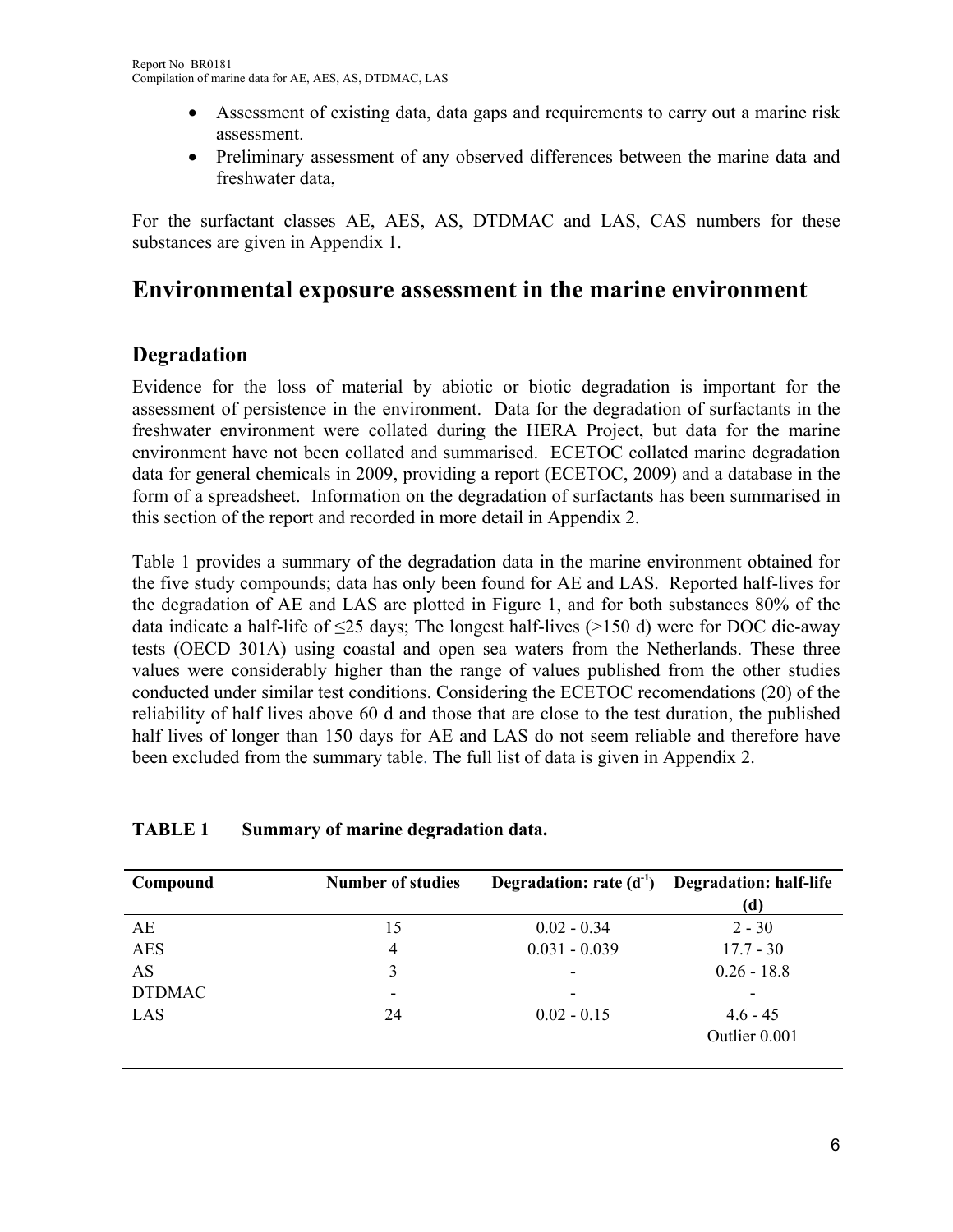- Assessment of existing data, data gaps and requirements to carry out a marine risk assessment.
- Preliminary assessment of any observed differences between the marine data and freshwater data,

For the surfactant classes AE, AES, AS, DTDMAC and LAS, CAS numbers for these substances are given in Appendix 1.

# Environmental exposure assessment in the marine environment

## Degradation

Evidence for the loss of material by abiotic or biotic degradation is important for the assessment of persistence in the environment. Data for the degradation of surfactants in the freshwater environment were collated during the HERA Project, but data for the marine environment have not been collated and summarised. ECETOC collated marine degradation data for general chemicals in 2009, providing a report (ECETOC, 2009) and a database in the form of a spreadsheet. Information on the degradation of surfactants has been summarised in this section of the report and recorded in more detail in Appendix 2.

Table 1 provides a summary of the degradation data in the marine environment obtained for the five study compounds; data has only been found for AE and LAS. Reported half-lives for the degradation of AE and LAS are plotted in Figure 1, and for both substances 80% of the data indicate a half-life of ≤25 days; The longest half-lives (>150 d) were for DOC die-away tests (OECD 301A) using coastal and open sea waters from the Netherlands. These three values were considerably higher than the range of values published from the other studies conducted under similar test conditions. Considering the ECETOC recomendations (20) of the reliability of half lives above 60 d and those that are close to the test duration, the published half lives of longer than 150 days for AE and LAS do not seem reliable and therefore have been excluded from the summary table. The full list of data is given in Appendix 2.

**TABLE 1 Summary of marine degradation data.**

| Compound | Number of studies | Degradation: rate ($d^{-1}$) | Degradation: half-life (d) |
|---|---|---|---|
| AE | 15 | 0.02 - 0.34 | 2 - 30 |
| AES | 4 | 0.031 - 0.039 | 17.7 - 30 |
| AS | 3 | - | 0.26 - 18.8 |
| DTDMAC | - | - | - |
| LAS | 24 | 0.02 - 0.15 | 4.6 - 45<br>Outlier 0.001 |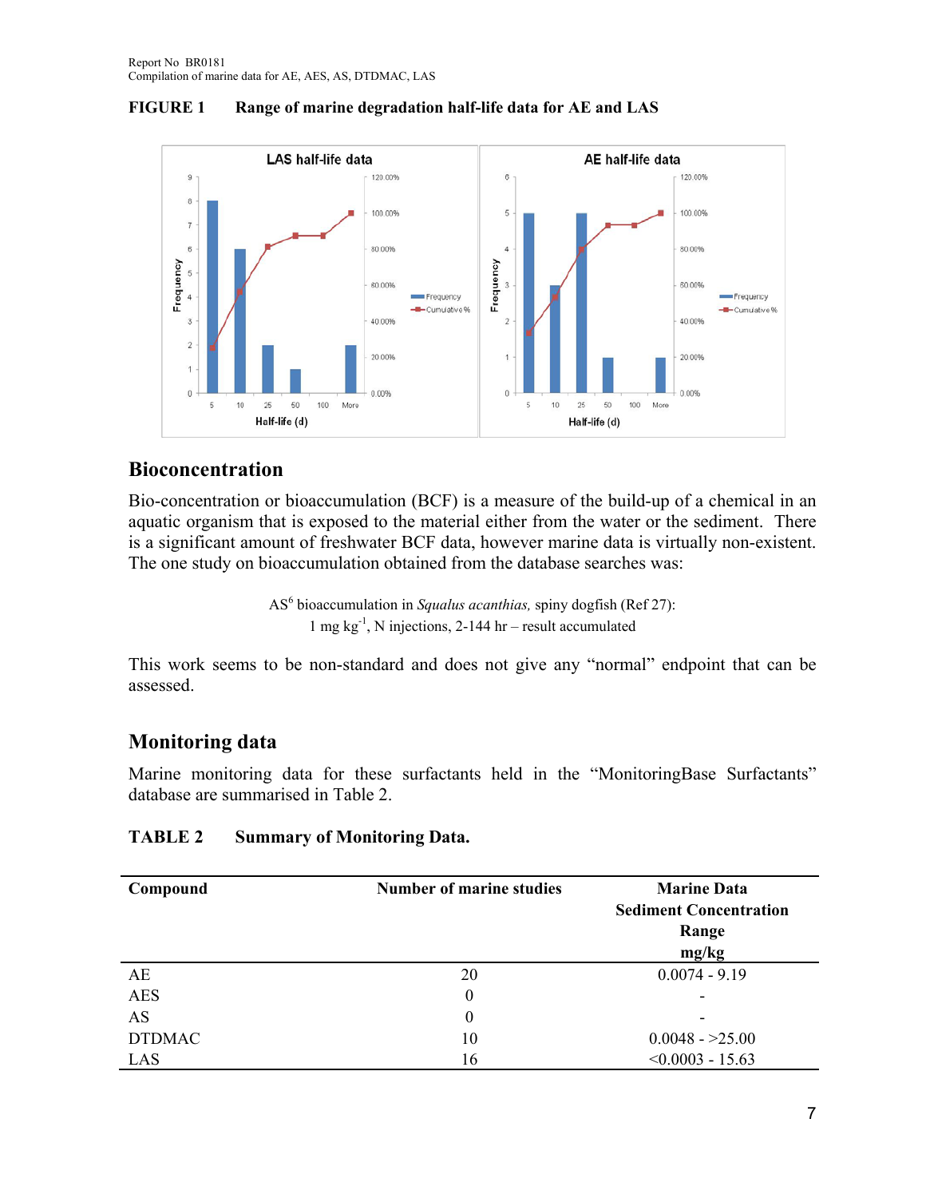**FIGURE 1 Range of marine degradation half-life data for AE and LAS**

## Bioconcentration

Bio-concentration or bioaccumulation (BCF) is a measure of the build-up of a chemical in an aquatic organism that is exposed to the material either from the water or the sediment. There is a significant amount of freshwater BCF data, however marine data is virtually non-existent. The one study on bioaccumulation obtained from the database searches was:

AS[6] bioaccumulation in *Squalus acanthias,* spiny dogfish (Ref 27):
1 mg $kg^{-1}$, N injections, 2-144 hr – result accumulated

This work seems to be non-standard and does not give any "normal" endpoint that can be assessed.

## Monitoring data

Marine monitoring data for these surfactants held in the "MonitoringBase Surfactants" database are summarised in Table 2.

**TABLE 2 Summary of Monitoring Data.**

| Compound | Number of marine studies | Marine Data Sediment Concentration Range mg/kg |
|---|---|---|
| AE | 20 | 0.0074 - 9.19 |
| AES | 0 | - |
| AS | 0 | - |
| DTDMAC | 10 | 0.0048 - >25.00 |
| LAS | 16 | <0.0003 - 15.63 |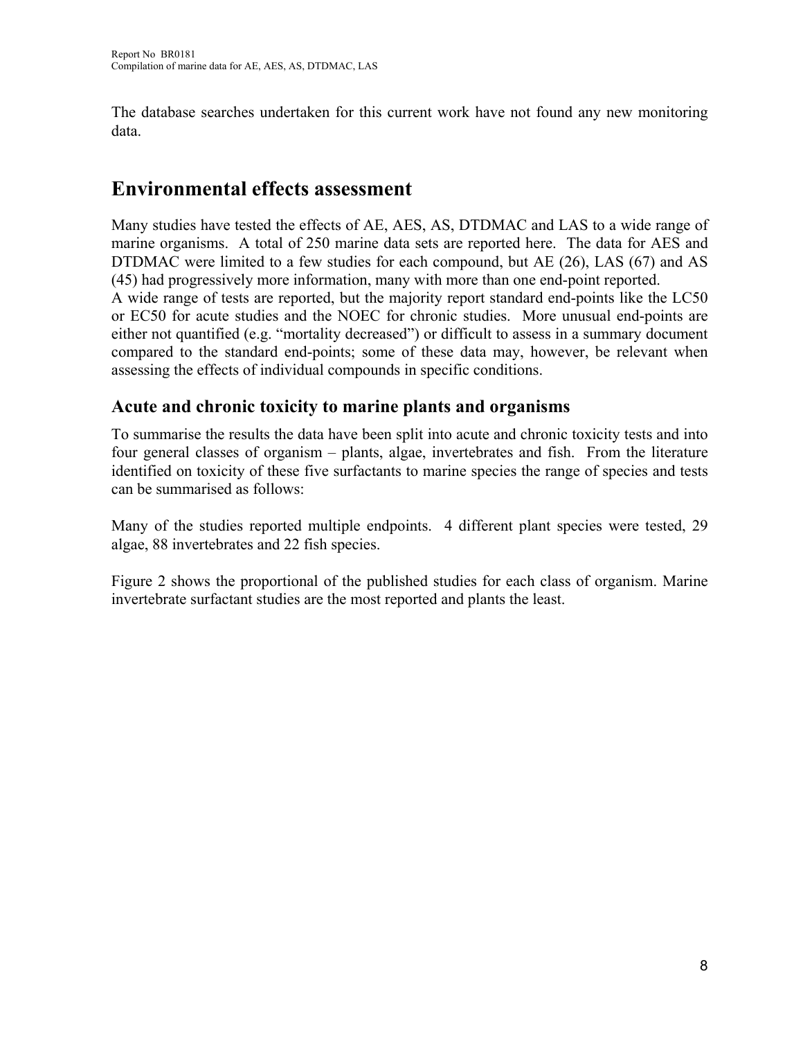The database searches undertaken for this current work have not found any new monitoring data.

# Environmental effects assessment

Many studies have tested the effects of AE, AES, AS, DTDMAC and LAS to a wide range of marine organisms. A total of 250 marine data sets are reported here. The data for AES and DTDMAC were limited to a few studies for each compound, but AE (26), LAS (67) and AS (45) had progressively more information, many with more than one end-point reported.
A wide range of tests are reported, but the majority report standard end-points like the LC50 or EC50 for acute studies and the NOEC for chronic studies. More unusual end-points are either not quantified (e.g. "mortality decreased") or difficult to assess in a summary document compared to the standard end-points; some of these data may, however, be relevant when assessing the effects of individual compounds in specific conditions.

## Acute and chronic toxicity to marine plants and organisms

To summarise the results the data have been split into acute and chronic toxicity tests and into four general classes of organism – plants, algae, invertebrates and fish. From the literature identified on toxicity of these five surfactants to marine species the range of species and tests can be summarised as follows:

Many of the studies reported multiple endpoints. 4 different plant species were tested, 29 algae, 88 invertebrates and 22 fish species.

Figure 2 shows the proportional of the published studies for each class of organism. Marine invertebrate surfactant studies are the most reported and plants the least.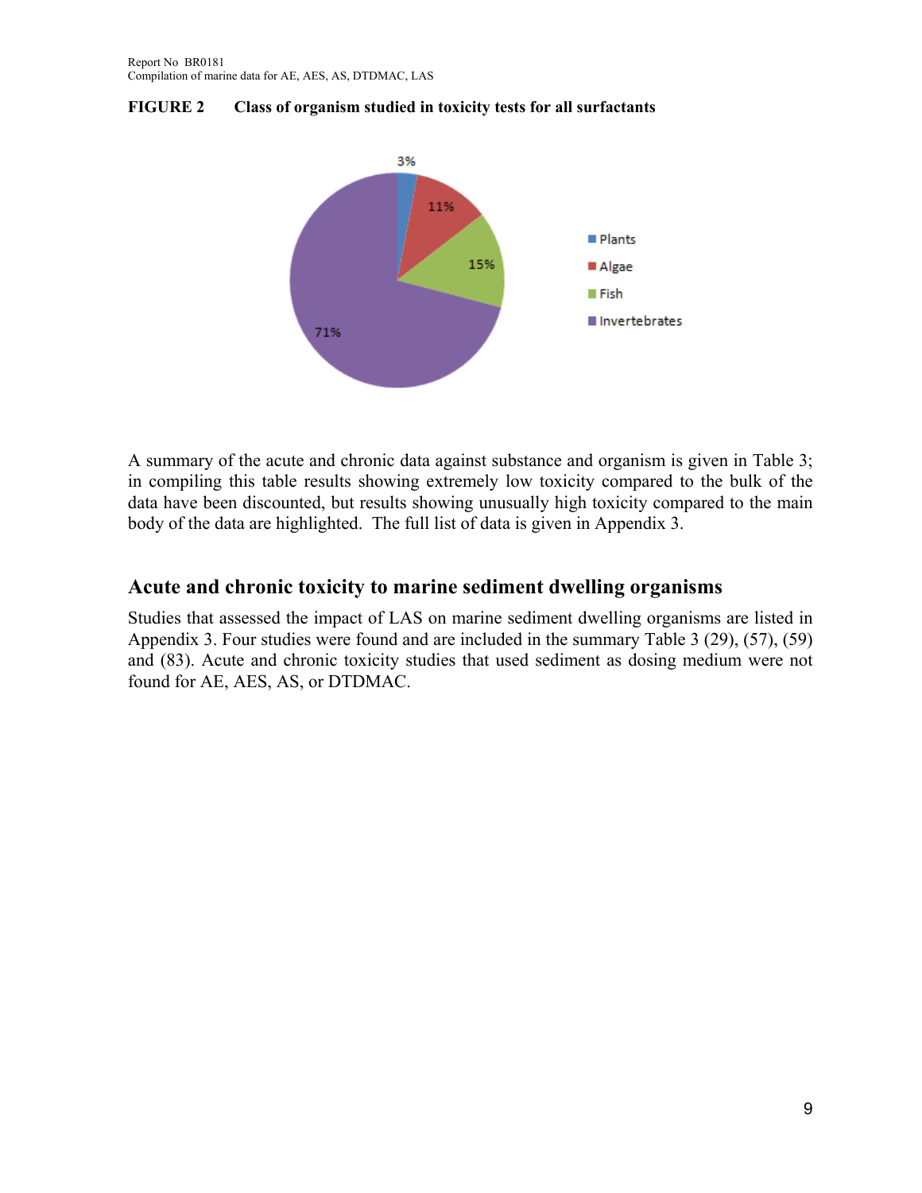**FIGURE 2 Class of organism studied in toxicity tests for all surfactants**

- Plants: 3%
- Algae: 11%
- Fish: 15%
- Invertebrates: 71%

A summary of the acute and chronic data against substance and organism is given in Table 3; in compiling this table results showing extremely low toxicity compared to the bulk of the data have been discounted, but results showing unusually high toxicity compared to the main body of the data are highlighted. The full list of data is given in Appendix 3.

## Acute and chronic toxicity to marine sediment dwelling organisms

Studies that assessed the impact of LAS on marine sediment dwelling organisms are listed in Appendix 3. Four studies were found and are included in the summary Table 3 (29), (57), (59) and (83). Acute and chronic toxicity studies that used sediment as dosing medium were not found for AE, AES, AS, or DTDMAC.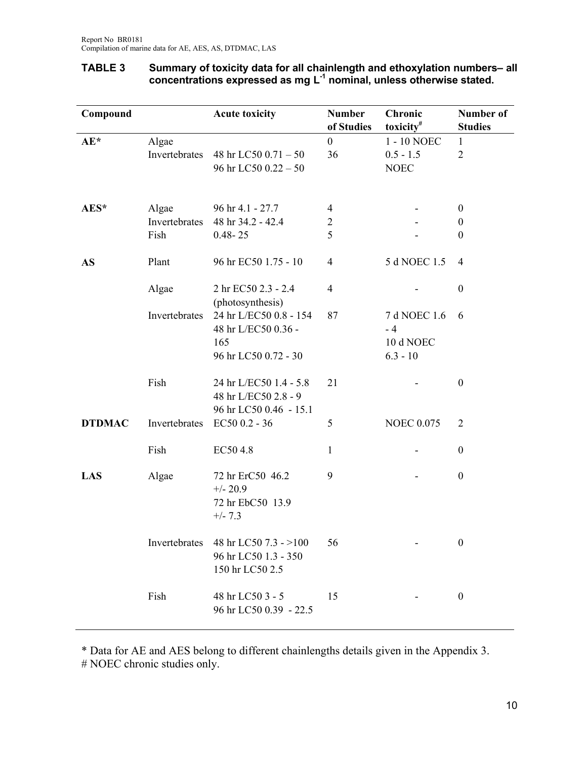**TABLE 3 Summary of toxicity data for all chainlength and ethoxylation numbers– all concentrations expressed as mg $L^{-1}$ nominal, unless otherwise stated.**

| Compound | | Acute toxicity | Number of Studies | Chronic toxicity# | Number of Studies |
|---|---|---|---|---|---|
| **AE*** | Algae | | 0 | 1 - 10 NOEC | 1 |
| | Invertebrates | 48 hr LC50 0.71 – 50<br>96 hr LC50 0.22 – 50 | 36 | 0.5 - 1.5 NOEC | 2 |
| **AES*** | Algae | 96 hr 4.1 - 27.7 | 4 | - | 0 |
| | Invertebrates | 48 hr 34.2 - 42.4 | 2 | - | 0 |
| | Fish | 0.48- 25 | 5 | - | 0 |
| **AS** | Plant | 96 hr EC50 1.75 - 10 | 4 | 5 d NOEC 1.5 | 4 |
| | Algae | 2 hr EC50 2.3 - 2.4 (photosynthesis) | 4 | - | 0 |
| | Invertebrates | 24 hr L/EC50 0.8 - 154<br>48 hr L/EC50 0.36 - 165<br>96 hr LC50 0.72 - 30 | 87 | 7 d NOEC 1.6 - 4<br>10 d NOEC 6.3 - 10 | 6 |
| | Fish | 24 hr L/EC50 1.4 - 5.8<br>48 hr L/EC50 2.8 - 9<br>96 hr LC50 0.46 - 15.1 | 21 | - | 0 |
| **DTDMAC** | Invertebrates | EC50 0.2 - 36 | 5 | NOEC 0.075 | 2 |
| | Fish | EC50 4.8 | 1 | - | 0 |
| **LAS** | Algae | 72 hr ErC50 46.2 +/- 20.9<br>72 hr EbC50 13.9 +/- 7.3 | 9 | - | 0 |
| | Invertebrates | 48 hr LC50 7.3 - >100<br>96 hr LC50 1.3 - 350<br>150 hr LC50 2.5 | 56 | - | 0 |
| | Fish | 48 hr LC50 3 - 5<br>96 hr LC50 0.39 - 22.5 | 15 | - | 0 |

* Data for AE and AES belong to different chainlengths details given in the Appendix 3.
# NOEC chronic studies only.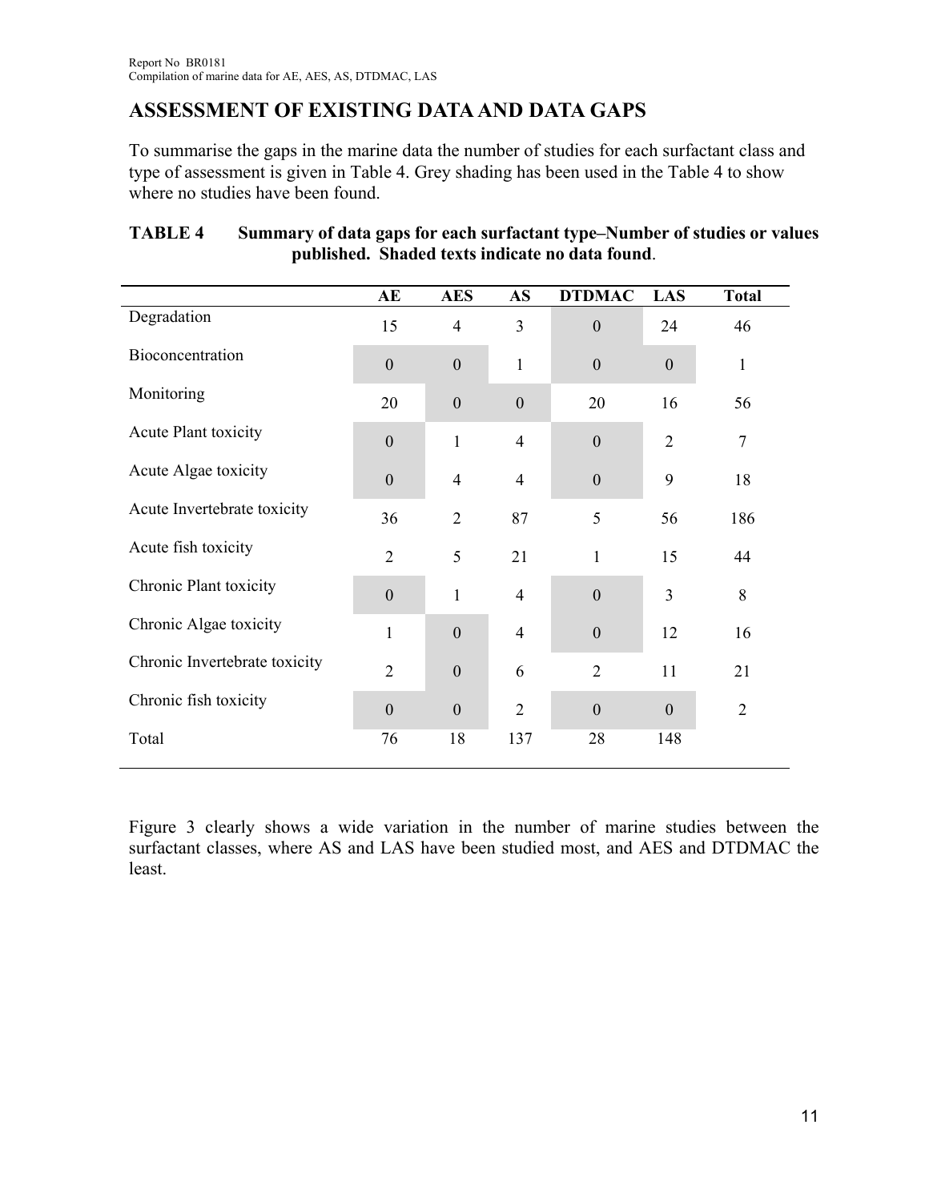## ASSESSMENT OF EXISTING DATA AND DATA GAPS

To summarise the gaps in the marine data the number of studies for each surfactant class and type of assessment is given in Table 4. Grey shading has been used in the Table 4 to show where no studies have been found.

**TABLE 4 Summary of data gaps for each surfactant type–Number of studies or values published. Shaded texts indicate no data found**.

| | AE | AES | AS | DTDMAC | LAS | Total |
|---|---|---|---|---|---|---|
| Degradation | 15 | 4 | 3 | 0 | 24 | 46 |
| Bioconcentration | 0 | 0 | 1 | 0 | 0 | 1 |
| Monitoring | 20 | 0 | 0 | 20 | 16 | 56 |
| Acute Plant toxicity | 0 | 1 | 4 | 0 | 2 | 7 |
| Acute Algae toxicity | 0 | 4 | 4 | 0 | 9 | 18 |
| Acute Invertebrate toxicity | 36 | 2 | 87 | 5 | 56 | 186 |
| Acute fish toxicity | 2 | 5 | 21 | 1 | 15 | 44 |
| Chronic Plant toxicity | 0 | 1 | 4 | 0 | 3 | 8 |
| Chronic Algae toxicity | 1 | 0 | 4 | 0 | 12 | 16 |
| Chronic Invertebrate toxicity | 2 | 0 | 6 | 2 | 11 | 21 |
| Chronic fish toxicity | 0 | 0 | 2 | 0 | 0 | 2 |
| Total | 76 | 18 | 137 | 28 | 148 | |

Figure 3 clearly shows a wide variation in the number of marine studies between the surfactant classes, where AS and LAS have been studied most, and AES and DTDMAC the least.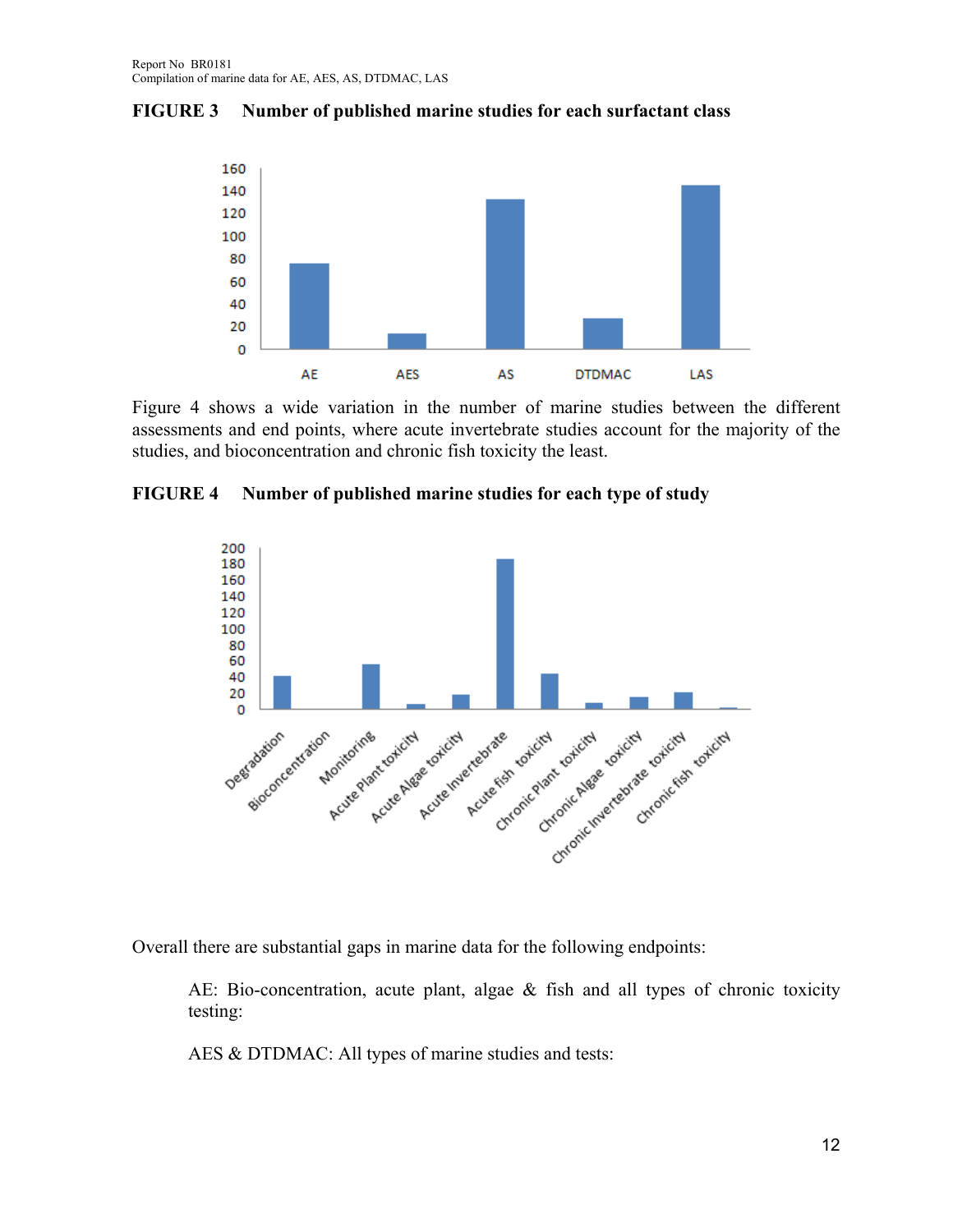**FIGURE 3 Number of published marine studies for each surfactant class**

Figure 4 shows a wide variation in the number of marine studies between the different assessments and end points, where acute invertebrate studies account for the majority of the studies, and bioconcentration and chronic fish toxicity the least.

**FIGURE 4 Number of published marine studies for each type of study**

Overall there are substantial gaps in marine data for the following endpoints:

> AE: Bio-concentration, acute plant, algae & fish and all types of chronic toxicity testing:
>
> AES & DTDMAC: All types of marine studies and tests: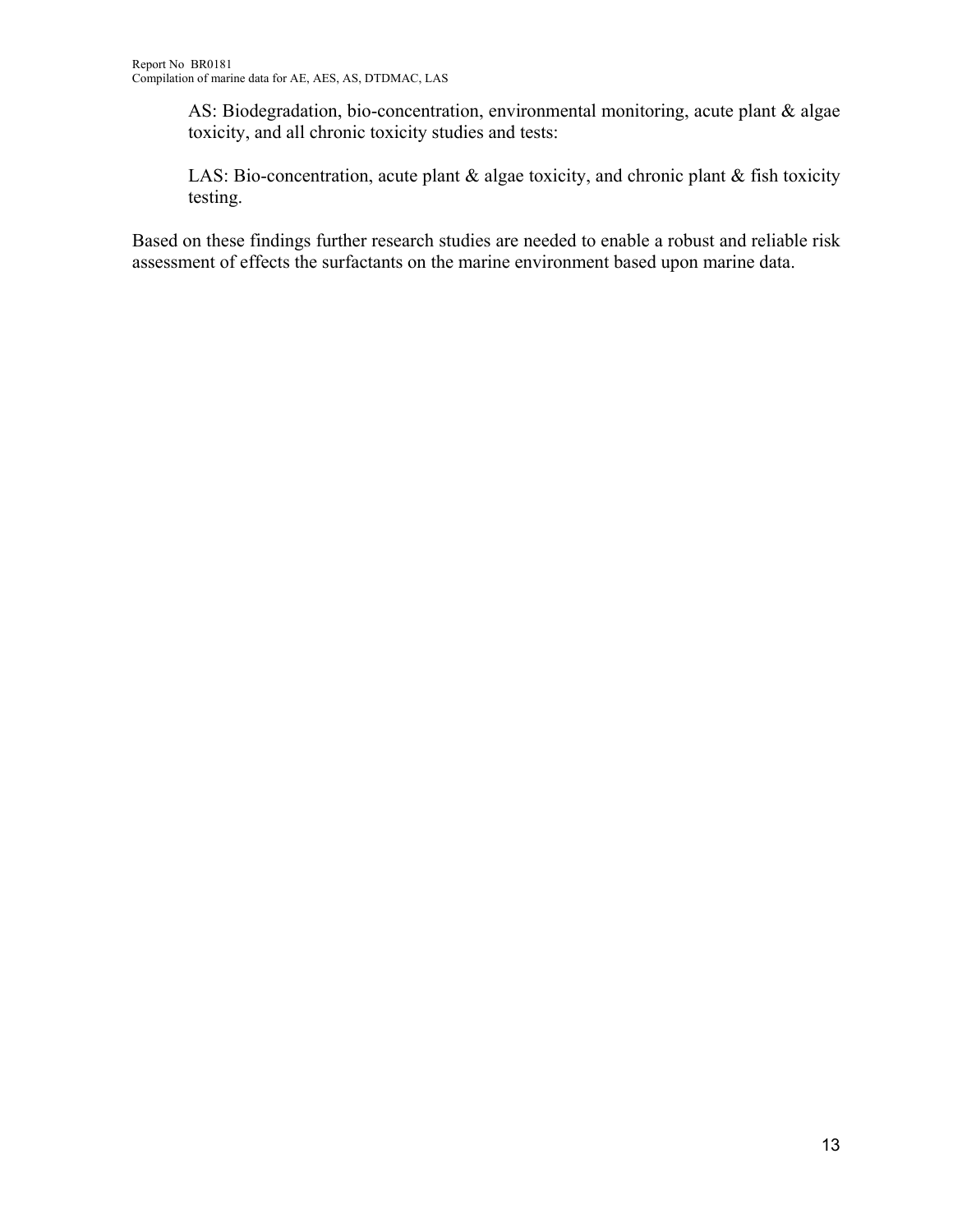AS: Biodegradation, bio-concentration, environmental monitoring, acute plant & algae toxicity, and all chronic toxicity studies and tests:

LAS: Bio-concentration, acute plant & algae toxicity, and chronic plant & fish toxicity testing.

Based on these findings further research studies are needed to enable a robust and reliable risk assessment of effects the surfactants on the marine environment based upon marine data.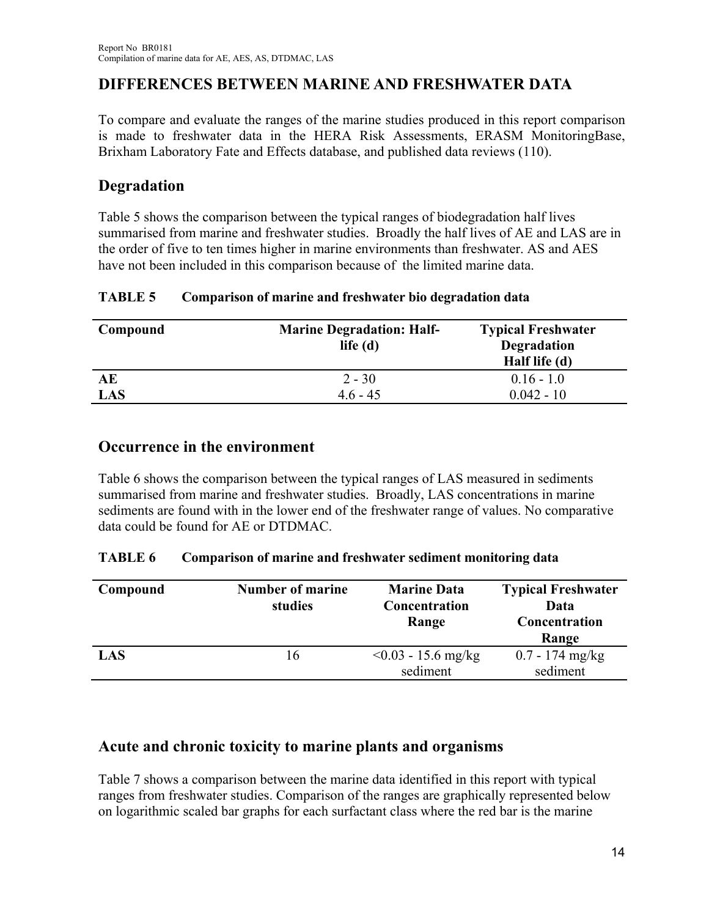## DIFFERENCES BETWEEN MARINE AND FRESHWATER DATA

To compare and evaluate the ranges of the marine studies produced in this report comparison is made to freshwater data in the HERA Risk Assessments, ERASM MonitoringBase, Brixham Laboratory Fate and Effects database, and published data reviews (110).

### Degradation

Table 5 shows the comparison between the typical ranges of biodegradation half lives summarised from marine and freshwater studies. Broadly the half lives of AE and LAS are in the order of five to ten times higher in marine environments than freshwater. AS and AES have not been included in this comparison because of the limited marine data.

**TABLE 5 Comparison of marine and freshwater bio degradation data**

| Compound | Marine Degradation: Half-life (d) | Typical Freshwater Degradation Half life (d) |
|---|---|---|
| **AE** | 2 - 30 | 0.16 - 1.0 |
| **LAS** | 4.6 - 45 | 0.042 - 10 |

### Occurrence in the environment

Table 6 shows the comparison between the typical ranges of LAS measured in sediments summarised from marine and freshwater studies. Broadly, LAS concentrations in marine sediments are found with in the lower end of the freshwater range of values. No comparative data could be found for AE or DTDMAC.

**TABLE 6 Comparison of marine and freshwater sediment monitoring data**

| Compound | Number of marine studies | Marine Data Concentration Range | Typical Freshwater Data Concentration Range |
|---|---|---|---|
| **LAS** | 16 | <0.03 - 15.6 mg/kg sediment | 0.7 - 174 mg/kg sediment |

### Acute and chronic toxicity to marine plants and organisms

Table 7 shows a comparison between the marine data identified in this report with typical ranges from freshwater studies. Comparison of the ranges are graphically represented below on logarithmic scaled bar graphs for each surfactant class where the red bar is the marine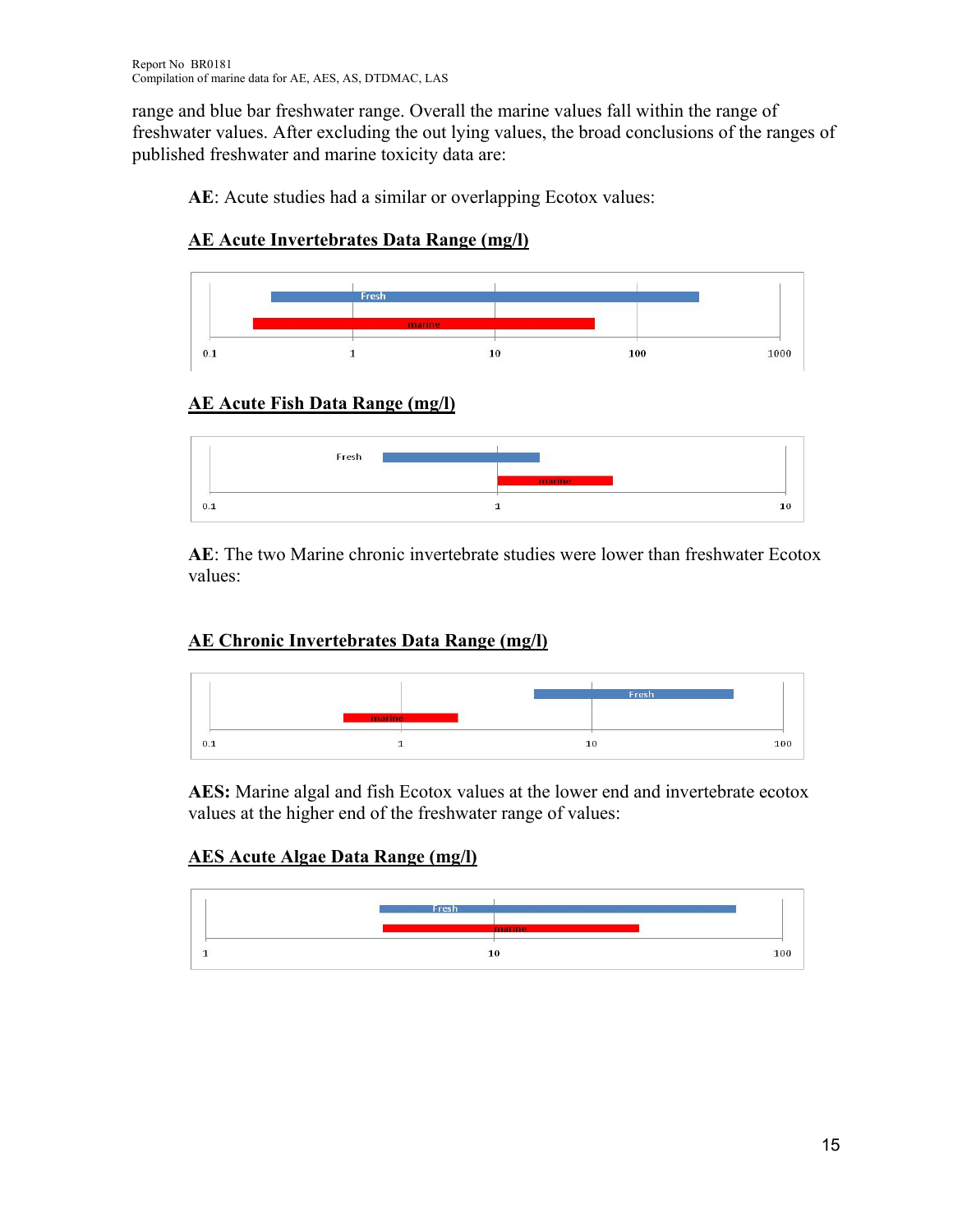range and blue bar freshwater range. Overall the marine values fall within the range of freshwater values. After excluding the out lying values, the broad conclusions of the ranges of published freshwater and marine toxicity data are:

**AE**: Acute studies had a similar or overlapping Ecotox values:

**AE Acute Invertebrates Data Range (mg/l)**

Fresh

marine

0.1 1 10 100 1000

**AE Acute Fish Data Range (mg/l)**

Fresh

marine

0.1 1 10

**AE**: The two Marine chronic invertebrate studies were lower than freshwater Ecotox values:

**AE Chronic Invertebrates Data Range (mg/l)**

Fresh

marine

0.1 1 10 100

**AES:** Marine algal and fish Ecotox values at the lower end and invertebrate ecotox values at the higher end of the freshwater range of values:

**AES Acute Algae Data Range (mg/l)**

Fresh

marine

1 10 100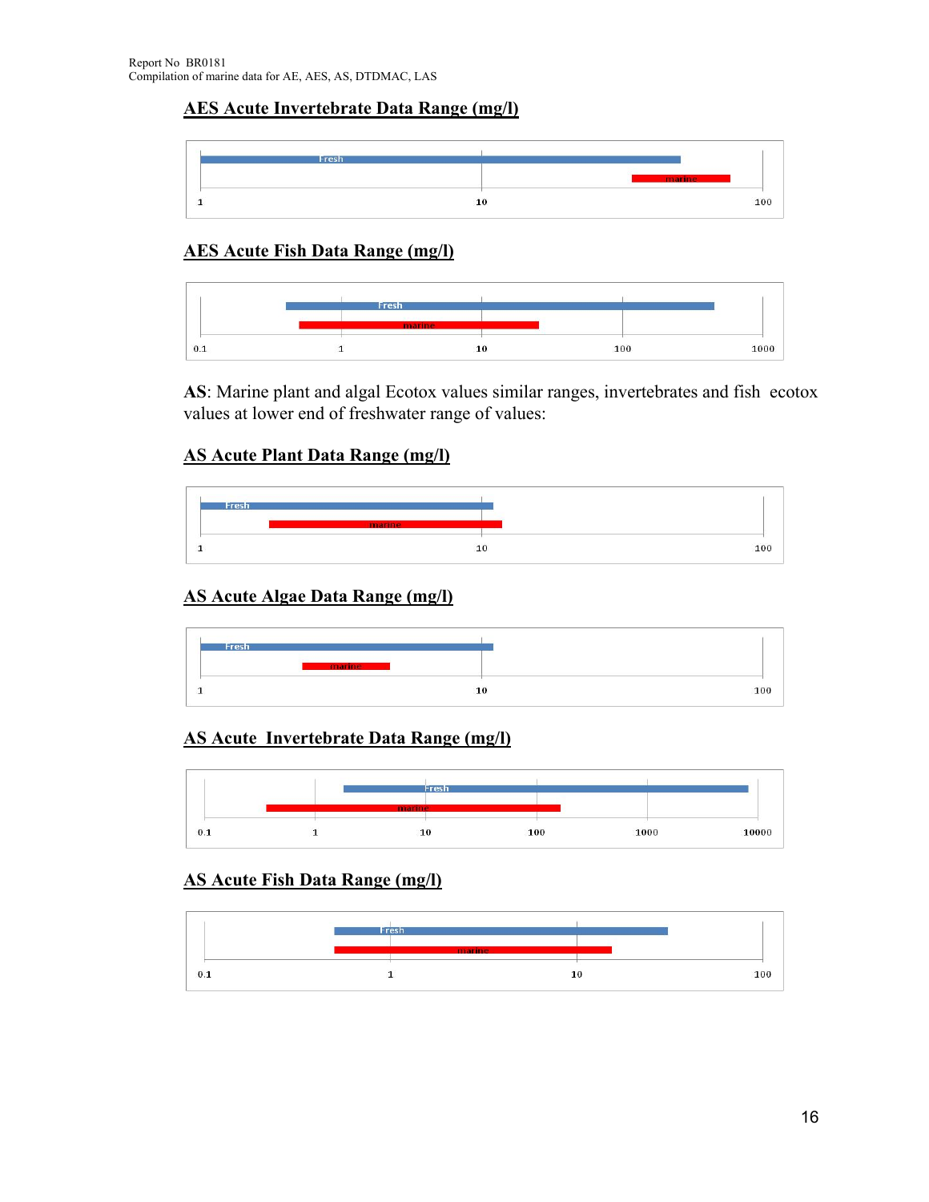## AES Acute Invertebrate Data Range (mg/l)

Fresh

marine

1 10 100

## AES Acute Fish Data Range (mg/l)

Fresh

marine

0.1 1 10 100 1000

**AS**: Marine plant and algal Ecotox values similar ranges, invertebrates and fish ecotox values at lower end of freshwater range of values:

## AS Acute Plant Data Range (mg/l)

Fresh

marine

1 10 100

## AS Acute Algae Data Range (mg/l)

Fresh

marine

1 10 100

## AS Acute Invertebrate Data Range (mg/l)

Fresh

marine

0.1 1 10 100 1000 10000

## AS Acute Fish Data Range (mg/l)

Fresh

marine

0.1 1 10 100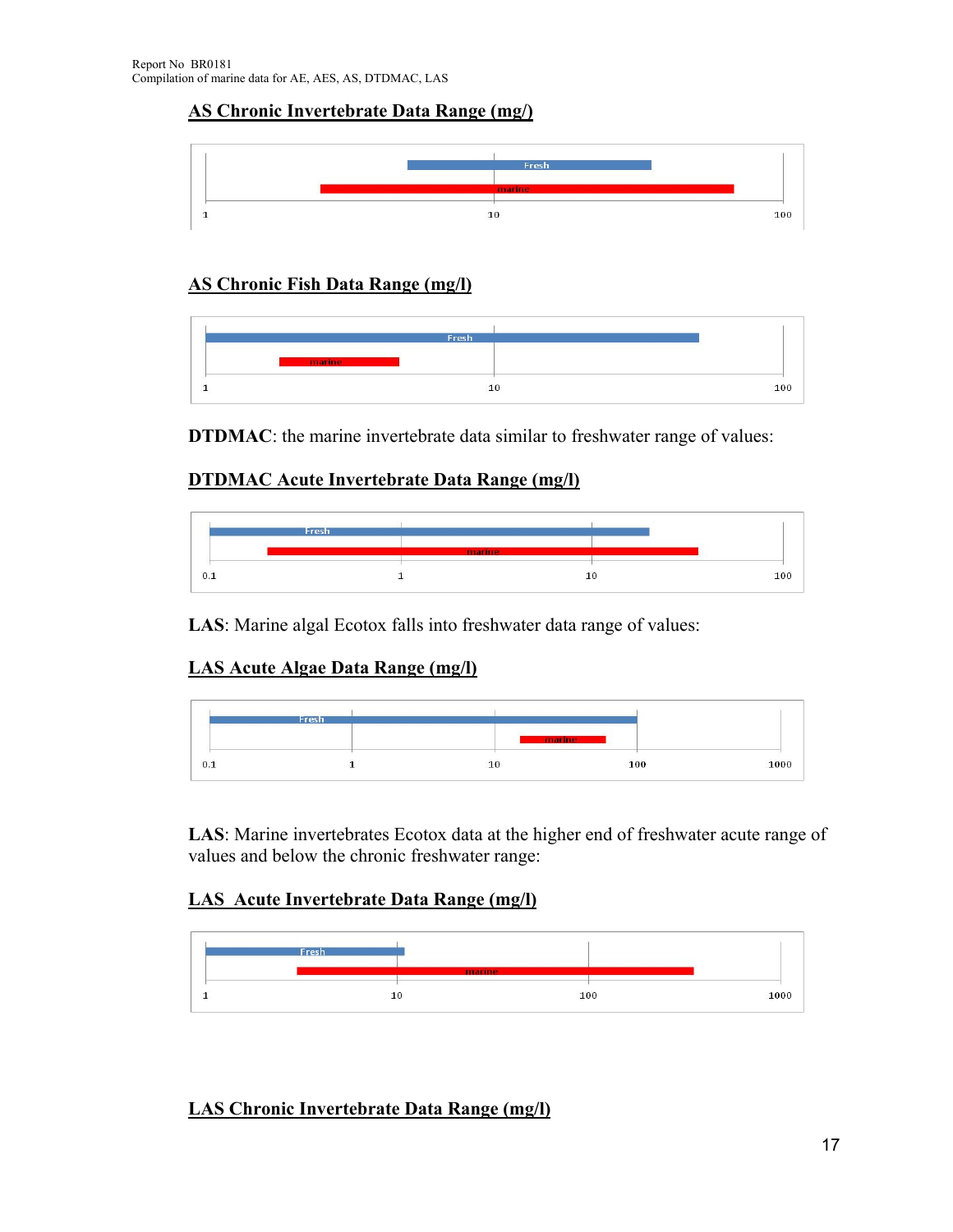## AS Chronic Invertebrate Data Range (mg/)

Fresh

marine

1 10 100

## AS Chronic Fish Data Range (mg/l)

Fresh

marine

1 10 100

**DTDMAC**: the marine invertebrate data similar to freshwater range of values:

## DTDMAC Acute Invertebrate Data Range (mg/l)

Fresh

marine

0.1 1 10 100

**LAS**: Marine algal Ecotox falls into freshwater data range of values:

## LAS Acute Algae Data Range (mg/l)

Fresh

marine

0.1 1 10 100 1000

**LAS**: Marine invertebrates Ecotox data at the higher end of freshwater acute range of values and below the chronic freshwater range:

## LAS  Acute Invertebrate Data Range (mg/l)

Fresh

marine

1 10 100 1000

## LAS Chronic Invertebrate Data Range (mg/l)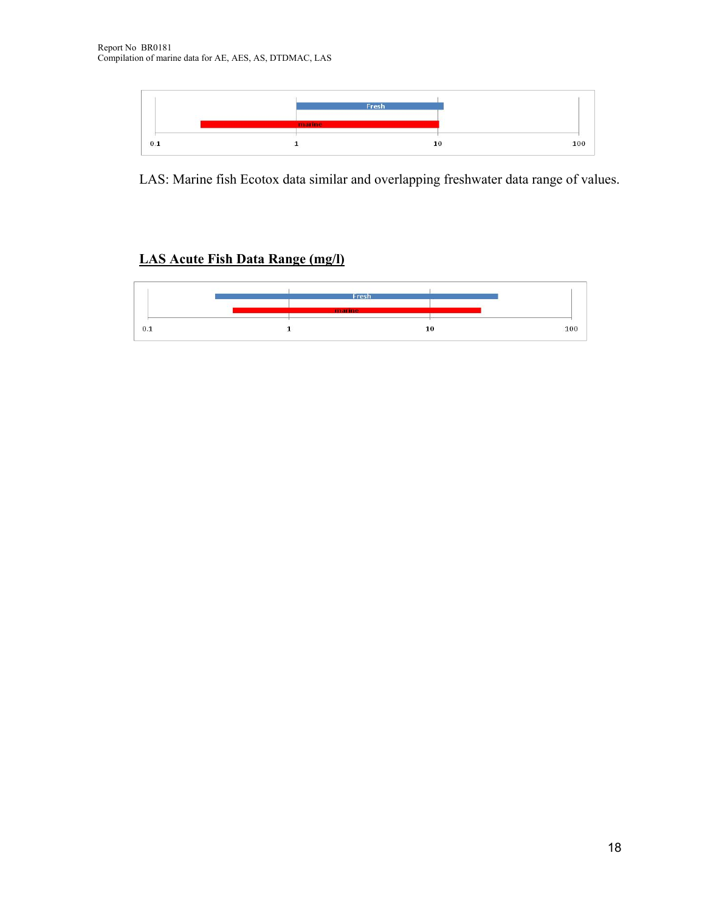LAS: Marine fish Ecotox data similar and overlapping freshwater data range of values.

**LAS Acute Fish Data Range (mg/l)**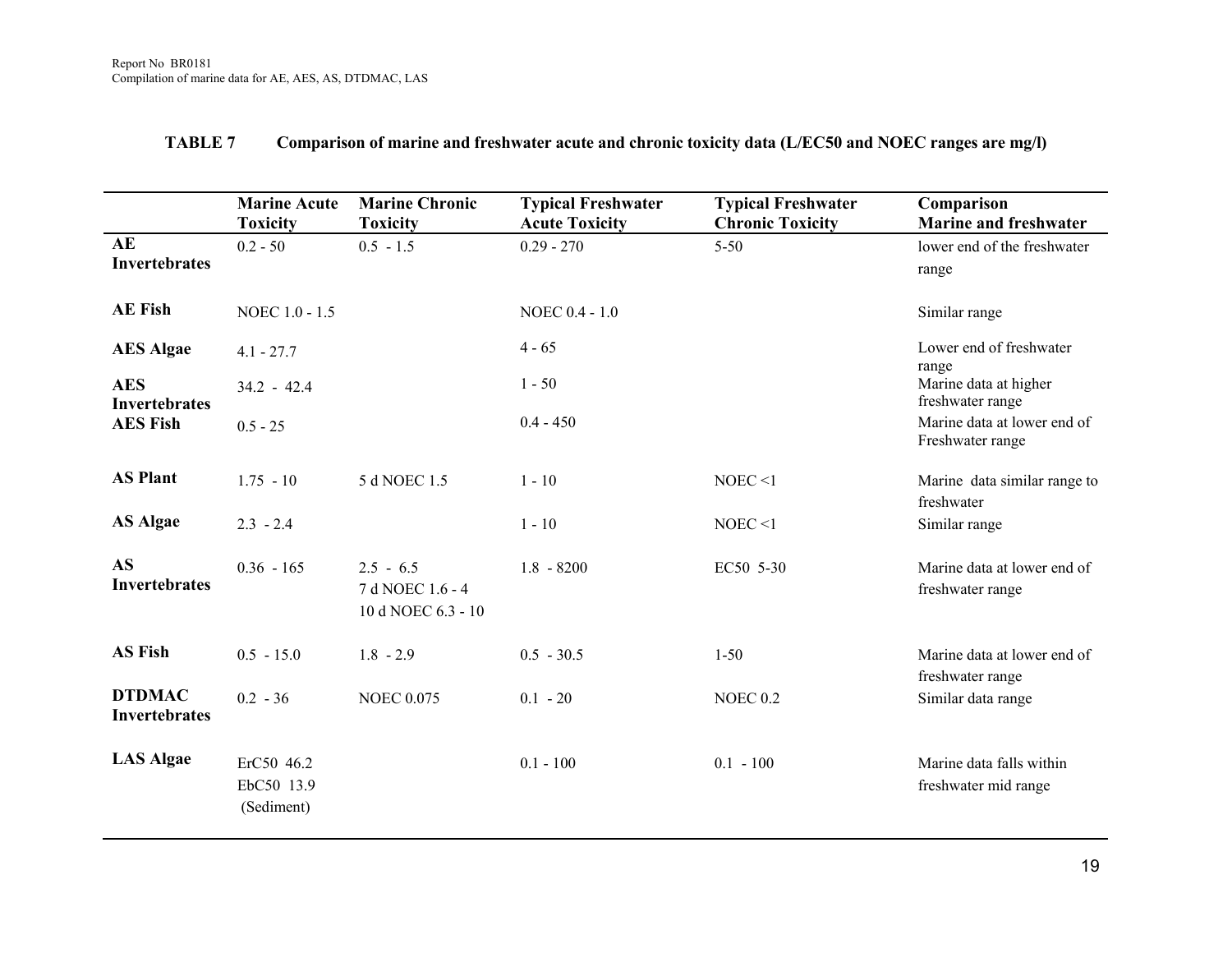**TABLE 7 Comparison of marine and freshwater acute and chronic toxicity data (L/EC50 and NOEC ranges are mg/l)**

| | Marine Acute Toxicity | Marine Chronic Toxicity | Typical Freshwater Acute Toxicity | Typical Freshwater Chronic Toxicity | Comparison Marine and freshwater |
|---|---|---|---|---|---|
| **AE Invertebrates** | 0.2 - 50 | 0.5 - 1.5 | 0.29 - 270 | 5-50 | lower end of the freshwater range |
| **AE Fish** | NOEC 1.0 - 1.5 | | NOEC 0.4 - 1.0 | | Similar range |
| **AES Algae** | 4.1 - 27.7 | | 4 - 65 | | Lower end of freshwater range |
| **AES Invertebrates** | 34.2 - 42.4 | | 1 - 50 | | Marine data at higher freshwater range |
| **AES Fish** | 0.5 - 25 | | 0.4 - 450 | | Marine data at lower end of Freshwater range |
| **AS Plant** | 1.75 - 10 | 5 d NOEC 1.5 | 1 - 10 | NOEC <1 | Marine data similar range to freshwater |
| **AS Algae** | 2.3 - 2.4 | | 1 - 10 | NOEC <1 | Similar range |
| **AS Invertebrates** | 0.36 - 165 | 2.5 - 6.5<br>7 d NOEC 1.6 - 4<br>10 d NOEC 6.3 - 10 | 1.8 - 8200 | EC50 5-30 | Marine data at lower end of freshwater range |
| **AS Fish** | 0.5 - 15.0 | 1.8 - 2.9 | 0.5 - 30.5 | 1-50 | Marine data at lower end of freshwater range |
| **DTDMAC Invertebrates** | 0.2 - 36 | NOEC 0.075 | 0.1 - 20 | NOEC 0.2 | Similar data range |
| **LAS Algae** | ErC50 46.2<br>EbC50 13.9<br>(Sediment) | | 0.1 - 100 | 0.1 - 100 | Marine data falls within freshwater mid range |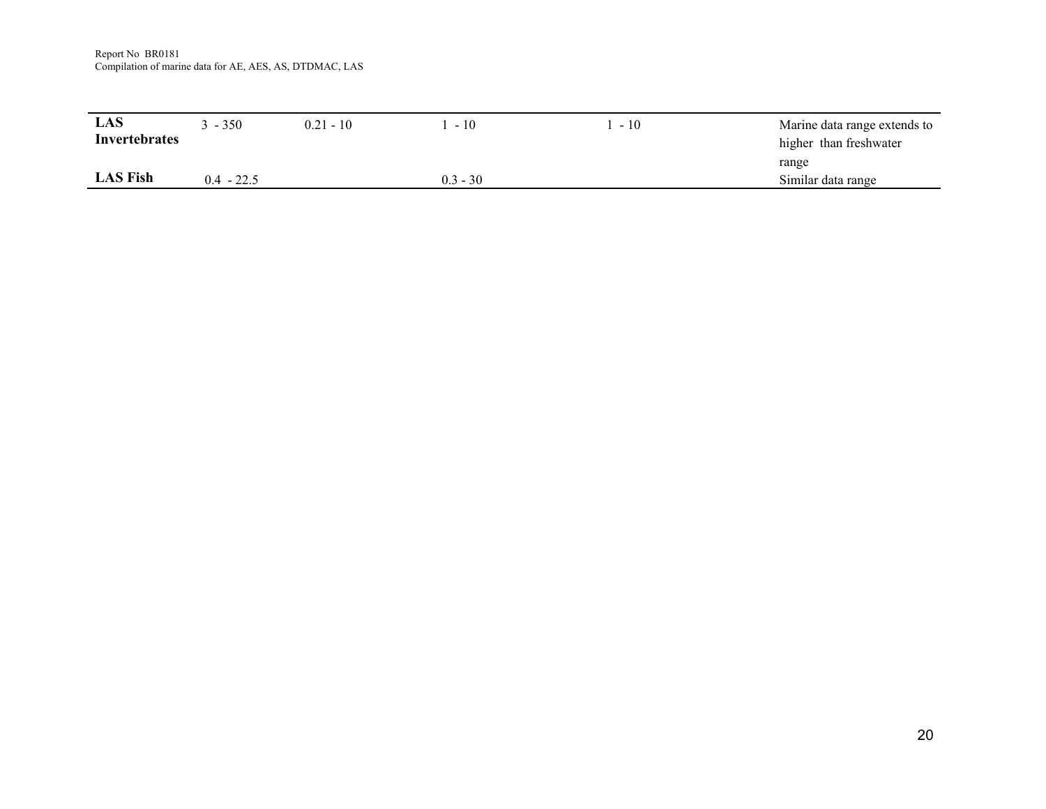| | | | | | |
|---|---|---|---|---|---|
| **LAS Invertebrates** | 3 - 350 | 0.21 - 10 | 1 - 10 | 1 - 10 | Marine data range extends to higher than freshwater range |
| **LAS Fish** | 0.4 - 22.5 | | 0.3 - 30 | | Similar data range |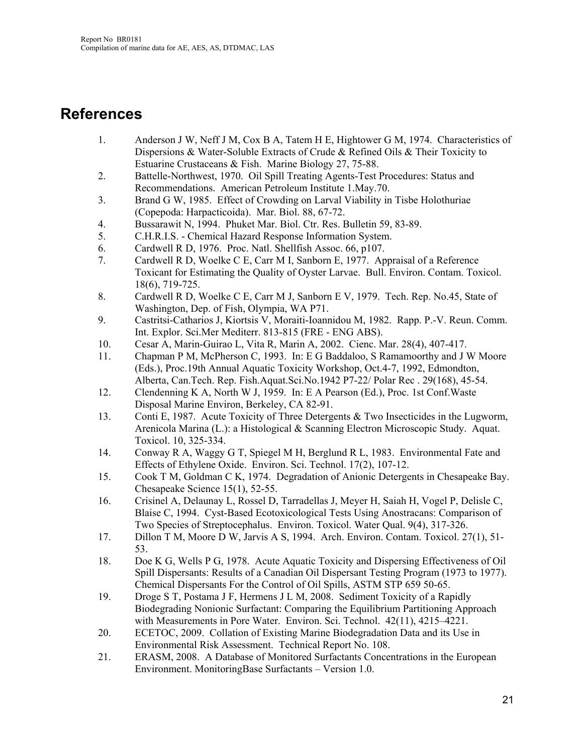# References

1. Anderson J W, Neff J M, Cox B A, Tatem H E, Hightower G M, 1974. Characteristics of Dispersions & Water-Soluble Extracts of Crude & Refined Oils & Their Toxicity to Estuarine Crustaceans & Fish. Marine Biology 27, 75-88.
2. Battelle-Northwest, 1970. Oil Spill Treating Agents-Test Procedures: Status and Recommendations. American Petroleum Institute 1.May.70.
3. Brand G W, 1985. Effect of Crowding on Larval Viability in Tisbe Holothuriae (Copepoda: Harpacticoida). Mar. Biol. 88, 67-72.
4. Bussarawit N, 1994. Phuket Mar. Biol. Ctr. Res. Bulletin 59, 83-89.
5. C.H.R.I.S. - Chemical Hazard Response Information System.
6. Cardwell R D, 1976. Proc. Natl. Shellfish Assoc. 66, p107.
7. Cardwell R D, Woelke C E, Carr M I, Sanborn E, 1977. Appraisal of a Reference Toxicant for Estimating the Quality of Oyster Larvae. Bull. Environ. Contam. Toxicol. 18(6), 719-725.
8. Cardwell R D, Woelke C E, Carr M J, Sanborn E V, 1979. Tech. Rep. No.45, State of Washington, Dep. of Fish, Olympia, WA P71.
9. Castritsi-Catharios J, Kiortsis V, Moraiti-Ioannidou M, 1982. Rapp. P.-V. Reun. Comm. Int. Explor. Sci.Mer Mediterr. 813-815 (FRE - ENG ABS).
10. Cesar A, Marin-Guirao L, Vita R, Marin A, 2002. Cienc. Mar. 28(4), 407-417.
11. Chapman P M, McPherson C, 1993. In: E G Baddaloo, S Ramamoorthy and J W Moore (Eds.), Proc.19th Annual Aquatic Toxicity Workshop, Oct.4-7, 1992, Edmondton, Alberta, Can.Tech. Rep. Fish.Aquat.Sci.No.1942 P7-22/ Polar Rec . 29(168), 45-54.
12. Clendenning K A, North W J, 1959. In: E A Pearson (Ed.), Proc. 1st Conf.Waste Disposal Marine Environ, Berkeley, CA 82-91.
13. Conti E, 1987. Acute Toxicity of Three Detergents & Two Insecticides in the Lugworm, Arenicola Marina (L.): a Histological & Scanning Electron Microscopic Study. Aquat. Toxicol. 10, 325-334.
14. Conway R A, Waggy G T, Spiegel M H, Berglund R L, 1983. Environmental Fate and Effects of Ethylene Oxide. Environ. Sci. Technol. 17(2), 107-12.
15. Cook T M, Goldman C K, 1974. Degradation of Anionic Detergents in Chesapeake Bay. Chesapeake Science 15(1), 52-55.
16. Crisinel A, Delaunay L, Rossel D, Tarradellas J, Meyer H, Saiah H, Vogel P, Delisle C, Blaise C, 1994. Cyst-Based Ecotoxicological Tests Using Anostracans: Comparison of Two Species of Streptocephalus. Environ. Toxicol. Water Qual. 9(4), 317-326.
17. Dillon T M, Moore D W, Jarvis A S, 1994. Arch. Environ. Contam. Toxicol. 27(1), 51-53.
18. Doe K G, Wells P G, 1978. Acute Aquatic Toxicity and Dispersing Effectiveness of Oil Spill Dispersants: Results of a Canadian Oil Dispersant Testing Program (1973 to 1977). Chemical Dispersants For the Control of Oil Spills, ASTM STP 659 50-65.
19. Droge S T, Postama J F, Hermens J L M, 2008. Sediment Toxicity of a Rapidly Biodegrading Nonionic Surfactant: Comparing the Equilibrium Partitioning Approach with Measurements in Pore Water. Environ. Sci. Technol. 42(11), 4215–4221.
20. ECETOC, 2009. Collation of Existing Marine Biodegradation Data and its Use in Environmental Risk Assessment. Technical Report No. 108.
21. ERASM, 2008. A Database of Monitored Surfactants Concentrations in the European Environment. MonitoringBase Surfactants – Version 1.0.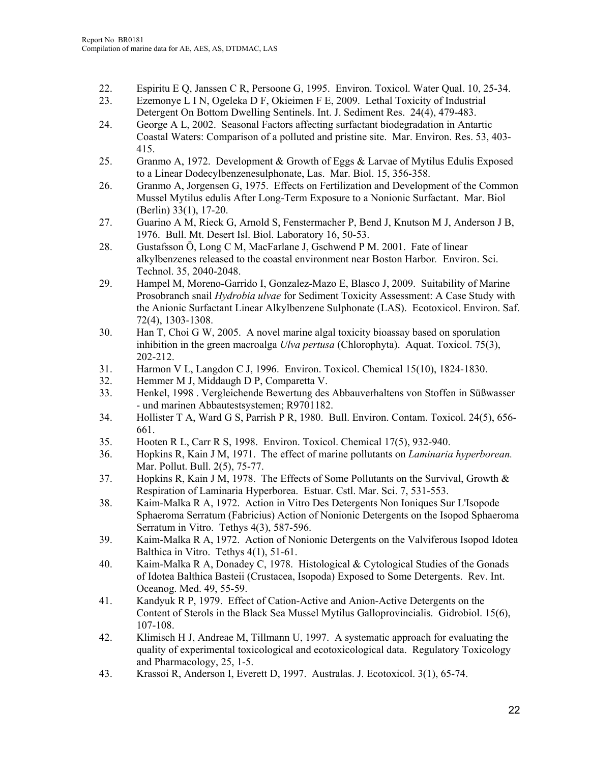22. Espiritu E Q, Janssen C R, Persoone G, 1995. Environ. Toxicol. Water Qual. 10, 25-34.
23. Ezemonye L I N, Ogeleka D F, Okieimen F E, 2009. Lethal Toxicity of Industrial Detergent On Bottom Dwelling Sentinels. Int. J. Sediment Res. 24(4), 479-483.
24. George A L, 2002. Seasonal Factors affecting surfactant biodegradation in Antartic Coastal Waters: Comparison of a polluted and pristine site. Mar. Environ. Res. 53, 403-415.
25. Granmo A, 1972. Development & Growth of Eggs & Larvae of Mytilus Edulis Exposed to a Linear Dodecylbenzenesulphonate, Las. Mar. Biol. 15, 356-358.
26. Granmo A, Jorgensen G, 1975. Effects on Fertilization and Development of the Common Mussel Mytilus edulis After Long-Term Exposure to a Nonionic Surfactant. Mar. Biol (Berlin) 33(1), 17-20.
27. Guarino A M, Rieck G, Arnold S, Fenstermacher P, Bend J, Knutson M J, Anderson J B, 1976. Bull. Mt. Desert Isl. Biol. Laboratory 16, 50-53.
28. Gustafsson Ö, Long C M, MacFarlane J, Gschwend P M. 2001. Fate of linear alkylbenzenes released to the coastal environment near Boston Harbor. Environ. Sci. Technol. 35, 2040-2048.
29. Hampel M, Moreno-Garrido I, Gonzalez-Mazo E, Blasco J, 2009. Suitability of Marine Prosobranch snail *Hydrobia ulvae* for Sediment Toxicity Assessment: A Case Study with the Anionic Surfactant Linear Alkylbenzene Sulphonate (LAS). Ecotoxicol. Environ. Saf. 72(4), 1303-1308.
30. Han T, Choi G W, 2005. A novel marine algal toxicity bioassay based on sporulation inhibition in the green macroalga *Ulva pertusa* (Chlorophyta). Aquat. Toxicol. 75(3), 202-212.
31. Harmon V L, Langdon C J, 1996. Environ. Toxicol. Chemical 15(10), 1824-1830.
32. Hemmer M J, Middaugh D P, Comparetta V.
33. Henkel, 1998 . Vergleichende Bewertung des Abbauverhaltens von Stoffen in Süßwasser - und marinen Abbautestsystemen; R9701182.
34. Hollister T A, Ward G S, Parrish P R, 1980. Bull. Environ. Contam. Toxicol. 24(5), 656-661.
35. Hooten R L, Carr R S, 1998. Environ. Toxicol. Chemical 17(5), 932-940.
36. Hopkins R, Kain J M, 1971. The effect of marine pollutants on *Laminaria hyperborean.* Mar. Pollut. Bull. 2(5), 75-77.
37. Hopkins R, Kain J M, 1978. The Effects of Some Pollutants on the Survival, Growth & Respiration of Laminaria Hyperborea. Estuar. Cstl. Mar. Sci. 7, 531-553.
38. Kaim-Malka R A, 1972. Action in Vitro Des Detergents Non Ioniques Sur L'Isopode Sphaeroma Serratum (Fabricius) Action of Nonionic Detergents on the Isopod Sphaeroma Serratum in Vitro. Tethys 4(3), 587-596.
39. Kaim-Malka R A, 1972. Action of Nonionic Detergents on the Valviferous Isopod Idotea Balthica in Vitro. Tethys 4(1), 51-61.
40. Kaim-Malka R A, Donadey C, 1978. Histological & Cytological Studies of the Gonads of Idotea Balthica Basteii (Crustacea, Isopoda) Exposed to Some Detergents. Rev. Int. Oceanog. Med. 49, 55-59.
41. Kandyuk R P, 1979. Effect of Cation-Active and Anion-Active Detergents on the Content of Sterols in the Black Sea Mussel Mytilus Galloprovincialis. Gidrobiol. 15(6), 107-108.
42. Klimisch H J, Andreae M, Tillmann U, 1997. A systematic approach for evaluating the quality of experimental toxicological and ecotoxicological data. Regulatory Toxicology and Pharmacology, 25, 1-5.
43. Krassoi R, Anderson I, Everett D, 1997. Australas. J. Ecotoxicol. 3(1), 65-74.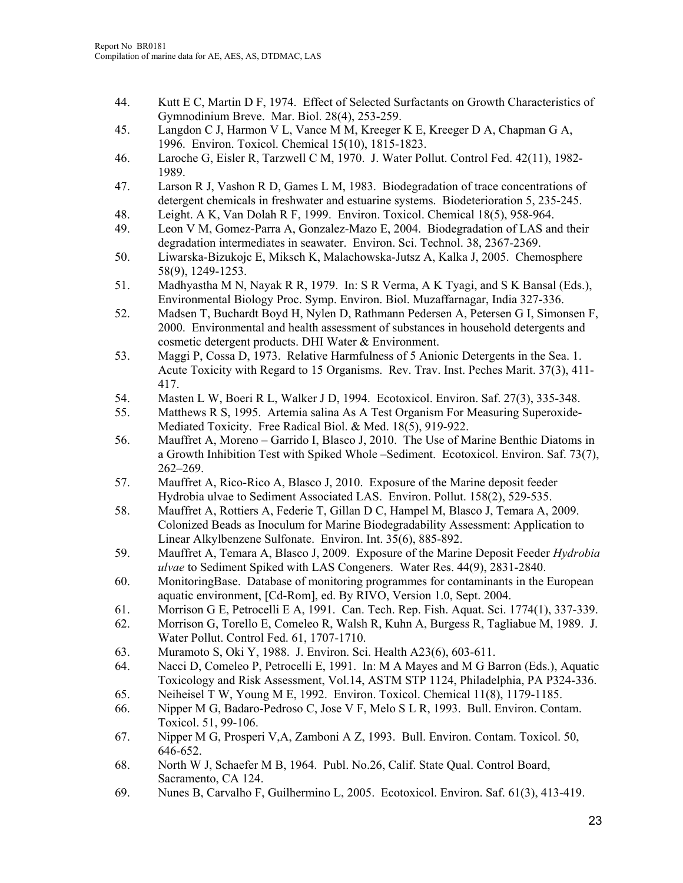44. Kutt E C, Martin D F, 1974. Effect of Selected Surfactants on Growth Characteristics of Gymnodinium Breve. Mar. Biol. 28(4), 253-259.
45. Langdon C J, Harmon V L, Vance M M, Kreeger K E, Kreeger D A, Chapman G A, 1996. Environ. Toxicol. Chemical 15(10), 1815-1823.
46. Laroche G, Eisler R, Tarzwell C M, 1970. J. Water Pollut. Control Fed. 42(11), 1982-1989.
47. Larson R J, Vashon R D, Games L M, 1983. Biodegradation of trace concentrations of detergent chemicals in freshwater and estuarine systems. Biodeterioration 5, 235-245.
48. Leight. A K, Van Dolah R F, 1999. Environ. Toxicol. Chemical 18(5), 958-964.
49. Leon V M, Gomez-Parra A, Gonzalez-Mazo E, 2004. Biodegradation of LAS and their degradation intermediates in seawater. Environ. Sci. Technol. 38, 2367-2369.
50. Liwarska-Bizukojc E, Miksch K, Malachowska-Jutsz A, Kalka J, 2005. Chemosphere 58(9), 1249-1253.
51. Madhyastha M N, Nayak R R, 1979. In: S R Verma, A K Tyagi, and S K Bansal (Eds.), Environmental Biology Proc. Symp. Environ. Biol. Muzaffarnagar, India 327-336.
52. Madsen T, Buchardt Boyd H, Nylen D, Rathmann Pedersen A, Petersen G I, Simonsen F, 2000. Environmental and health assessment of substances in household detergents and cosmetic detergent products. DHI Water & Environment.
53. Maggi P, Cossa D, 1973. Relative Harmfulness of 5 Anionic Detergents in the Sea. 1. Acute Toxicity with Regard to 15 Organisms. Rev. Trav. Inst. Peches Marit. 37(3), 411-417.
54. Masten L W, Boeri R L, Walker J D, 1994. Ecotoxicol. Environ. Saf. 27(3), 335-348.
55. Matthews R S, 1995. Artemia salina As A Test Organism For Measuring Superoxide-Mediated Toxicity. Free Radical Biol. & Med. 18(5), 919-922.
56. Mauffret A, Moreno – Garrido I, Blasco J, 2010. The Use of Marine Benthic Diatoms in a Growth Inhibition Test with Spiked Whole –Sediment. Ecotoxicol. Environ. Saf. 73(7), 262–269.
57. Mauffret A, Rico-Rico A, Blasco J, 2010. Exposure of the Marine deposit feeder Hydrobia ulvae to Sediment Associated LAS. Environ. Pollut. 158(2), 529-535.
58. Mauffret A, Rottiers A, Federie T, Gillan D C, Hampel M, Blasco J, Temara A, 2009. Colonized Beads as Inoculum for Marine Biodegradability Assessment: Application to Linear Alkylbenzene Sulfonate. Environ. Int. 35(6), 885-892.
59. Mauffret A, Temara A, Blasco J, 2009. Exposure of the Marine Deposit Feeder *Hydrobia ulvae* to Sediment Spiked with LAS Congeners. Water Res. 44(9), 2831-2840.
60. MonitoringBase. Database of monitoring programmes for contaminants in the European aquatic environment, [Cd-Rom], ed. By RIVO, Version 1.0, Sept. 2004.
61. Morrison G E, Petrocelli E A, 1991. Can. Tech. Rep. Fish. Aquat. Sci. 1774(1), 337-339.
62. Morrison G, Torello E, Comeleo R, Walsh R, Kuhn A, Burgess R, Tagliabue M, 1989. J. Water Pollut. Control Fed. 61, 1707-1710.
63. Muramoto S, Oki Y, 1988. J. Environ. Sci. Health A23(6), 603-611.
64. Nacci D, Comeleo P, Petrocelli E, 1991. In: M A Mayes and M G Barron (Eds.), Aquatic Toxicology and Risk Assessment, Vol.14, ASTM STP 1124, Philadelphia, PA P324-336.
65. Neiheisel T W, Young M E, 1992. Environ. Toxicol. Chemical 11(8), 1179-1185.
66. Nipper M G, Badaro-Pedroso C, Jose V F, Melo S L R, 1993. Bull. Environ. Contam. Toxicol. 51, 99-106.
67. Nipper M G, Prosperi V,A, Zamboni A Z, 1993. Bull. Environ. Contam. Toxicol. 50, 646-652.
68. North W J, Schaefer M B, 1964. Publ. No.26, Calif. State Qual. Control Board, Sacramento, CA 124.
69. Nunes B, Carvalho F, Guilhermino L, 2005. Ecotoxicol. Environ. Saf. 61(3), 413-419.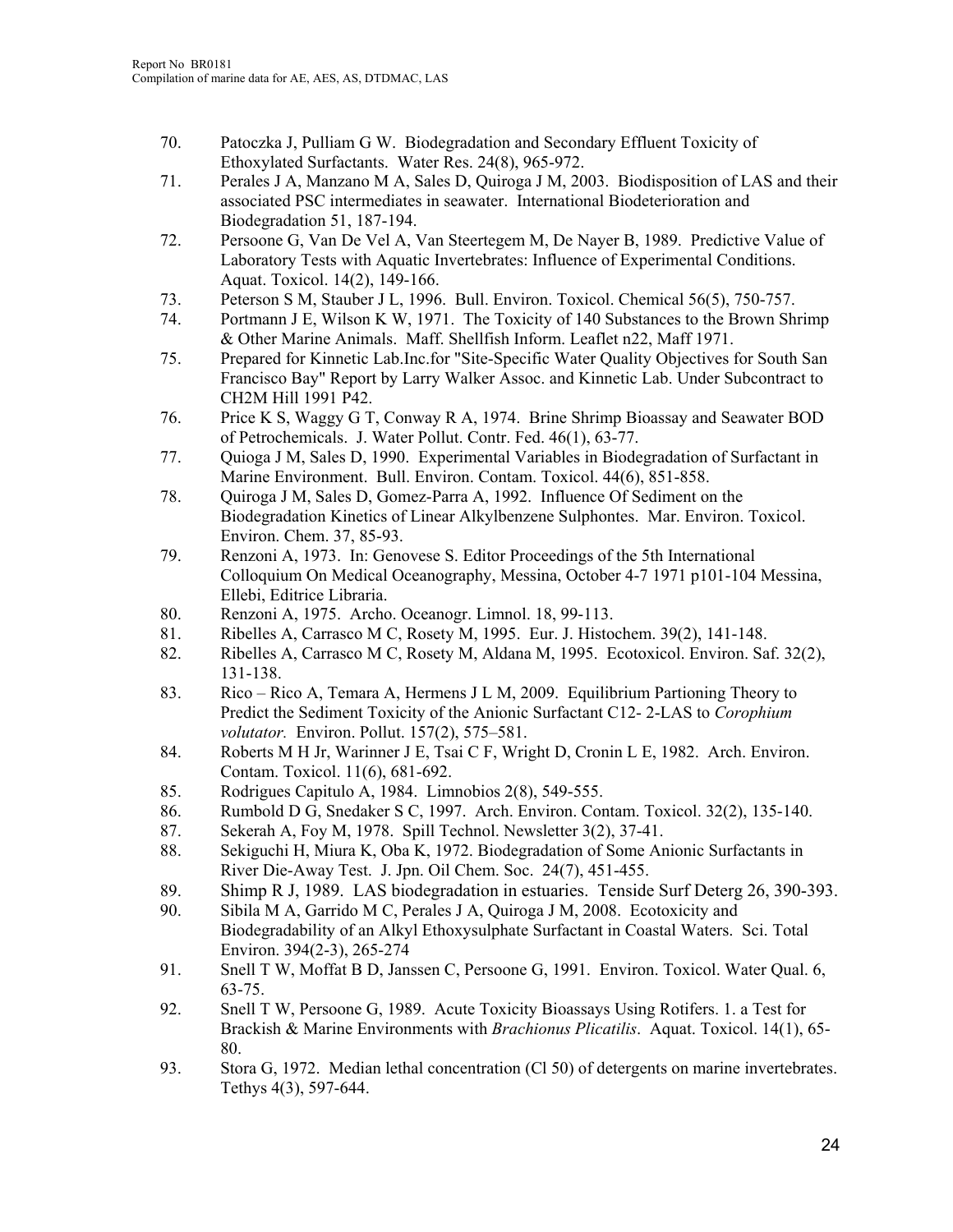70. Patoczka J, Pulliam G W. Biodegradation and Secondary Effluent Toxicity of Ethoxylated Surfactants. Water Res. 24(8), 965-972.
71. Perales J A, Manzano M A, Sales D, Quiroga J M, 2003. Biodisposition of LAS and their associated PSC intermediates in seawater. International Biodeterioration and Biodegradation 51, 187-194.
72. Persoone G, Van De Vel A, Van Steertegem M, De Nayer B, 1989. Predictive Value of Laboratory Tests with Aquatic Invertebrates: Influence of Experimental Conditions. Aquat. Toxicol. 14(2), 149-166.
73. Peterson S M, Stauber J L, 1996. Bull. Environ. Toxicol. Chemical 56(5), 750-757.
74. Portmann J E, Wilson K W, 1971. The Toxicity of 140 Substances to the Brown Shrimp & Other Marine Animals. Maff. Shellfish Inform. Leaflet n22, Maff 1971.
75. Prepared for Kinnetic Lab.Inc.for "Site-Specific Water Quality Objectives for South San Francisco Bay" Report by Larry Walker Assoc. and Kinnetic Lab. Under Subcontract to CH2M Hill 1991 P42.
76. Price K S, Waggy G T, Conway R A, 1974. Brine Shrimp Bioassay and Seawater BOD of Petrochemicals. J. Water Pollut. Contr. Fed. 46(1), 63-77.
77. Quioga J M, Sales D, 1990. Experimental Variables in Biodegradation of Surfactant in Marine Environment. Bull. Environ. Contam. Toxicol. 44(6), 851-858.
78. Quiroga J M, Sales D, Gomez-Parra A, 1992. Influence Of Sediment on the Biodegradation Kinetics of Linear Alkylbenzene Sulphontes. Mar. Environ. Toxicol. Environ. Chem. 37, 85-93.
79. Renzoni A, 1973. In: Genovese S. Editor Proceedings of the 5th International Colloquium On Medical Oceanography, Messina, October 4-7 1971 p101-104 Messina, Ellebi, Editrice Libraria.
80. Renzoni A, 1975. Archo. Oceanogr. Limnol. 18, 99-113.
81. Ribelles A, Carrasco M C, Rosety M, 1995. Eur. J. Histochem. 39(2), 141-148.
82. Ribelles A, Carrasco M C, Rosety M, Aldana M, 1995. Ecotoxicol. Environ. Saf. 32(2), 131-138.
83. Rico – Rico A, Temara A, Hermens J L M, 2009. Equilibrium Partioning Theory to Predict the Sediment Toxicity of the Anionic Surfactant C12- 2-LAS to *Corophium volutator.* Environ. Pollut. 157(2), 575–581.
84. Roberts M H Jr, Warinner J E, Tsai C F, Wright D, Cronin L E, 1982. Arch. Environ. Contam. Toxicol. 11(6), 681-692.
85. Rodrigues Capitulo A, 1984. Limnobios 2(8), 549-555.
86. Rumbold D G, Snedaker S C, 1997. Arch. Environ. Contam. Toxicol. 32(2), 135-140.
87. Sekerah A, Foy M, 1978. Spill Technol. Newsletter 3(2), 37-41.
88. Sekiguchi H, Miura K, Oba K, 1972. Biodegradation of Some Anionic Surfactants in River Die-Away Test. J. Jpn. Oil Chem. Soc. 24(7), 451-455.
89. Shimp R J, 1989. LAS biodegradation in estuaries. Tenside Surf Deterg 26, 390-393.
90. Sibila M A, Garrido M C, Perales J A, Quiroga J M, 2008. Ecotoxicity and Biodegradability of an Alkyl Ethoxysulphate Surfactant in Coastal Waters. Sci. Total Environ. 394(2-3), 265-274
91. Snell T W, Moffat B D, Janssen C, Persoone G, 1991. Environ. Toxicol. Water Qual. 6, 63-75.
92. Snell T W, Persoone G, 1989. Acute Toxicity Bioassays Using Rotifers. 1. a Test for Brackish & Marine Environments with *Brachionus Plicatilis*. Aquat. Toxicol. 14(1), 65-80.
93. Stora G, 1972. Median lethal concentration (Cl 50) of detergents on marine invertebrates. Tethys 4(3), 597-644.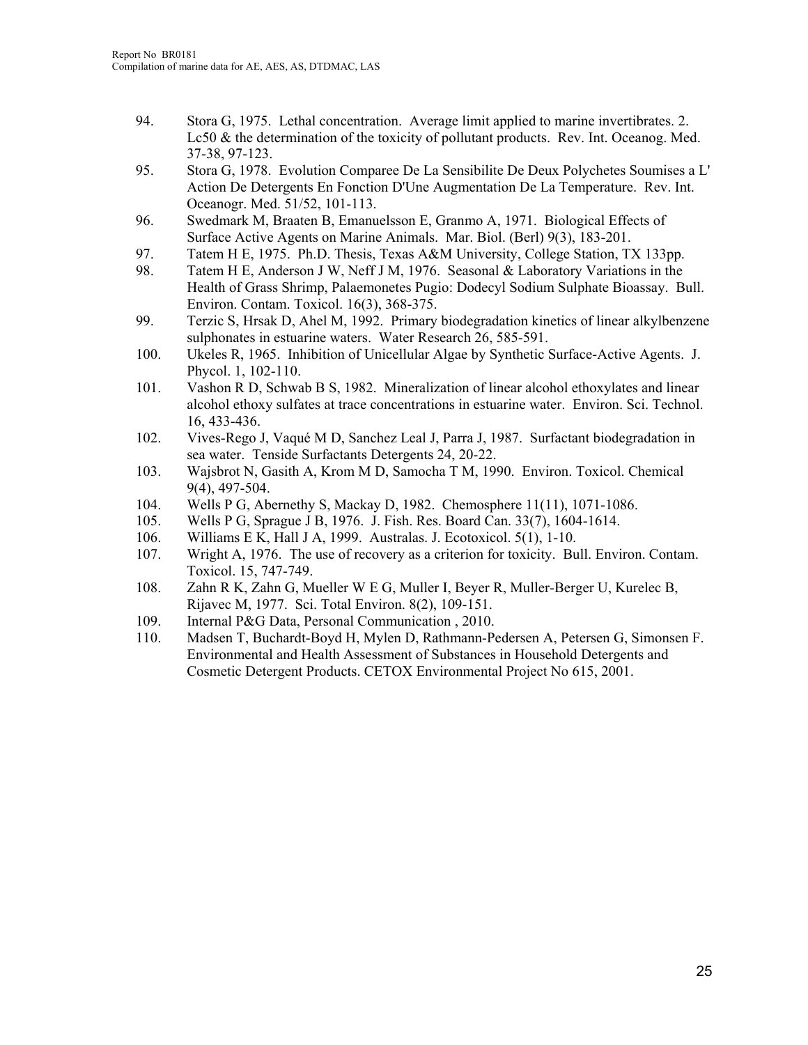94. Stora G, 1975. Lethal concentration. Average limit applied to marine invertibrates. 2. Lc50 & the determination of the toxicity of pollutant products. Rev. Int. Oceanog. Med. 37-38, 97-123.
95. Stora G, 1978. Evolution Comparee De La Sensibilite De Deux Polychetes Soumises a L' Action De Detergents En Fonction D'Une Augmentation De La Temperature. Rev. Int. Oceanogr. Med. 51/52, 101-113.
96. Swedmark M, Braaten B, Emanuelsson E, Granmo A, 1971. Biological Effects of Surface Active Agents on Marine Animals. Mar. Biol. (Berl) 9(3), 183-201.
97. Tatem H E, 1975. Ph.D. Thesis, Texas A&M University, College Station, TX 133pp.
98. Tatem H E, Anderson J W, Neff J M, 1976. Seasonal & Laboratory Variations in the Health of Grass Shrimp, Palaemonetes Pugio: Dodecyl Sodium Sulphate Bioassay. Bull. Environ. Contam. Toxicol. 16(3), 368-375.
99. Terzic S, Hrsak D, Ahel M, 1992. Primary biodegradation kinetics of linear alkylbenzene sulphonates in estuarine waters. Water Research 26, 585-591.
100. Ukeles R, 1965. Inhibition of Unicellular Algae by Synthetic Surface-Active Agents. J. Phycol. 1, 102-110.
101. Vashon R D, Schwab B S, 1982. Mineralization of linear alcohol ethoxylates and linear alcohol ethoxy sulfates at trace concentrations in estuarine water. Environ. Sci. Technol. 16, 433-436.
102. Vives-Rego J, Vaqué M D, Sanchez Leal J, Parra J, 1987. Surfactant biodegradation in sea water. Tenside Surfactants Detergents 24, 20-22.
103. Wajsbrot N, Gasith A, Krom M D, Samocha T M, 1990. Environ. Toxicol. Chemical 9(4), 497-504.
104. Wells P G, Abernethy S, Mackay D, 1982. Chemosphere 11(11), 1071-1086.
105. Wells P G, Sprague J B, 1976. J. Fish. Res. Board Can. 33(7), 1604-1614.
106. Williams E K, Hall J A, 1999. Australas. J. Ecotoxicol. 5(1), 1-10.
107. Wright A, 1976. The use of recovery as a criterion for toxicity. Bull. Environ. Contam. Toxicol. 15, 747-749.
108. Zahn R K, Zahn G, Mueller W E G, Muller I, Beyer R, Muller-Berger U, Kurelec B, Rijavec M, 1977. Sci. Total Environ. 8(2), 109-151.
109. Internal P&G Data, Personal Communication , 2010.
110. Madsen T, Buchardt-Boyd H, Mylen D, Rathmann-Pedersen A, Petersen G, Simonsen F. Environmental and Health Assessment of Substances in Household Detergents and Cosmetic Detergent Products. CETOX Environmental Project No 615, 2001.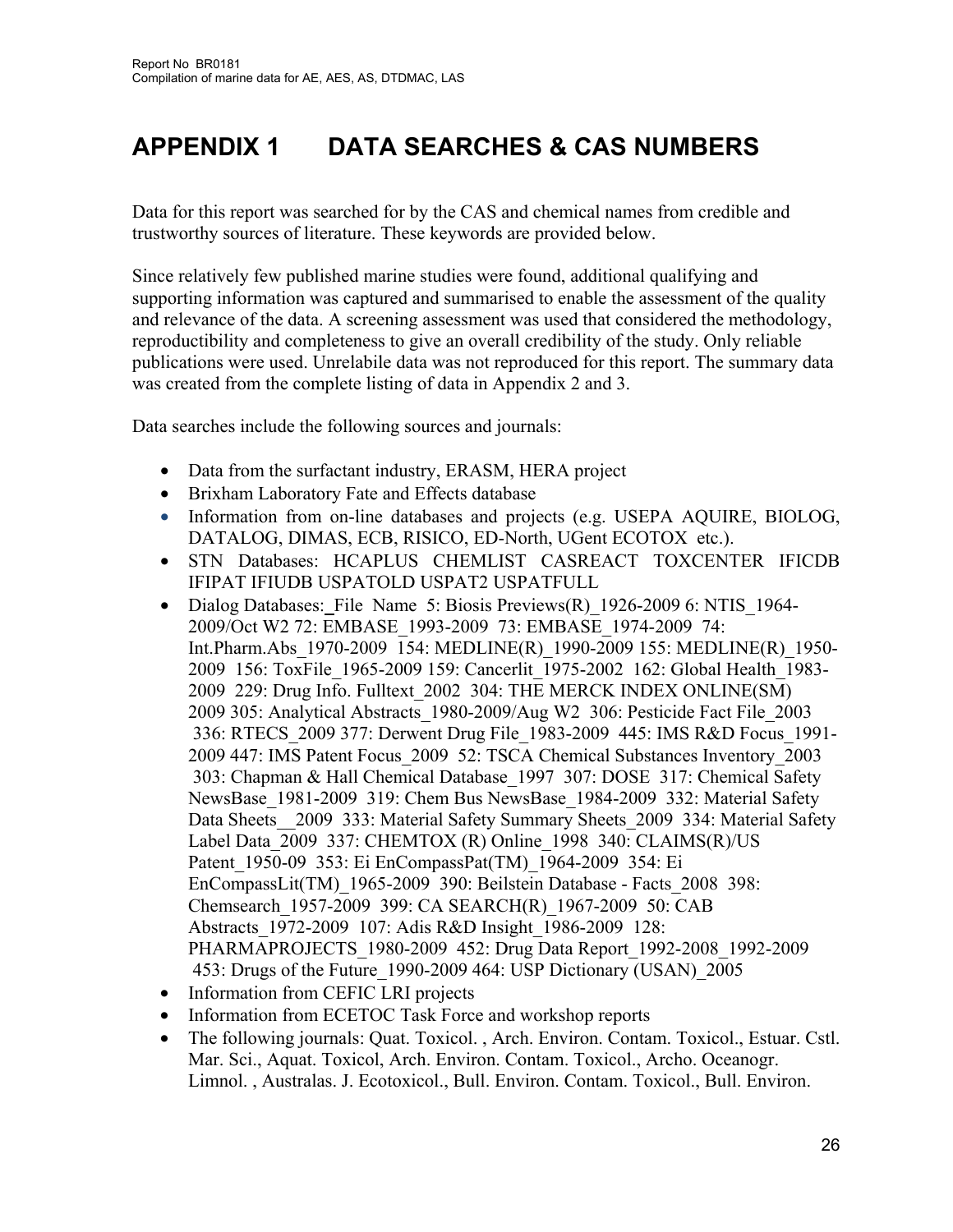# APPENDIX 1 DATA SEARCHES & CAS NUMBERS

Data for this report was searched for by the CAS and chemical names from credible and trustworthy sources of literature. These keywords are provided below.

Since relatively few published marine studies were found, additional qualifying and supporting information was captured and summarised to enable the assessment of the quality and relevance of the data. A screening assessment was used that considered the methodology, reproductibility and completeness to give an overall credibility of the study. Only reliable publications were used. Unrelabile data was not reproduced for this report. The summary data was created from the complete listing of data in Appendix 2 and 3.

Data searches include the following sources and journals:

- Data from the surfactant industry, ERASM, HERA project
- Brixham Laboratory Fate and Effects database
- Information from on-line databases and projects (e.g. USEPA AQUIRE, BIOLOG, DATALOG, DIMAS, ECB, RISICO, ED-North, UGent ECOTOX etc.).
- STN Databases: HCAPLUS CHEMLIST CASREACT TOXCENTER IFICDB IFIPAT IFIUDB USPATOLD USPAT2 USPATFULL
- Dialog Databases: File Name 5: Biosis Previews(R)_1926-2009 6: NTIS_1964-2009/Oct W2 72: EMBASE_1993-2009 73: EMBASE_1974-2009 74: Int.Pharm.Abs_1970-2009 154: MEDLINE(R)_1990-2009 155: MEDLINE(R)_1950-2009 156: ToxFile_1965-2009 159: Cancerlit_1975-2002 162: Global Health_1983-2009 229: Drug Info. Fulltext_2002 304: THE MERCK INDEX ONLINE(SM) 2009 305: Analytical Abstracts_1980-2009/Aug W2 306: Pesticide Fact File_2003 336: RTECS_2009 377: Derwent Drug File_1983-2009 445: IMS R&D Focus_1991-2009 447: IMS Patent Focus_2009 52: TSCA Chemical Substances Inventory_2003 303: Chapman & Hall Chemical Database_1997 307: DOSE 317: Chemical Safety NewsBase_1981-2009 319: Chem Bus NewsBase_1984-2009 332: Material Safety Data Sheets__2009 333: Material Safety Summary Sheets_2009 334: Material Safety Label Data_2009 337: CHEMTOX (R) Online_1998 340: CLAIMS(R)/US Patent_1950-09 353: Ei EnCompassPat(TM)_1964-2009 354: Ei EnCompassLit(TM)_1965-2009 390: Beilstein Database - Facts_2008 398: Chemsearch_1957-2009 399: CA SEARCH(R)_1967-2009 50: CAB Abstracts_1972-2009 107: Adis R&D Insight_1986-2009 128: PHARMAPROJECTS_1980-2009 452: Drug Data Report_1992-2008_1992-2009 453: Drugs of the Future_1990-2009 464: USP Dictionary (USAN)_2005
- Information from CEFIC LRI projects
- Information from ECETOC Task Force and workshop reports
- The following journals: Quat. Toxicol. , Arch. Environ. Contam. Toxicol., Estuar. Cstl. Mar. Sci., Aquat. Toxicol, Arch. Environ. Contam. Toxicol., Archo. Oceanogr. Limnol. , Australas. J. Ecotoxicol., Bull. Environ. Contam. Toxicol., Bull. Environ.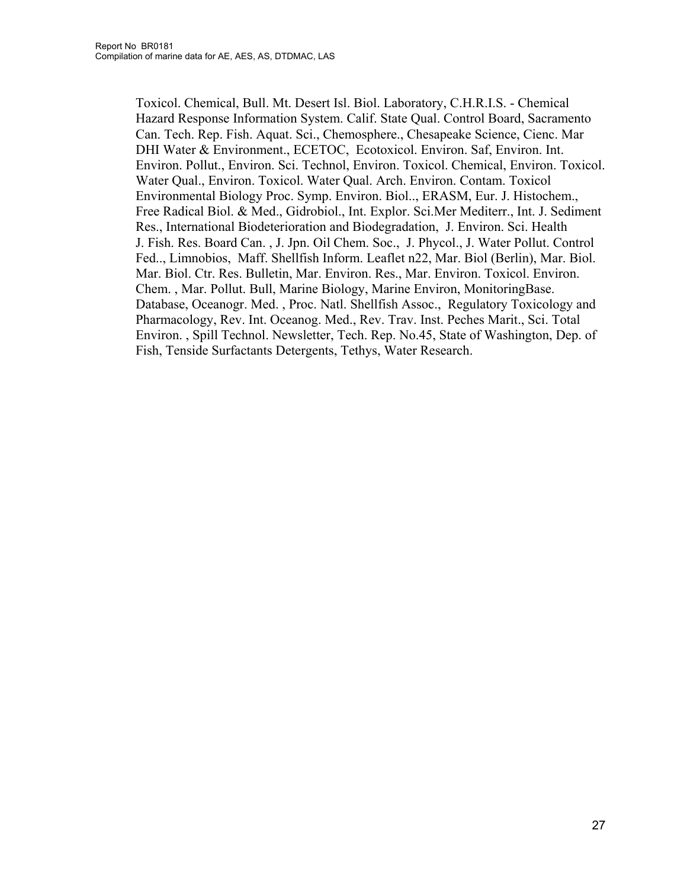Toxicol. Chemical, Bull. Mt. Desert Isl. Biol. Laboratory, C.H.R.I.S. - Chemical Hazard Response Information System. Calif. State Qual. Control Board, Sacramento Can. Tech. Rep. Fish. Aquat. Sci., Chemosphere., Chesapeake Science, Cienc. Mar DHI Water & Environment., ECETOC, Ecotoxicol. Environ. Saf, Environ. Int. Environ. Pollut., Environ. Sci. Technol, Environ. Toxicol. Chemical, Environ. Toxicol. Water Qual., Environ. Toxicol. Water Qual. Arch. Environ. Contam. Toxicol Environmental Biology Proc. Symp. Environ. Biol.., ERASM, Eur. J. Histochem., Free Radical Biol. & Med., Gidrobiol., Int. Explor. Sci.Mer Mediterr., Int. J. Sediment Res., International Biodeterioration and Biodegradation, J. Environ. Sci. Health J. Fish. Res. Board Can. , J. Jpn. Oil Chem. Soc., J. Phycol., J. Water Pollut. Control Fed.., Limnobios, Maff. Shellfish Inform. Leaflet n22, Mar. Biol (Berlin), Mar. Biol. Mar. Biol. Ctr. Res. Bulletin, Mar. Environ. Res., Mar. Environ. Toxicol. Environ. Chem. , Mar. Pollut. Bull, Marine Biology, Marine Environ, MonitoringBase. Database, Oceanogr. Med. , Proc. Natl. Shellfish Assoc., Regulatory Toxicology and Pharmacology, Rev. Int. Oceanog. Med., Rev. Trav. Inst. Peches Marit., Sci. Total Environ. , Spill Technol. Newsletter, Tech. Rep. No.45, State of Washington, Dep. of Fish, Tenside Surfactants Detergents, Tethys, Water Research.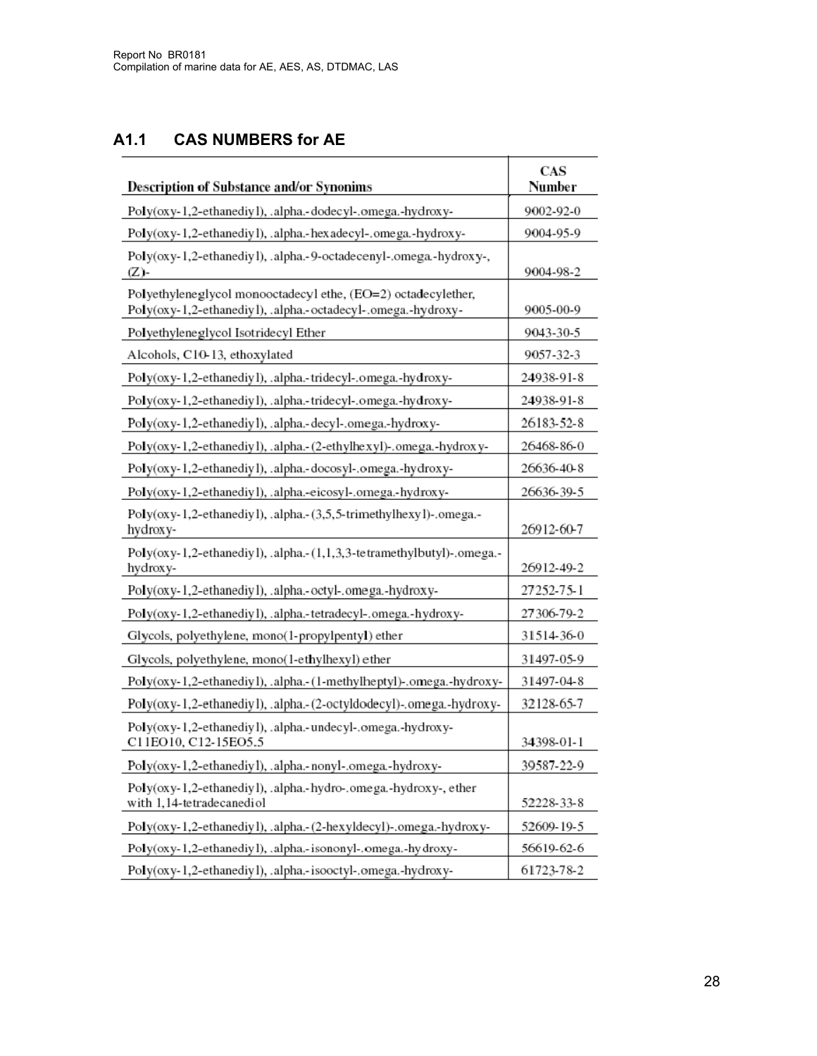## A1.1 CAS NUMBERS for AE

| Description of Substance and/or Synonims | CAS Number |
|---|---|
| Poly(oxy-1,2-ethanediyl), .alpha.-dodecyl-.omega.-hydroxy- | 9002-92-0 |
| Poly(oxy-1,2-ethanediyl), .alpha.-hexadecyl-.omega.-hydroxy- | 9004-95-9 |
| Poly(oxy-1,2-ethanediyl), .alpha.-9-octadecenyl-.omega.-hydroxy-, (Z)- | 9004-98-2 |
| Polyethyleneglycol monooctadecyl ethe, (EO=2) octadecylether, Poly(oxy-1,2-ethanediyl), .alpha.-octadecyl-.omega.-hydroxy- | 9005-00-9 |
| Polyethyleneglycol Isotridecyl Ether | 9043-30-5 |
| Alcohols, C10-13, ethoxylated | 9057-32-3 |
| Poly(oxy-1,2-ethanediyl), .alpha.-tridecyl-.omega.-hydroxy- | 24938-91-8 |
| Poly(oxy-1,2-ethanediyl), .alpha.-tridecyl-.omega.-hydroxy- | 24938-91-8 |
| Poly(oxy-1,2-ethanediyl), .alpha.-decyl-.omega.-hydroxy- | 26183-52-8 |
| Poly(oxy-1,2-ethanediyl), .alpha.-(2-ethylhexyl)-.omega.-hydroxy- | 26468-86-0 |
| Poly(oxy-1,2-ethanediyl), .alpha.-docosyl-.omega.-hydroxy- | 26636-40-8 |
| Poly(oxy-1,2-ethanediyl), .alpha.-eicosyl-.omega.-hydroxy- | 26636-39-5 |
| Poly(oxy-1,2-ethanediyl), .alpha.-(3,5,5-trimethylhexyl)-.omega.-hydroxy- | 26912-60-7 |
| Poly(oxy-1,2-ethanediyl), .alpha.-(1,1,3,3-tetramethylbutyl)-.omega.-hydroxy- | 26912-49-2 |
| Poly(oxy-1,2-ethanediyl), .alpha.-octyl-.omega.-hydroxy- | 27252-75-1 |
| Poly(oxy-1,2-ethanediyl), .alpha.-tetradecyl-.omega.-hydroxy- | 27306-79-2 |
| Glycols, polyethylene, mono(1-propylpentyl) ether | 31514-36-0 |
| Glycols, polyethylene, mono(1-ethylhexyl) ether | 31497-05-9 |
| Poly(oxy-1,2-ethanediyl), .alpha.-(1-methylheptyl)-.omega.-hydroxy- | 31497-04-8 |
| Poly(oxy-1,2-ethanediyl), .alpha.-(2-octyldodecyl)-.omega.-hydroxy- | 32128-65-7 |
| Poly(oxy-1,2-ethanediyl), .alpha.-undecyl-.omega.-hydroxy- C11EO10, C12-15EO5.5 | 34398-01-1 |
| Poly(oxy-1,2-ethanediyl), .alpha.-nonyl-.omega.-hydroxy- | 39587-22-9 |
| Poly(oxy-1,2-ethanediyl), .alpha.-hydro-.omega.-hydroxy-, ether with 1,14-tetradecanediol | 52228-33-8 |
| Poly(oxy-1,2-ethanediyl), .alpha.-(2-hexyldecyl)-.omega.-hydroxy- | 52609-19-5 |
| Poly(oxy-1,2-ethanediyl), .alpha.-isononyl-.omega.-hydroxy- | 56619-62-6 |
| Poly(oxy-1,2-ethanediyl), .alpha.-isooctyl-.omega.-hydroxy- | 61723-78-2 |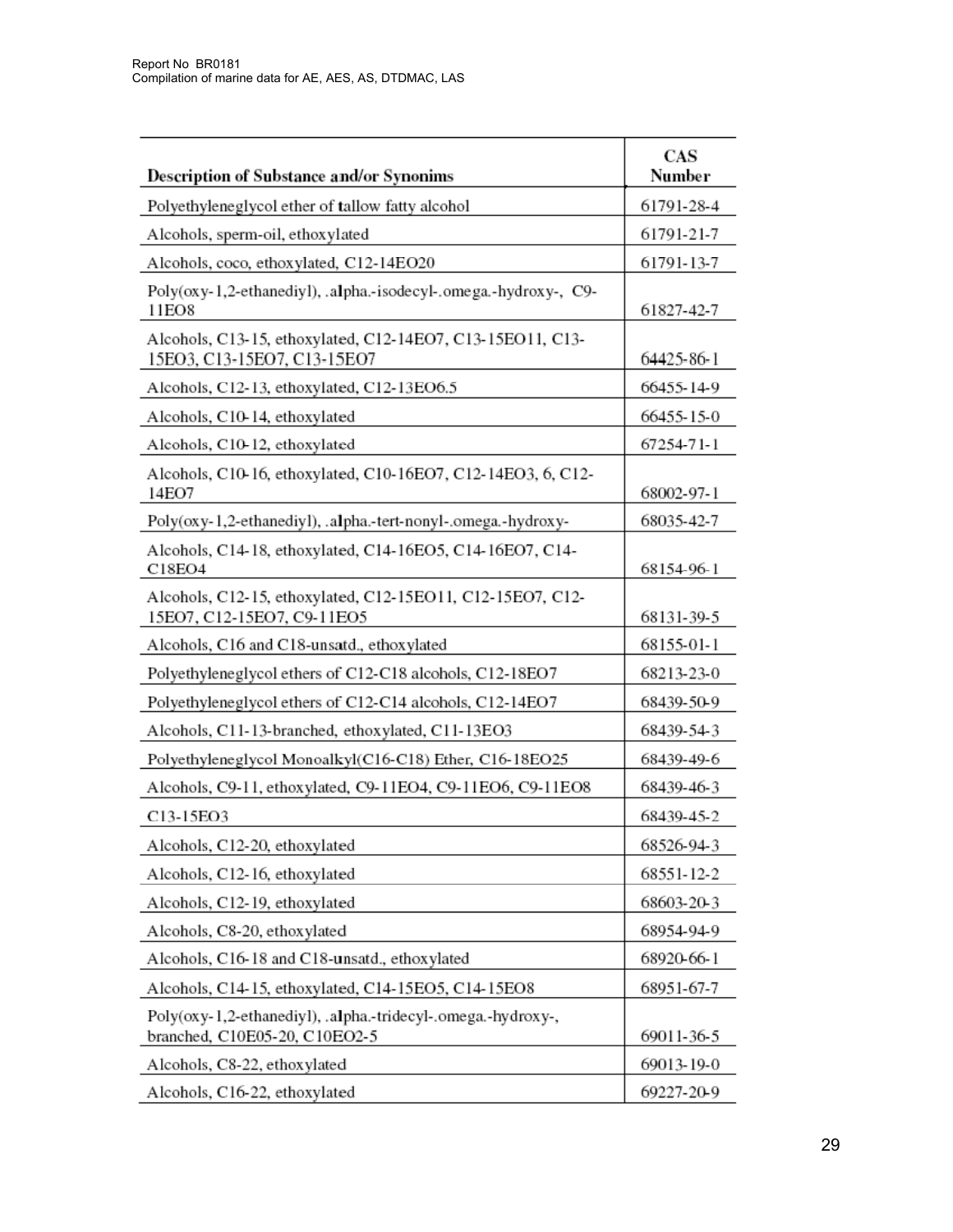| Description of Substance and/or Synonims | CAS Number |
|---|---|
| Polyethyleneglycol ether of tallow fatty alcohol | 61791-28-4 |
| Alcohols, sperm-oil, ethoxylated | 61791-21-7 |
| Alcohols, coco, ethoxylated, C12-14EO20 | 61791-13-7 |
| Poly(oxy-1,2-ethanediyl), .alpha.-isodecyl-.omega.-hydroxy-, C9-11EO8 | 61827-42-7 |
| Alcohols, C13-15, ethoxylated, C12-14EO7, C13-15EO11, C13-15EO3, C13-15EO7, C13-15EO7 | 64425-86-1 |
| Alcohols, C12-13, ethoxylated, C12-13EO6.5 | 66455-14-9 |
| Alcohols, C10-14, ethoxylated | 66455-15-0 |
| Alcohols, C10-12, ethoxylated | 67254-71-1 |
| Alcohols, C10-16, ethoxylated, C10-16EO7, C12-14EO3, 6, C12-14EO7 | 68002-97-1 |
| Poly(oxy-1,2-ethanediyl), .alpha.-tert-nonyl-.omega.-hydroxy- | 68035-42-7 |
| Alcohols, C14-18, ethoxylated, C14-16EO5, C14-16EO7, C14-C18EO4 | 68154-96-1 |
| Alcohols, C12-15, ethoxylated, C12-15EO11, C12-15EO7, C12-15EO7, C12-15EO7, C9-11EO5 | 68131-39-5 |
| Alcohols, C16 and C18-unsatd., ethoxylated | 68155-01-1 |
| Polyethyleneglycol ethers of C12-C18 alcohols, C12-18EO7 | 68213-23-0 |
| Polyethyleneglycol ethers of C12-C14 alcohols, C12-14EO7 | 68439-50-9 |
| Alcohols, C11-13-branched, ethoxylated, C11-13EO3 | 68439-54-3 |
| Polyethyleneglycol Monoalkyl(C16-C18) Ether, C16-18EO25 | 68439-49-6 |
| Alcohols, C9-11, ethoxylated, C9-11EO4, C9-11EO6, C9-11EO8 | 68439-46-3 |
| C13-15EO3 | 68439-45-2 |
| Alcohols, C12-20, ethoxylated | 68526-94-3 |
| Alcohols, C12-16, ethoxylated | 68551-12-2 |
| Alcohols, C12-19, ethoxylated | 68603-20-3 |
| Alcohols, C8-20, ethoxylated | 68954-94-9 |
| Alcohols, C16-18 and C18-unsatd., ethoxylated | 68920-66-1 |
| Alcohols, C14-15, ethoxylated, C14-15EO5, C14-15EO8 | 68951-67-7 |
| Poly(oxy-1,2-ethanediyl), .alpha.-tridecyl-.omega.-hydroxy-, branched, C10E05-20, C10EO2-5 | 69011-36-5 |
| Alcohols, C8-22, ethoxylated | 69013-19-0 |
| Alcohols, C16-22, ethoxylated | 69227-20-9 |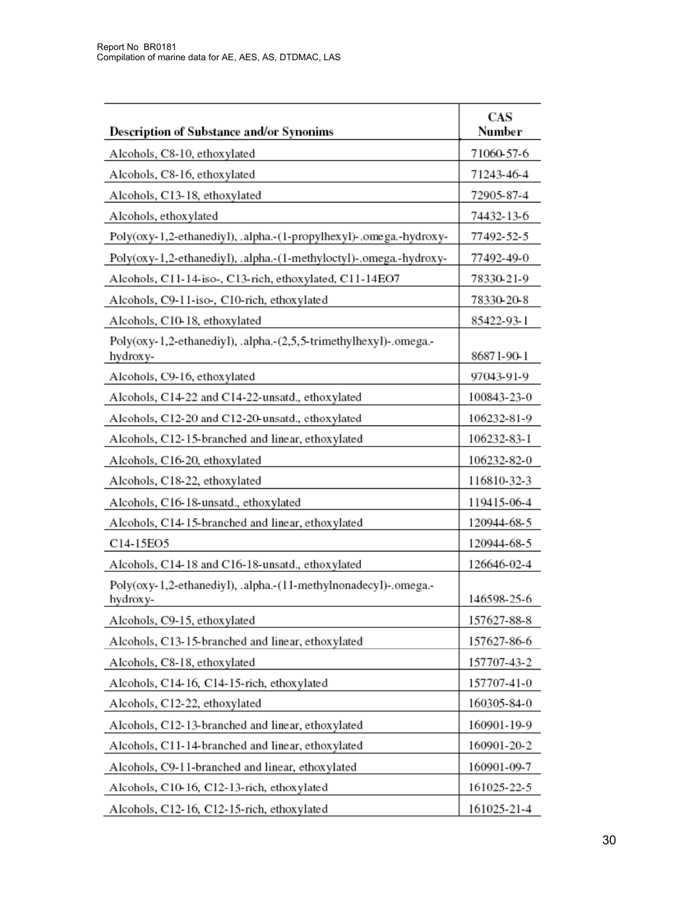| Description of Substance and/or Synonims | CAS Number |
| --- | --- |
| Alcohols, C8-10, ethoxylated | 71060-57-6 |
| Alcohols, C8-16, ethoxylated | 71243-46-4 |
| Alcohols, C13-18, ethoxylated | 72905-87-4 |
| Alcohols, ethoxylated | 74432-13-6 |
| Poly(oxy-1,2-ethanediyl), .alpha.-(1-propylhexyl)-.omega.-hydroxy- | 77492-52-5 |
| Poly(oxy-1,2-ethanediyl), .alpha.-(1-methyloctyl)-.omega.-hydroxy- | 77492-49-0 |
| Alcohols, C11-14-iso-, C13-rich, ethoxylated, C11-14EO7 | 78330-21-9 |
| Alcohols, C9-11-iso-, C10-rich, ethoxylated | 78330-20-8 |
| Alcohols, C10-18, ethoxylated | 85422-93-1 |
| Poly(oxy-1,2-ethanediyl), .alpha.-(2,5,5-trimethylhexyl)-.omega.-hydroxy- | 86871-90-1 |
| Alcohols, C9-16, ethoxylated | 97043-91-9 |
| Alcohols, C14-22 and C14-22-unsatd., ethoxylated | 100843-23-0 |
| Alcohols, C12-20 and C12-20-unsatd., ethoxylated | 106232-81-9 |
| Alcohols, C12-15-branched and linear, ethoxylated | 106232-83-1 |
| Alcohols, C16-20, ethoxylated | 106232-82-0 |
| Alcohols, C18-22, ethoxylated | 116810-32-3 |
| Alcohols, C16-18-unsatd., ethoxylated | 119415-06-4 |
| Alcohols, C14-15-branched and linear, ethoxylated | 120944-68-5 |
| C14-15EO5 | 120944-68-5 |
| Alcohols, C14-18 and C16-18-unsatd., ethoxylated | 126646-02-4 |
| Poly(oxy-1,2-ethanediyl), .alpha.-(11-methylnonadecyl)-.omega.-hydroxy- | 146598-25-6 |
| Alcohols, C9-15, ethoxylated | 157627-88-8 |
| Alcohols, C13-15-branched and linear, ethoxylated | 157627-86-6 |
| Alcohols, C8-18, ethoxylated | 157707-43-2 |
| Alcohols, C14-16, C14-15-rich, ethoxylated | 157707-41-0 |
| Alcohols, C12-22, ethoxylated | 160305-84-0 |
| Alcohols, C12-13-branched and linear, ethoxylated | 160901-19-9 |
| Alcohols, C11-14-branched and linear, ethoxylated | 160901-20-2 |
| Alcohols, C9-11-branched and linear, ethoxylated | 160901-09-7 |
| Alcohols, C10-16, C12-13-rich, ethoxylated | 161025-22-5 |
| Alcohols, C12-16, C12-15-rich, ethoxylated | 161025-21-4 |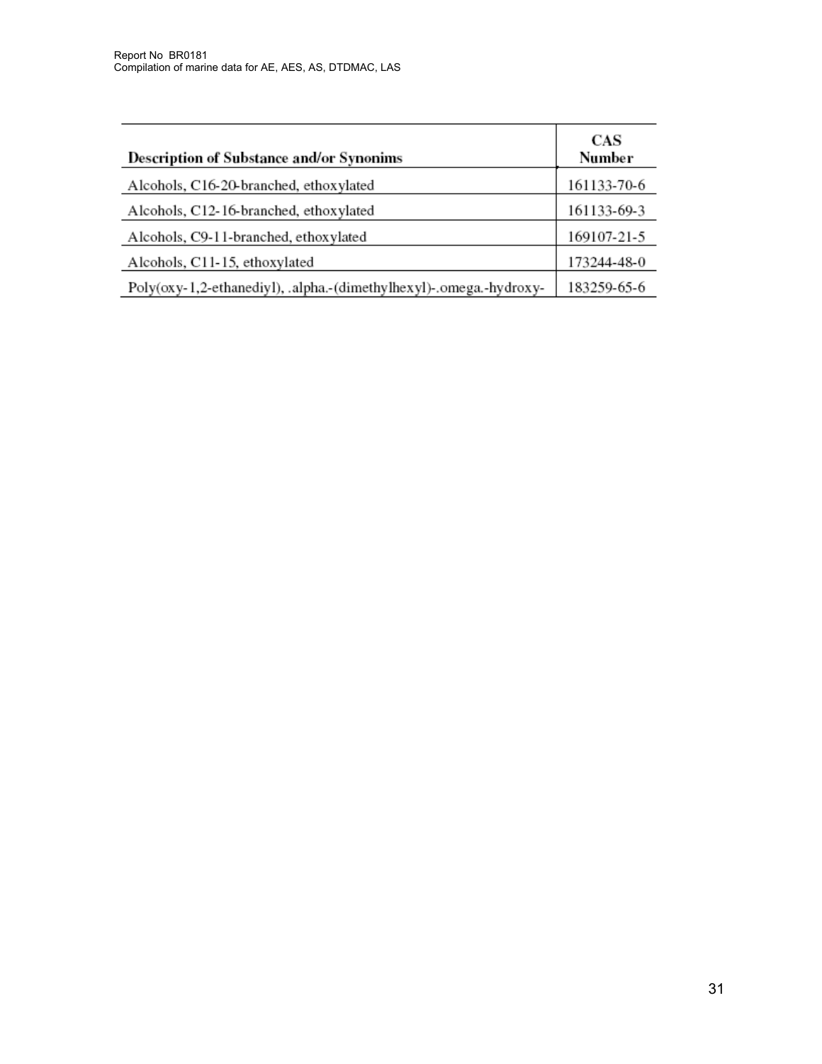| Description of Substance and/or Synonims | CAS Number |
| --- | --- |
| Alcohols, C16-20-branched, ethoxylated | 161133-70-6 |
| Alcohols, C12-16-branched, ethoxylated | 161133-69-3 |
| Alcohols, C9-11-branched, ethoxylated | 169107-21-5 |
| Alcohols, C11-15, ethoxylated | 173244-48-0 |
| Poly(oxy-1,2-ethanediyl), .alpha.-(dimethylhexyl)-.omega.-hydroxy- | 183259-65-6 |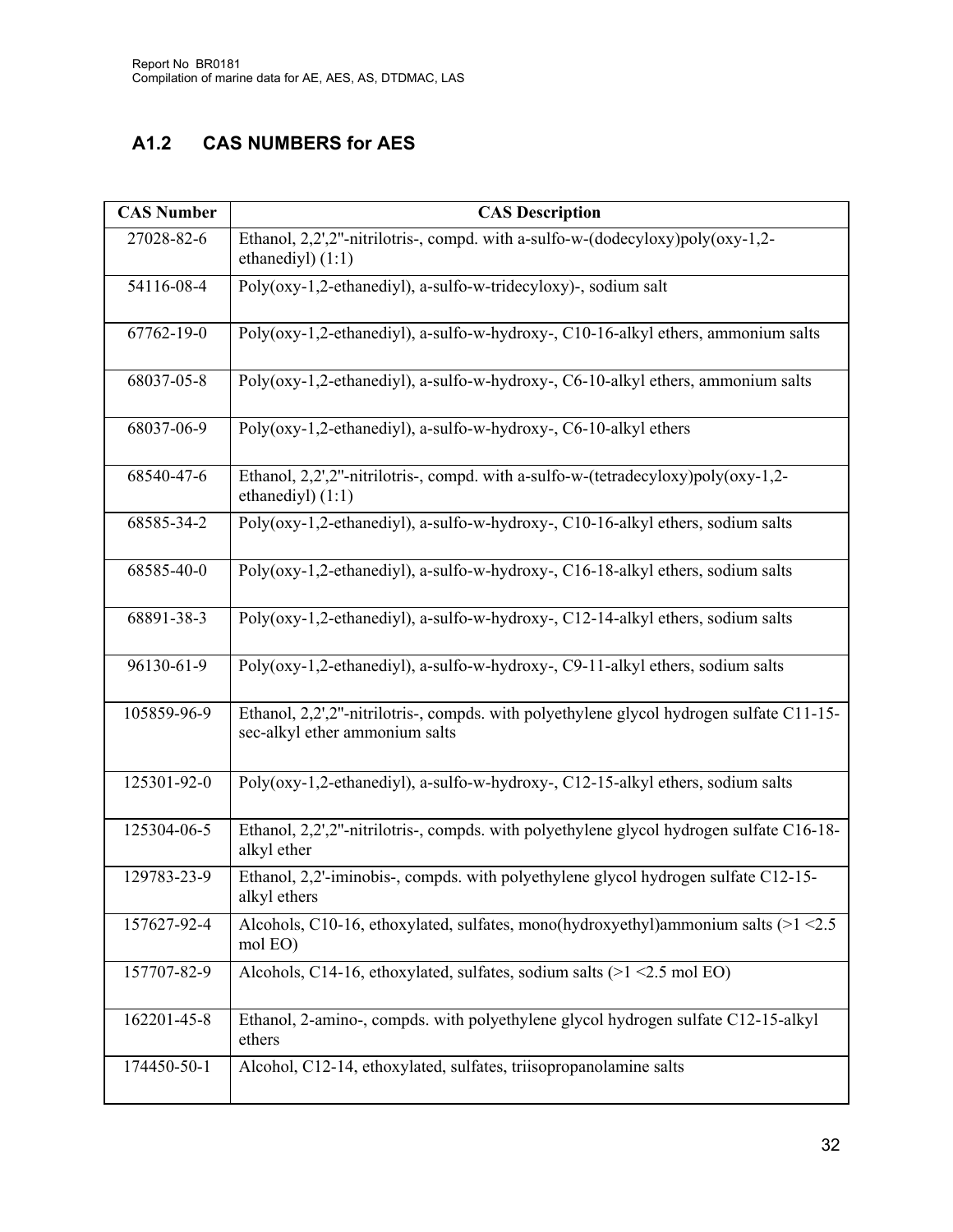## A1.2 CAS NUMBERS for AES

| CAS Number | CAS Description |
|---|---|
| 27028-82-6 | Ethanol, 2,2',2''-nitrilotris-, compd. with a-sulfo-w-(dodecyloxy)poly(oxy-1,2-ethanediyl) (1:1) |
| 54116-08-4 | Poly(oxy-1,2-ethanediyl), a-sulfo-w-tridecyloxy)-, sodium salt |
| 67762-19-0 | Poly(oxy-1,2-ethanediyl), a-sulfo-w-hydroxy-, C10-16-alkyl ethers, ammonium salts |
| 68037-05-8 | Poly(oxy-1,2-ethanediyl), a-sulfo-w-hydroxy-, C6-10-alkyl ethers, ammonium salts |
| 68037-06-9 | Poly(oxy-1,2-ethanediyl), a-sulfo-w-hydroxy-, C6-10-alkyl ethers |
| 68540-47-6 | Ethanol, 2,2',2''-nitrilotris-, compd. with a-sulfo-w-(tetradecyloxy)poly(oxy-1,2-ethanediyl) (1:1) |
| 68585-34-2 | Poly(oxy-1,2-ethanediyl), a-sulfo-w-hydroxy-, C10-16-alkyl ethers, sodium salts |
| 68585-40-0 | Poly(oxy-1,2-ethanediyl), a-sulfo-w-hydroxy-, C16-18-alkyl ethers, sodium salts |
| 68891-38-3 | Poly(oxy-1,2-ethanediyl), a-sulfo-w-hydroxy-, C12-14-alkyl ethers, sodium salts |
| 96130-61-9 | Poly(oxy-1,2-ethanediyl), a-sulfo-w-hydroxy-, C9-11-alkyl ethers, sodium salts |
| 105859-96-9 | Ethanol, 2,2',2''-nitrilotris-, compds. with polyethylene glycol hydrogen sulfate C11-15-sec-alkyl ether ammonium salts |
| 125301-92-0 | Poly(oxy-1,2-ethanediyl), a-sulfo-w-hydroxy-, C12-15-alkyl ethers, sodium salts |
| 125304-06-5 | Ethanol, 2,2',2''-nitrilotris-, compds. with polyethylene glycol hydrogen sulfate C16-18-alkyl ether |
| 129783-23-9 | Ethanol, 2,2'-iminobis-, compds. with polyethylene glycol hydrogen sulfate C12-15-alkyl ethers |
| 157627-92-4 | Alcohols, C10-16, ethoxylated, sulfates, mono(hydroxyethyl)ammonium salts (>1 <2.5 mol EO) |
| 157707-82-9 | Alcohols, C14-16, ethoxylated, sulfates, sodium salts (>1 <2.5 mol EO) |
| 162201-45-8 | Ethanol, 2-amino-, compds. with polyethylene glycol hydrogen sulfate C12-15-alkyl ethers |
| 174450-50-1 | Alcohol, C12-14, ethoxylated, sulfates, triisopropanolamine salts |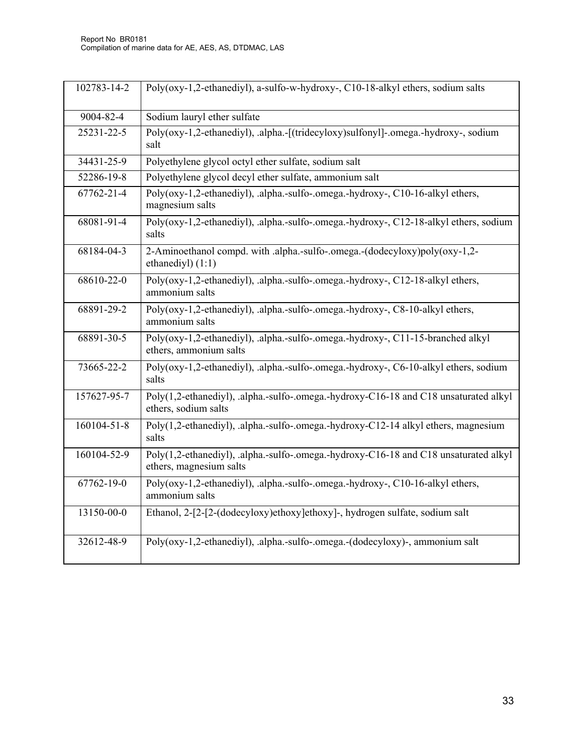| 102783-14-2 | Poly(oxy-1,2-ethanediyl), a-sulfo-w-hydroxy-, C10-18-alkyl ethers, sodium salts |
|---|---|
| 9004-82-4 | Sodium lauryl ether sulfate |
| 25231-22-5 | Poly(oxy-1,2-ethanediyl), .alpha.-[(tridecyloxy)sulfonyl]-.omega.-hydroxy-, sodium salt |
| 34431-25-9 | Polyethylene glycol octyl ether sulfate, sodium salt |
| 52286-19-8 | Polyethylene glycol decyl ether sulfate, ammonium salt |
| 67762-21-4 | Poly(oxy-1,2-ethanediyl), .alpha.-sulfo-.omega.-hydroxy-, C10-16-alkyl ethers, magnesium salts |
| 68081-91-4 | Poly(oxy-1,2-ethanediyl), .alpha.-sulfo-.omega.-hydroxy-, C12-18-alkyl ethers, sodium salts |
| 68184-04-3 | 2-Aminoethanol compd. with .alpha.-sulfo-.omega.-(dodecyloxy)poly(oxy-1,2-ethanediyl) (1:1) |
| 68610-22-0 | Poly(oxy-1,2-ethanediyl), .alpha.-sulfo-.omega.-hydroxy-, C12-18-alkyl ethers, ammonium salts |
| 68891-29-2 | Poly(oxy-1,2-ethanediyl), .alpha.-sulfo-.omega.-hydroxy-, C8-10-alkyl ethers, ammonium salts |
| 68891-30-5 | Poly(oxy-1,2-ethanediyl), .alpha.-sulfo-.omega.-hydroxy-, C11-15-branched alkyl ethers, ammonium salts |
| 73665-22-2 | Poly(oxy-1,2-ethanediyl), .alpha.-sulfo-.omega.-hydroxy-, C6-10-alkyl ethers, sodium salts |
| 157627-95-7 | Poly(1,2-ethanediyl), .alpha.-sulfo-.omega.-hydroxy-C16-18 and C18 unsaturated alkyl ethers, sodium salts |
| 160104-51-8 | Poly(1,2-ethanediyl), .alpha.-sulfo-.omega.-hydroxy-C12-14 alkyl ethers, magnesium salts |
| 160104-52-9 | Poly(1,2-ethanediyl), .alpha.-sulfo-.omega.-hydroxy-C16-18 and C18 unsaturated alkyl ethers, magnesium salts |
| 67762-19-0 | Poly(oxy-1,2-ethanediyl), .alpha.-sulfo-.omega.-hydroxy-, C10-16-alkyl ethers, ammonium salts |
| 13150-00-0 | Ethanol, 2-[2-[2-(dodecyloxy)ethoxy]ethoxy]-, hydrogen sulfate, sodium salt |
| 32612-48-9 | Poly(oxy-1,2-ethanediyl), .alpha.-sulfo-.omega.-(dodecyloxy)-, ammonium salt |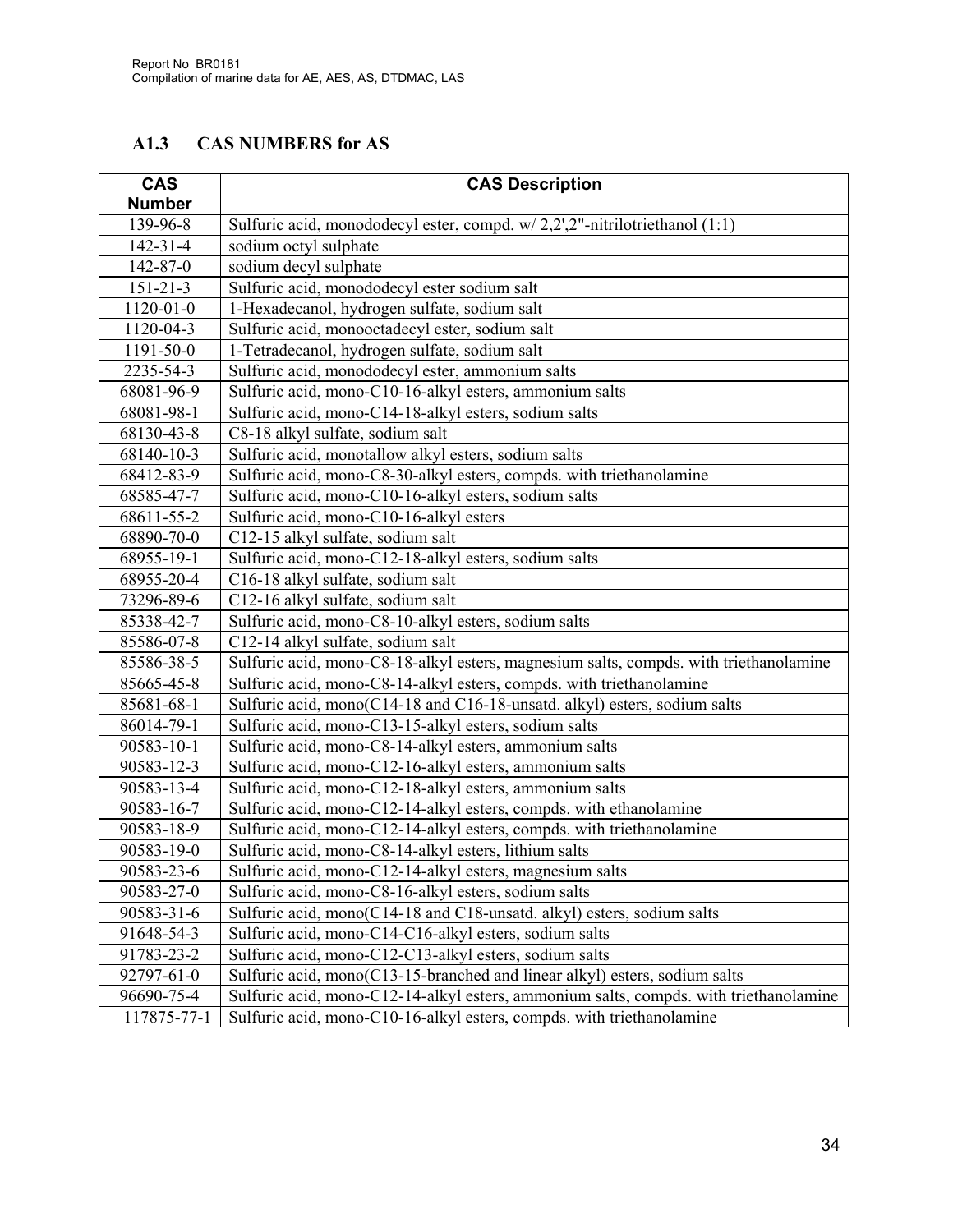## A1.3 CAS NUMBERS for AS

| CAS Number | CAS Description |
|---|---|
| 139-96-8 | Sulfuric acid, monododecyl ester, compd. w/ 2,2',2"-nitrilotriethanol (1:1) |
| 142-31-4 | sodium octyl sulphate |
| 142-87-0 | sodium decyl sulphate |
| 151-21-3 | Sulfuric acid, monododecyl ester sodium salt |
| 1120-01-0 | 1-Hexadecanol, hydrogen sulfate, sodium salt |
| 1120-04-3 | Sulfuric acid, monooctadecyl ester, sodium salt |
| 1191-50-0 | 1-Tetradecanol, hydrogen sulfate, sodium salt |
| 2235-54-3 | Sulfuric acid, monododecyl ester, ammonium salts |
| 68081-96-9 | Sulfuric acid, mono-C10-16-alkyl esters, ammonium salts |
| 68081-98-1 | Sulfuric acid, mono-C14-18-alkyl esters, sodium salts |
| 68130-43-8 | C8-18 alkyl sulfate, sodium salt |
| 68140-10-3 | Sulfuric acid, monotallow alkyl esters, sodium salts |
| 68412-83-9 | Sulfuric acid, mono-C8-30-alkyl esters, compds. with triethanolamine |
| 68585-47-7 | Sulfuric acid, mono-C10-16-alkyl esters, sodium salts |
| 68611-55-2 | Sulfuric acid, mono-C10-16-alkyl esters |
| 68890-70-0 | C12-15 alkyl sulfate, sodium salt |
| 68955-19-1 | Sulfuric acid, mono-C12-18-alkyl esters, sodium salts |
| 68955-20-4 | C16-18 alkyl sulfate, sodium salt |
| 73296-89-6 | C12-16 alkyl sulfate, sodium salt |
| 85338-42-7 | Sulfuric acid, mono-C8-10-alkyl esters, sodium salts |
| 85586-07-8 | C12-14 alkyl sulfate, sodium salt |
| 85586-38-5 | Sulfuric acid, mono-C8-18-alkyl esters, magnesium salts, compds. with triethanolamine |
| 85665-45-8 | Sulfuric acid, mono-C8-14-alkyl esters, compds. with triethanolamine |
| 85681-68-1 | Sulfuric acid, mono(C14-18 and C16-18-unsatd. alkyl) esters, sodium salts |
| 86014-79-1 | Sulfuric acid, mono-C13-15-alkyl esters, sodium salts |
| 90583-10-1 | Sulfuric acid, mono-C8-14-alkyl esters, ammonium salts |
| 90583-12-3 | Sulfuric acid, mono-C12-16-alkyl esters, ammonium salts |
| 90583-13-4 | Sulfuric acid, mono-C12-18-alkyl esters, ammonium salts |
| 90583-16-7 | Sulfuric acid, mono-C12-14-alkyl esters, compds. with ethanolamine |
| 90583-18-9 | Sulfuric acid, mono-C12-14-alkyl esters, compds. with triethanolamine |
| 90583-19-0 | Sulfuric acid, mono-C8-14-alkyl esters, lithium salts |
| 90583-23-6 | Sulfuric acid, mono-C12-14-alkyl esters, magnesium salts |
| 90583-27-0 | Sulfuric acid, mono-C8-16-alkyl esters, sodium salts |
| 90583-31-6 | Sulfuric acid, mono(C14-18 and C18-unsatd. alkyl) esters, sodium salts |
| 91648-54-3 | Sulfuric acid, mono-C14-C16-alkyl esters, sodium salts |
| 91783-23-2 | Sulfuric acid, mono-C12-C13-alkyl esters, sodium salts |
| 92797-61-0 | Sulfuric acid, mono(C13-15-branched and linear alkyl) esters, sodium salts |
| 96690-75-4 | Sulfuric acid, mono-C12-14-alkyl esters, ammonium salts, compds. with triethanolamine |
| 117875-77-1 | Sulfuric acid, mono-C10-16-alkyl esters, compds. with triethanolamine |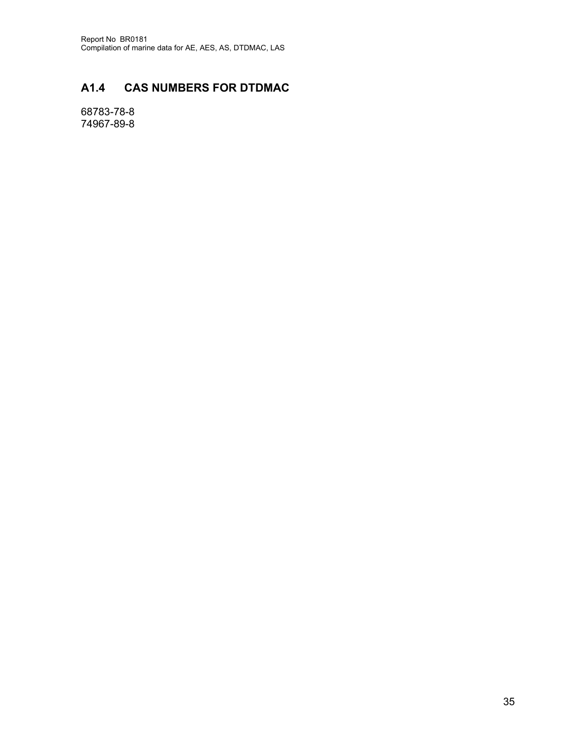## A1.4 CAS NUMBERS FOR DTDMAC

68783-78-8
74967-89-8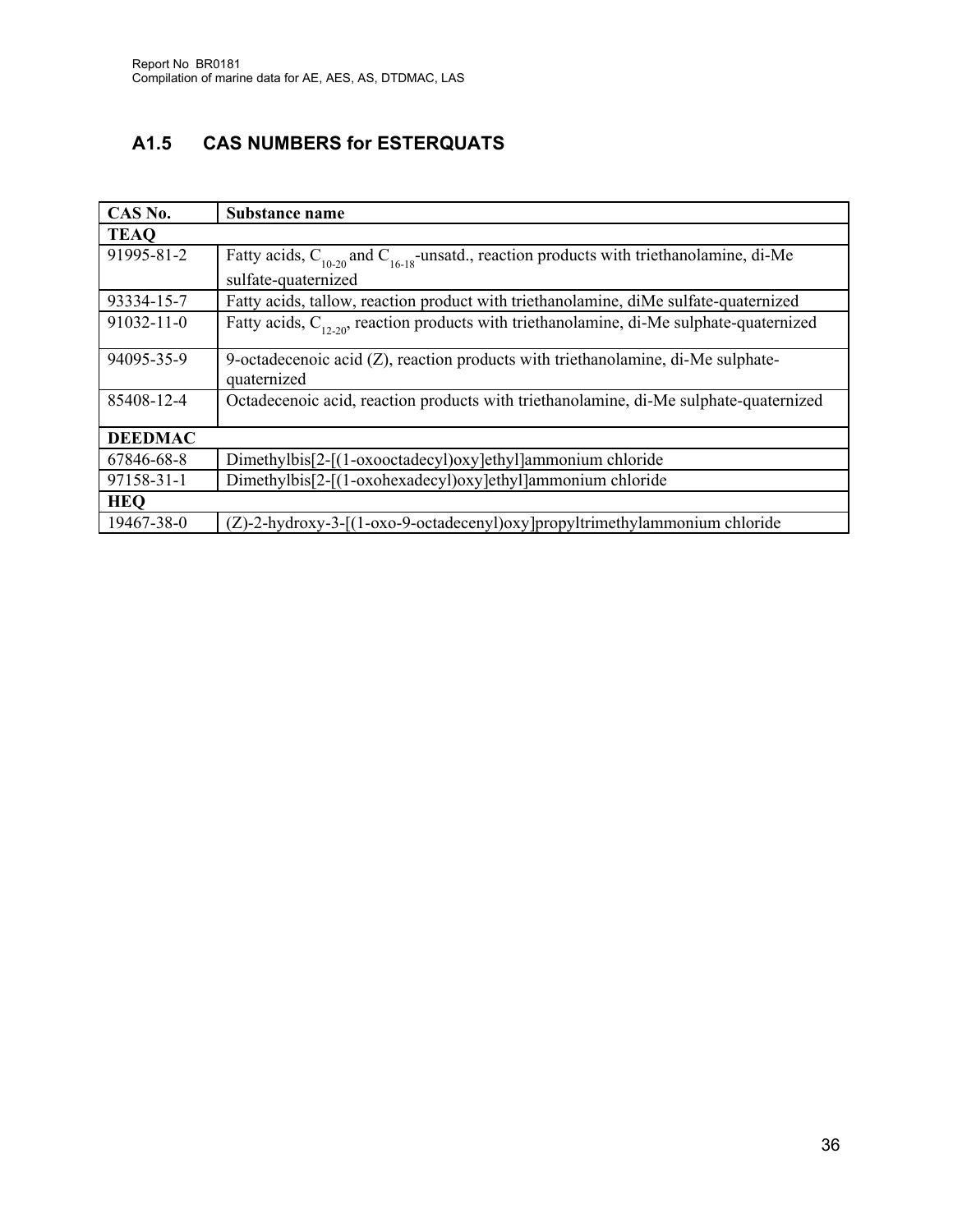## A1.5 CAS NUMBERS for ESTERQUATS

| CAS No. | Substance name |
|---|---|
| **TEAQ** | |
| 91995-81-2 | Fatty acids, $C_{10-20}$ and $C_{16-18}$-unsatd., reaction products with triethanolamine, di-Me sulfate-quaternized |
| 93334-15-7 | Fatty acids, tallow, reaction product with triethanolamine, diMe sulfate-quaternized |
| 91032-11-0 | Fatty acids, $C_{12-20}$, reaction products with triethanolamine, di-Me sulphate-quaternized |
| 94095-35-9 | 9-octadecenoic acid (Z), reaction products with triethanolamine, di-Me sulphate-quaternized |
| 85408-12-4 | Octadecenoic acid, reaction products with triethanolamine, di-Me sulphate-quaternized |
| **DEEDMAC** | |
| 67846-68-8 | Dimethylbis[2-[(1-oxooctadecyl)oxy]ethyl]ammonium chloride |
| 97158-31-1 | Dimethylbis[2-[(1-oxohexadecyl)oxy]ethyl]ammonium chloride |
| **HEQ** | |
| 19467-38-0 | (Z)-2-hydroxy-3-[(1-oxo-9-octadecenyl)oxy]propyltrimethylammonium chloride |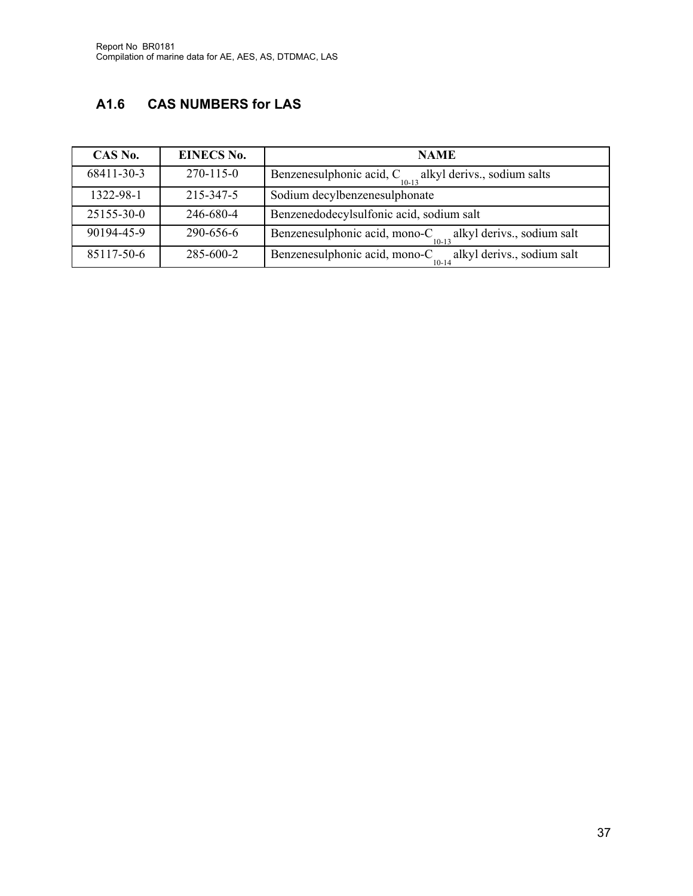## A1.6 CAS NUMBERS for LAS

| CAS No. | EINECS No. | NAME |
|---|---|---|
| 68411-30-3 | 270-115-0 | Benzenesulphonic acid, $C_{10-13}$ alkyl derivs., sodium salts |
| 1322-98-1 | 215-347-5 | Sodium decylbenzenesulphonate |
| 25155-30-0 | 246-680-4 | Benzenedodecylsulfonic acid, sodium salt |
| 90194-45-9 | 290-656-6 | Benzenesulphonic acid, mono-$C_{10-13}$ alkyl derivs., sodium salt |
| 85117-50-6 | 285-600-2 | Benzenesulphonic acid, mono-$C_{10-14}$ alkyl derivs., sodium salt |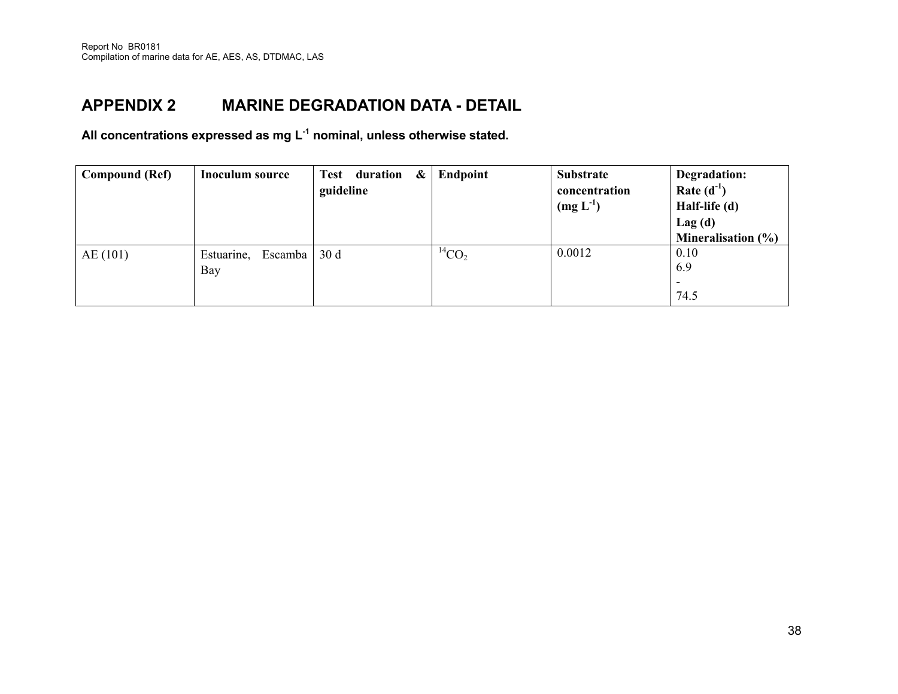## APPENDIX 2 MARINE DEGRADATION DATA - DETAIL

**All concentrations expressed as mg $L^{-1}$ nominal, unless otherwise stated.**

| Compound (Ref) | Inoculum source | Test duration & guideline | Endpoint | Substrate concentration (mg $L^{-1}$) | Degradation: Rate ($d^{-1}$) Half-life (d) Lag (d) Mineralisation (%) |
|---|---|---|---|---|---|
| AE (101) | Estuarine, Escamba Bay | 30 d | $^{14}CO_2$ | 0.0012 | 0.10<br>6.9<br>-<br>74.5 |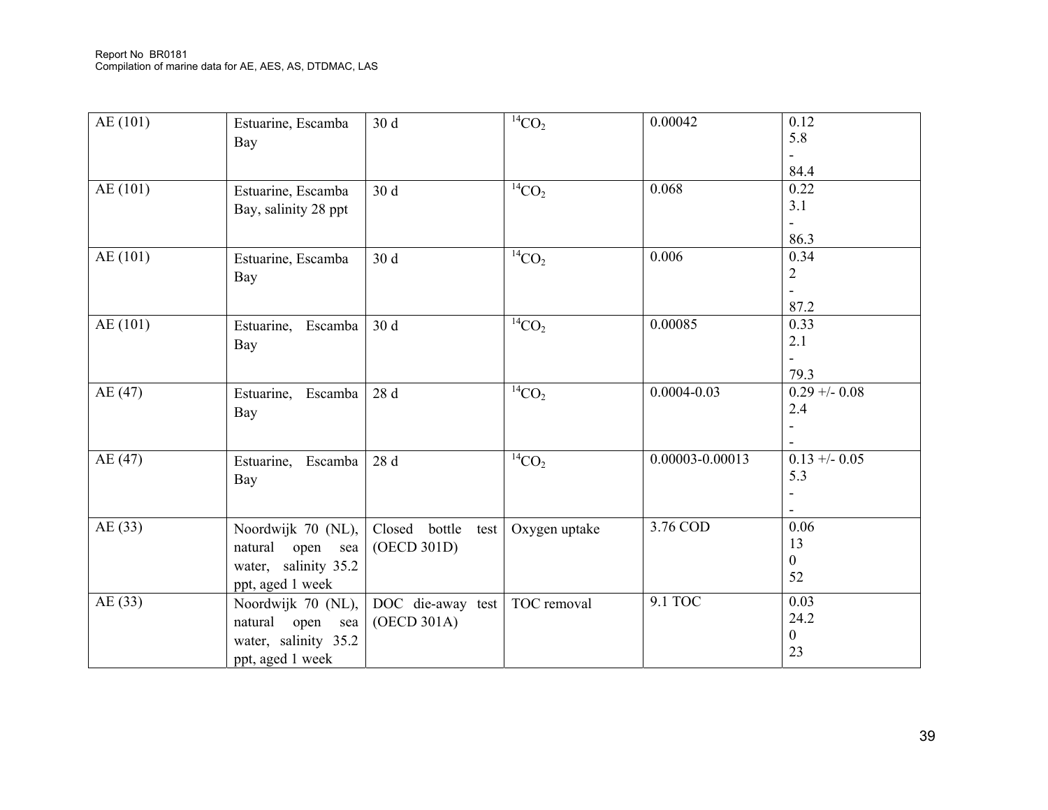| | | | | | |
|---|---|---|---|---|---|
| AE (101) | Estuarine, Escamba Bay | 30 d | $^{14}CO_2$ | 0.00042 | 0.12<br>5.8<br>-<br>84.4 |
| AE (101) | Estuarine, Escamba Bay, salinity 28 ppt | 30 d | $^{14}CO_2$ | 0.068 | 0.22<br>3.1<br>-<br>86.3 |
| AE (101) | Estuarine, Escamba Bay | 30 d | $^{14}CO_2$ | 0.006 | 0.34<br>2<br>-<br>87.2 |
| AE (101) | Estuarine, Escamba Bay | 30 d | $^{14}CO_2$ | 0.00085 | 0.33<br>2.1<br>-<br>79.3 |
| AE (47) | Estuarine, Escamba Bay | 28 d | $^{14}CO_2$ | 0.0004-0.03 | 0.29 +/- 0.08<br>2.4<br>-<br>- |
| AE (47) | Estuarine, Escamba Bay | 28 d | $^{14}CO_2$ | 0.00003-0.00013 | 0.13 +/- 0.05<br>5.3<br>-<br>- |
| AE (33) | Noordwijk 70 (NL), natural open sea water, salinity 35.2 ppt, aged 1 week | Closed bottle test (OECD 301D) | Oxygen uptake | 3.76 COD | 0.06<br>13<br>0<br>52 |
| AE (33) | Noordwijk 70 (NL), natural open sea water, salinity 35.2 ppt, aged 1 week | DOC die-away test (OECD 301A) | TOC removal | 9.1 TOC | 0.03<br>24.2<br>0<br>23 |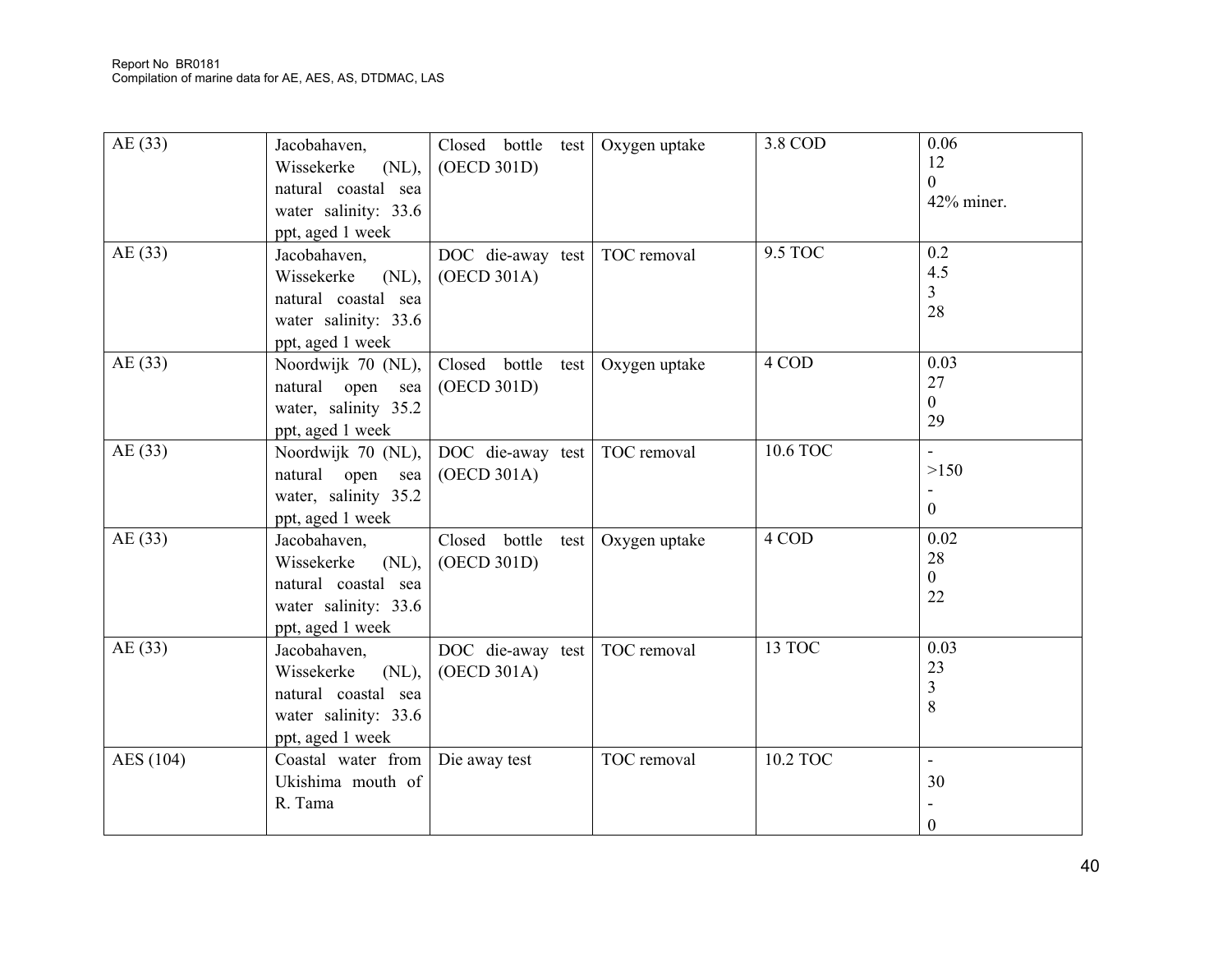| AE (33) | Jacobahaven, Wissekerke (NL), natural coastal sea water salinity: 33.6 ppt, aged 1 week | Closed bottle test (OECD 301D) | Oxygen uptake | 3.8 COD | 0.06<br>12<br>0<br>42% miner. |
|---|---|---|---|---|---|
| AE (33) | Jacobahaven, Wissekerke (NL), natural coastal sea water salinity: 33.6 ppt, aged 1 week | DOC die-away test (OECD 301A) | TOC removal | 9.5 TOC | 0.2<br>4.5<br>3<br>28 |
| AE (33) | Noordwijk 70 (NL), natural open sea water, salinity 35.2 ppt, aged 1 week | Closed bottle test (OECD 301D) | Oxygen uptake | 4 COD | 0.03<br>27<br>0<br>29 |
| AE (33) | Noordwijk 70 (NL), natural open sea water, salinity 35.2 ppt, aged 1 week | DOC die-away test (OECD 301A) | TOC removal | 10.6 TOC | -<br>>150<br>-<br>0 |
| AE (33) | Jacobahaven, Wissekerke (NL), natural coastal sea water salinity: 33.6 ppt, aged 1 week | Closed bottle test (OECD 301D) | Oxygen uptake | 4 COD | 0.02<br>28<br>0<br>22 |
| AE (33) | Jacobahaven, Wissekerke (NL), natural coastal sea water salinity: 33.6 ppt, aged 1 week | DOC die-away test (OECD 301A) | TOC removal | 13 TOC | 0.03<br>23<br>3<br>8 |
| AES (104) | Coastal water from Ukishima mouth of R. Tama | Die away test | TOC removal | 10.2 TOC | -<br>30<br>-<br>0 |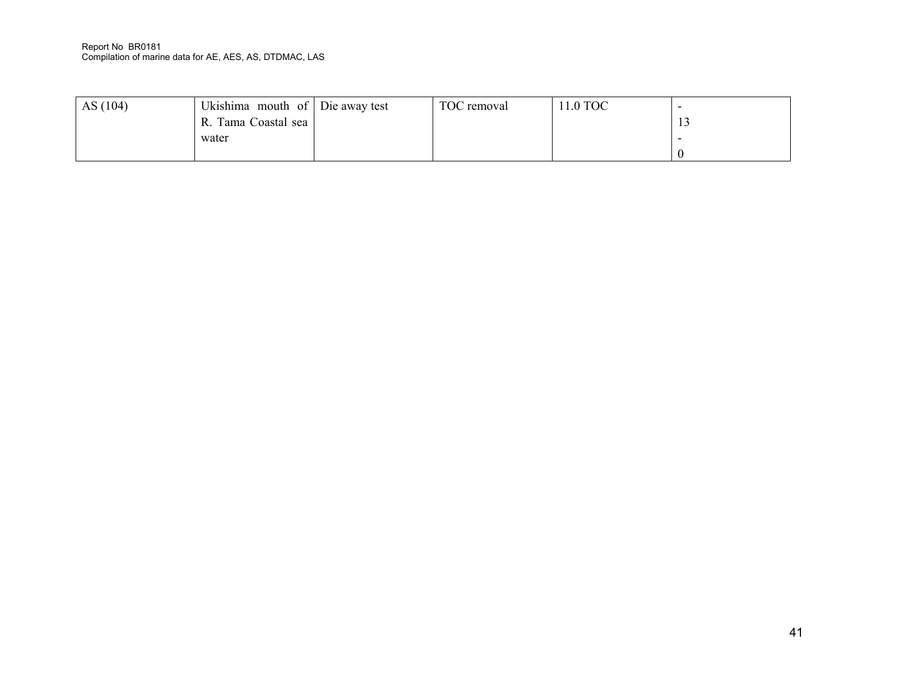| AS (104) | Ukishima mouth of R. Tama Coastal sea water | Die away test | TOC removal | 11.0 TOC | -<br>13<br>-<br>0 |
|---|---|---|---|---|---|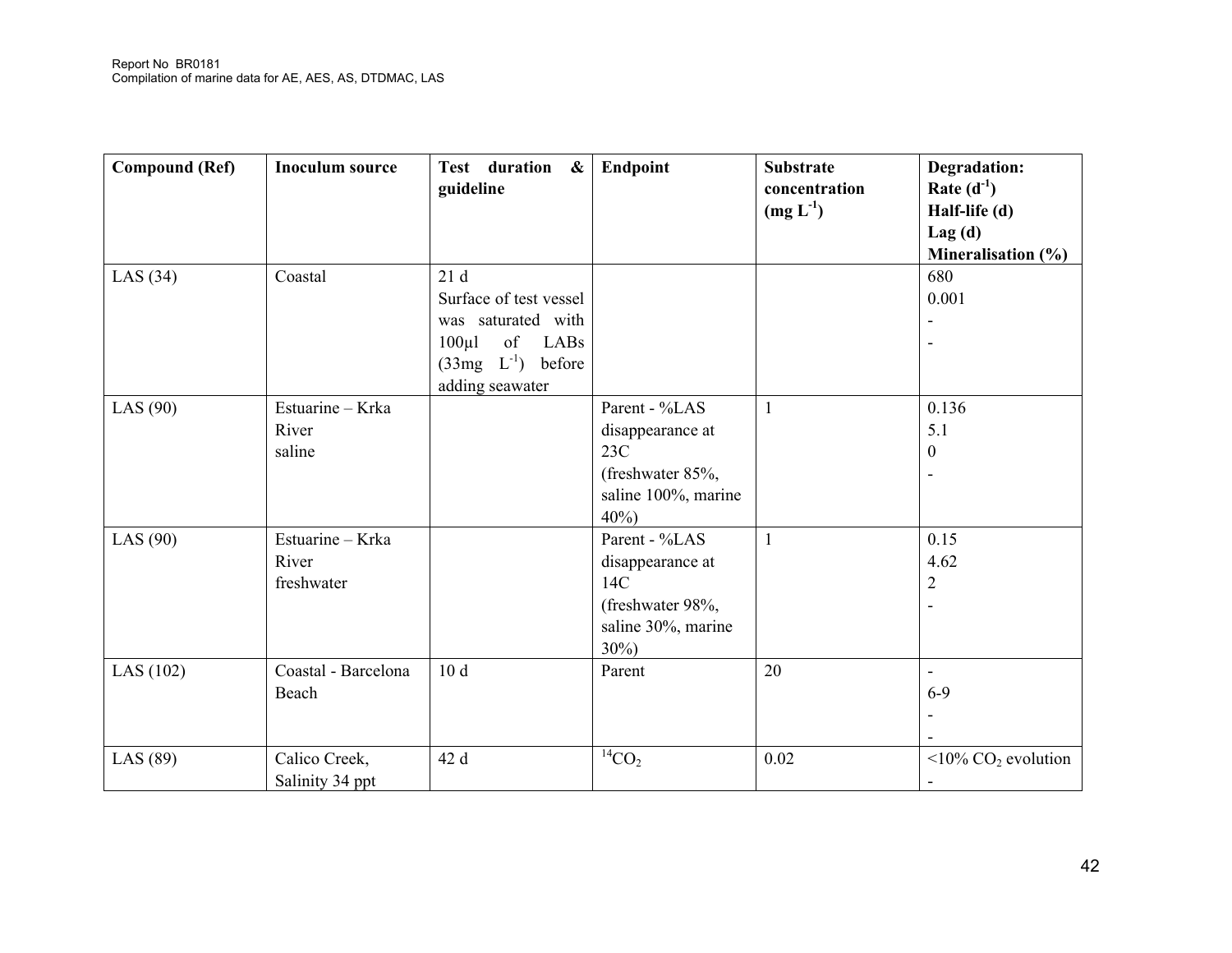| Compound (Ref) | Inoculum source | Test duration & guideline | Endpoint | Substrate concentration (mg $L^{-1}$) | Degradation: Rate ($d^{-1}$) Half-life (d) Lag (d) Mineralisation (%) |
|---|---|---|---|---|---|
| LAS (34) | Coastal | 21 d Surface of test vessel was saturated with 100µl of LABs (33mg $L^{-1}$) before adding seawater | | | 680 0.001 - - |
| LAS (90) | Estuarine – Krka River saline | | Parent - %LAS disappearance at 23C (freshwater 85%, saline 100%, marine 40%) | 1 | 0.136 5.1 0 - |
| LAS (90) | Estuarine – Krka River freshwater | | Parent - %LAS disappearance at 14C (freshwater 98%, saline 30%, marine 30%) | 1 | 0.15 4.62 2 - |
| LAS (102) | Coastal - Barcelona Beach | 10 d | Parent | 20 | - 6-9 - - |
| LAS (89) | Calico Creek, Salinity 34 ppt | 42 d | $^{14}CO_2$ | 0.02 | <10% $CO_2$ evolution - |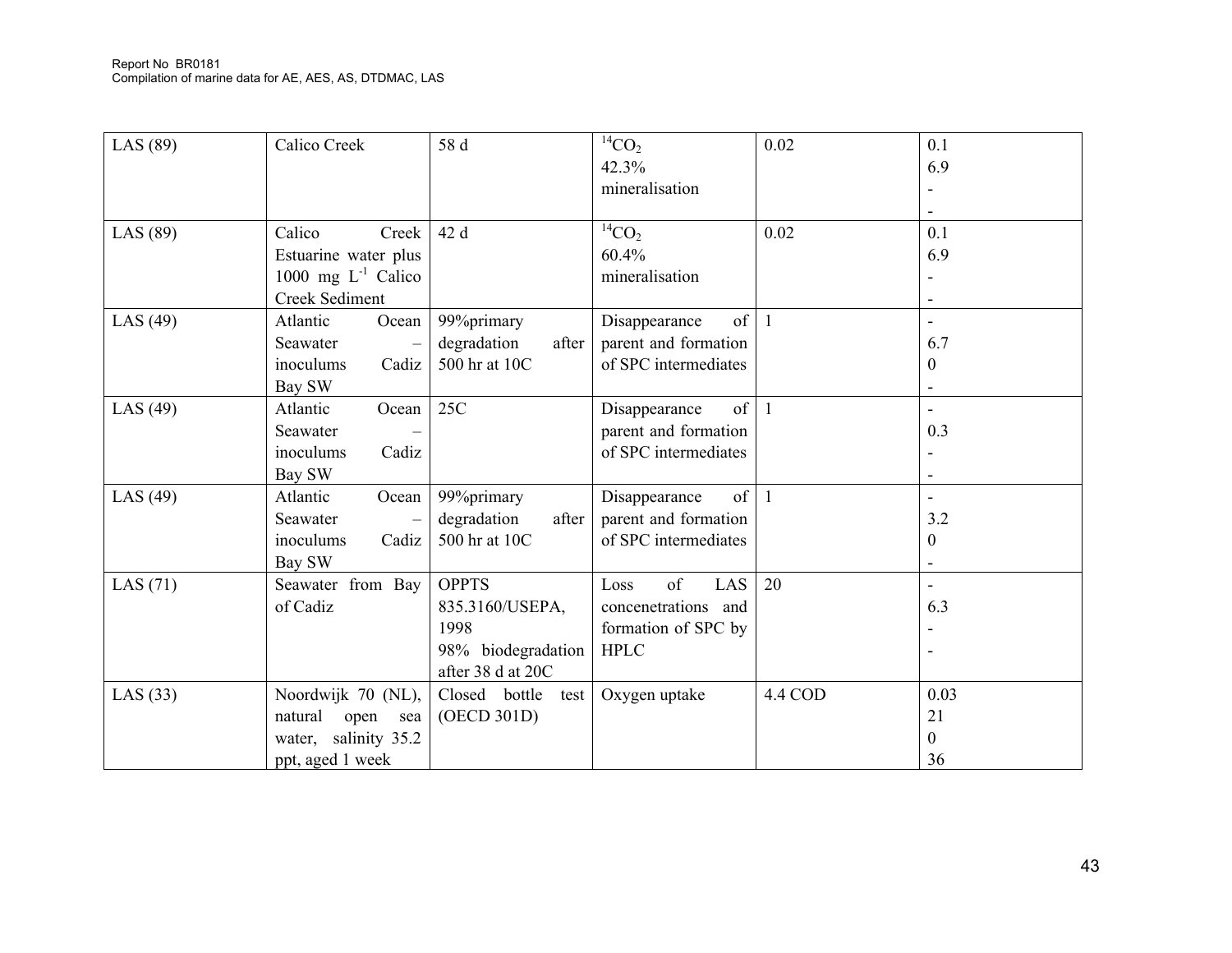| LAS (89) | Calico Creek | 58 d | $^{14}CO_2$ 42.3% mineralisation | 0.02 | 0.1<br>6.9<br>-<br>- |
|---|---|---|---|---|---|
| LAS (89) | Calico Creek Estuarine water plus 1000 mg $L^{-1}$ Calico Creek Sediment | 42 d | $^{14}CO_2$ 60.4% mineralisation | 0.02 | 0.1<br>6.9<br>-<br>- |
| LAS (49) | Atlantic Ocean Seawater – inoculums Cadiz Bay SW | 99%primary degradation after 500 hr at 10C | Disappearance of parent and formation of SPC intermediates | 1 | -<br>6.7<br>0<br>- |
| LAS (49) | Atlantic Ocean Seawater – inoculums Cadiz Bay SW | 25C | Disappearance of parent and formation of SPC intermediates | 1 | -<br>0.3<br>-<br>- |
| LAS (49) | Atlantic Ocean Seawater – inoculums Cadiz Bay SW | 99%primary degradation after 500 hr at 10C | Disappearance of parent and formation of SPC intermediates | 1 | -<br>3.2<br>0<br>- |
| LAS (71) | Seawater from Bay of Cadiz | OPPTS 835.3160/USEPA, 1998 98% biodegradation after 38 d at 20C | Loss of LAS concenetrations and formation of SPC by HPLC | 20 | -<br>6.3<br>-<br>- |
| LAS (33) | Noordwijk 70 (NL), natural open sea water, salinity 35.2 ppt, aged 1 week | Closed bottle test (OECD 301D) | Oxygen uptake | 4.4 COD | 0.03<br>21<br>0<br>36 |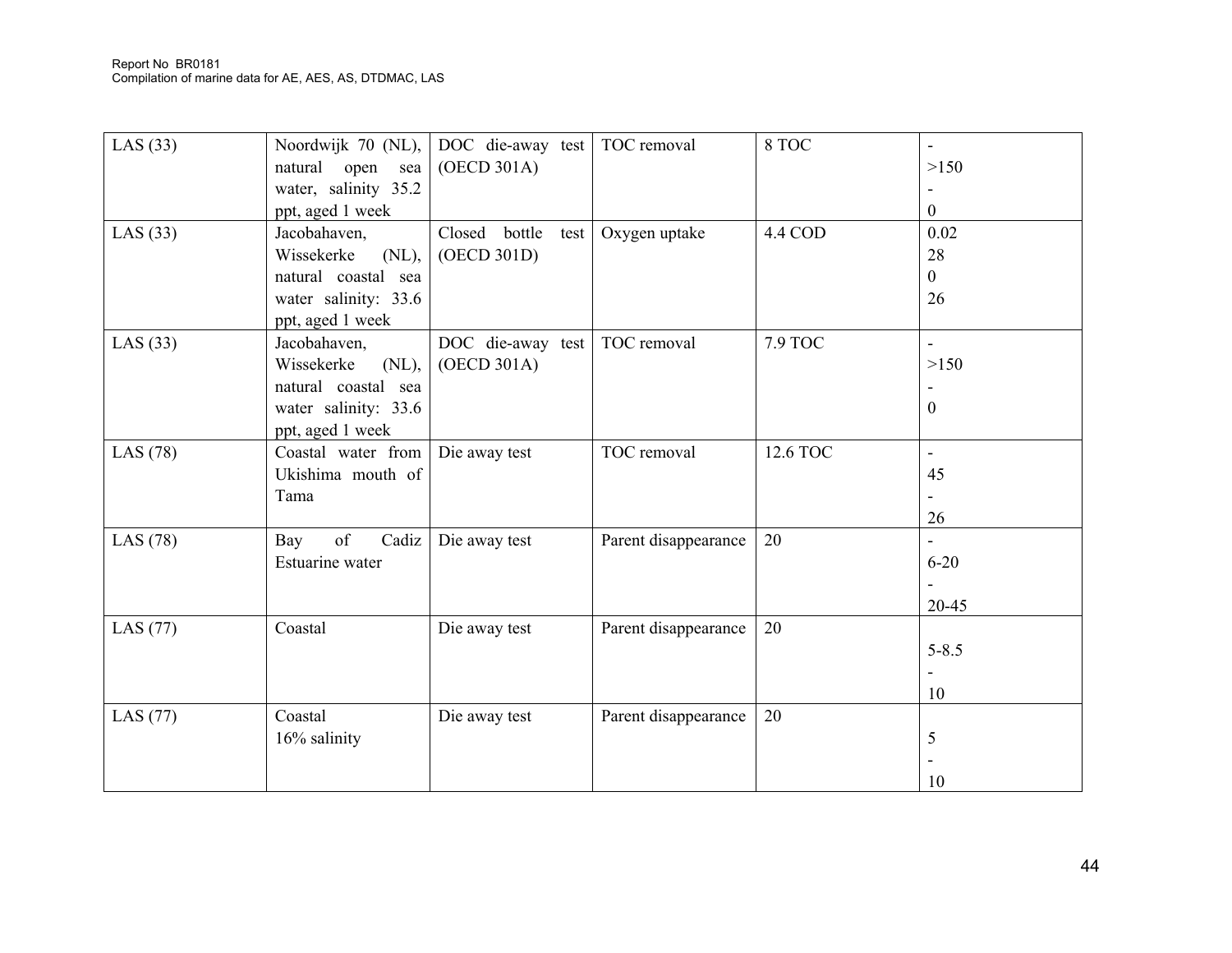| LAS (33) | Noordwijk 70 (NL), natural open sea water, salinity 35.2 ppt, aged 1 week | DOC die-away test (OECD 301A) | TOC removal | 8 TOC | -<br>>150<br>-<br>0 |
|---|---|---|---|---|---|
| LAS (33) | Jacobahaven, Wissekerke (NL), natural coastal sea water salinity: 33.6 ppt, aged 1 week | Closed bottle test (OECD 301D) | Oxygen uptake | 4.4 COD | 0.02<br>28<br>0<br>26 |
| LAS (33) | Jacobahaven, Wissekerke (NL), natural coastal sea water salinity: 33.6 ppt, aged 1 week | DOC die-away test (OECD 301A) | TOC removal | 7.9 TOC | -<br>>150<br>-<br>0 |
| LAS (78) | Coastal water from Ukishima mouth of Tama | Die away test | TOC removal | 12.6 TOC | -<br>45<br>-<br>26 |
| LAS (78) | Bay of Cadiz Estuarine water | Die away test | Parent disappearance | 20 | -<br>6-20<br>-<br>20-45 |
| LAS (77) | Coastal | Die away test | Parent disappearance | 20 | 5-8.5<br>-<br>10 |
| LAS (77) | Coastal<br>16% salinity | Die away test | Parent disappearance | 20 | 5<br>-<br>10 |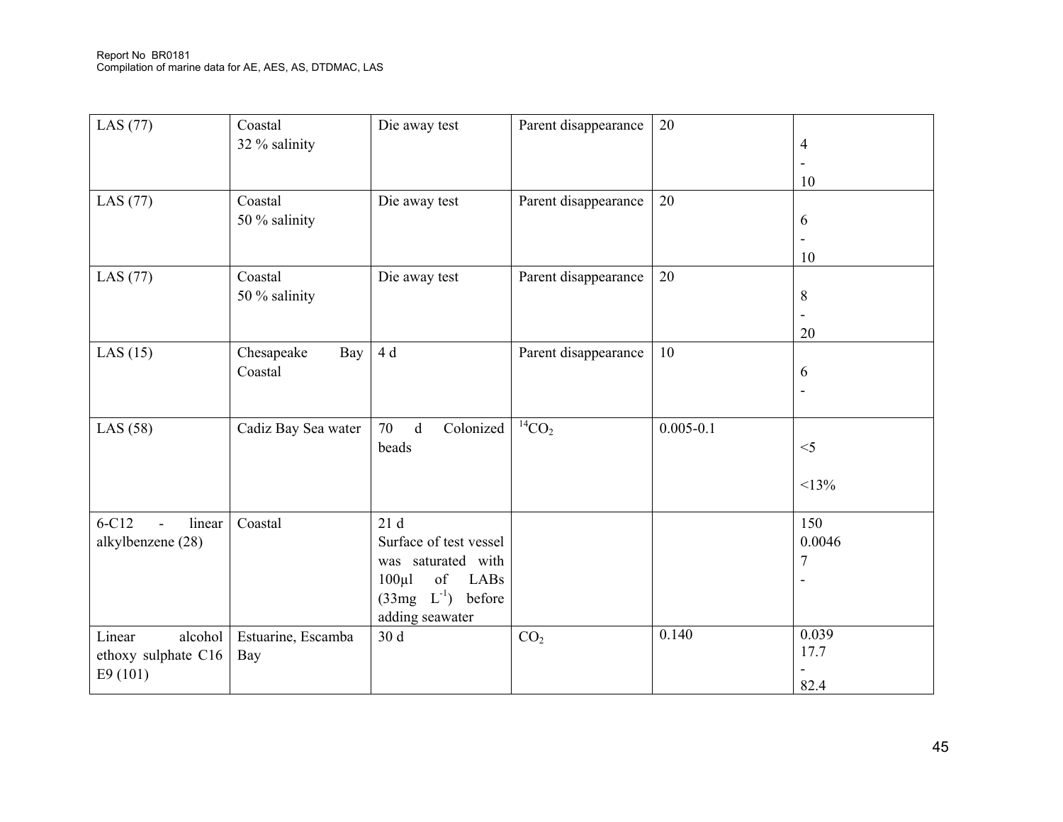| LAS (77) | Coastal<br>32 % salinity | Die away test | Parent disappearance | 20 | 4<br>-<br>10 |
|---|---|---|---|---|---|
| LAS (77) | Coastal<br>50 % salinity | Die away test | Parent disappearance | 20 | 6<br>-<br>10 |
| LAS (77) | Coastal<br>50 % salinity | Die away test | Parent disappearance | 20 | 8<br>-<br>20 |
| LAS (15) | Chesapeake Bay Coastal | 4 d | Parent disappearance | 10 | 6<br>- |
| LAS (58) | Cadiz Bay Sea water | 70 d Colonized beads | $^{14}CO_2$ | 0.005-0.1 | <5<br><br><13% |
| 6-C12 - linear alkylbenzene (28) | Coastal | 21 d<br>Surface of test vessel was saturated with 100µl of LABs (33mg $L^{-1}$) before adding seawater | | | 150<br>0.0046<br>7<br>- |
| Linear alcohol ethoxy sulphate C16 E9 (101) | Estuarine, Escamba Bay | 30 d | $CO_2$ | 0.140 | 0.039<br>17.7<br>-<br>82.4 |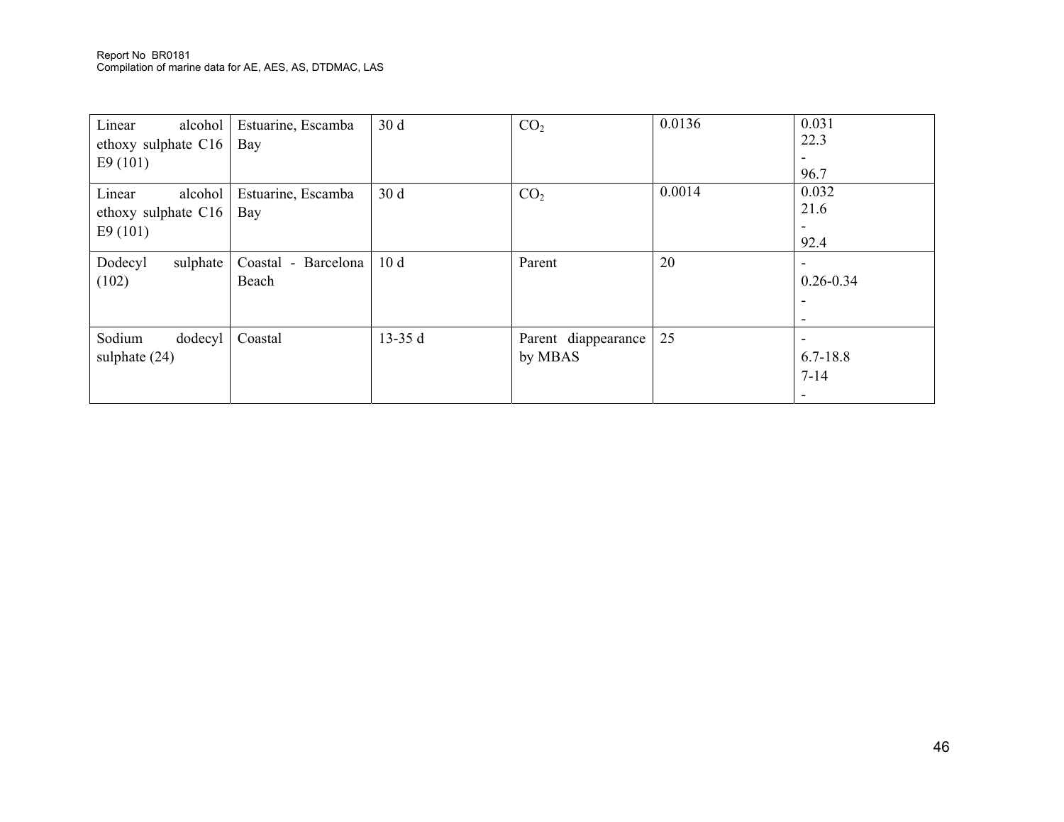| | | | | | |
|---|---|---|---|---|---|
| Linear alcohol ethoxy sulphate C16 E9 (101) | Estuarine, Escamba Bay | 30 d | $CO_2$ | 0.0136 | 0.031<br>22.3<br>-<br>96.7 |
| Linear alcohol ethoxy sulphate C16 E9 (101) | Estuarine, Escamba Bay | 30 d | $CO_2$ | 0.0014 | 0.032<br>21.6<br>-<br>92.4 |
| Dodecyl sulphate (102) | Coastal - Barcelona Beach | 10 d | Parent | 20 | -<br>0.26-0.34<br>-<br>- |
| Sodium dodecyl sulphate (24) | Coastal | 13-35 d | Parent diappearance by MBAS | 25 | -<br>6.7-18.8<br>7-14<br>- |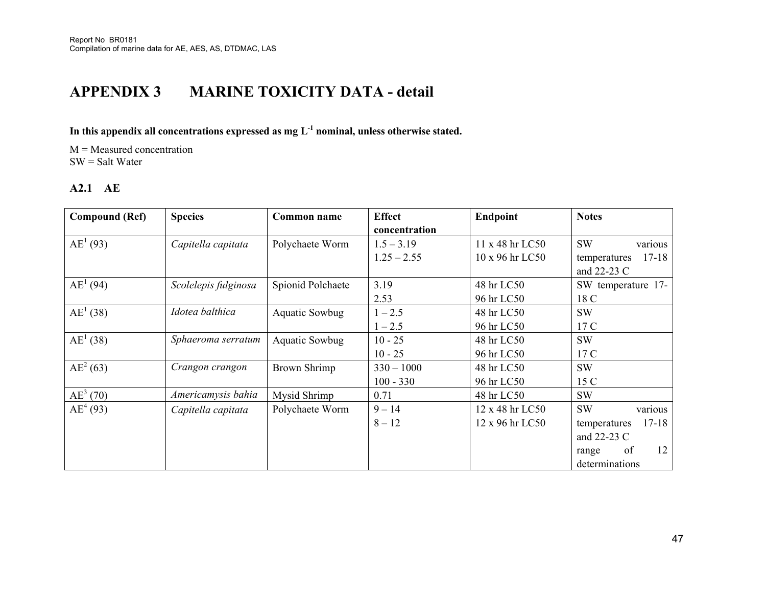# APPENDIX 3 MARINE TOXICITY DATA - detail

**In this appendix all concentrations expressed as mg $L^{-1}$ nominal, unless otherwise stated.**

M = Measured concentration
SW = Salt Water

### A2.1 AE

| Compound (Ref) | Species | Common name | Effect concentration | Endpoint | Notes |
|---|---|---|---|---|---|
| AE[1] (93) | *Capitella capitata* | Polychaete Worm | 1.5 – 3.19<br>1.25 – 2.55 | 11 x 48 hr LC50<br>10 x 96 hr LC50 | SW various temperatures 17-18 and 22-23 C |
| AE[1] (94) | *Scolelepis fulginosa* | Spionid Polchaete | 3.19<br>2.53 | 48 hr LC50<br>96 hr LC50 | SW temperature 17-18 C |
| AE[1] (38) | *Idotea balthica* | Aquatic Sowbug | 1 – 2.5<br>1 – 2.5 | 48 hr LC50<br>96 hr LC50 | SW<br>17 C |
| AE[1] (38) | *Sphaeroma serratum* | Aquatic Sowbug | 10 - 25<br>10 - 25 | 48 hr LC50<br>96 hr LC50 | SW<br>17 C |
| AE[2] (63) | *Crangon crangon* | Brown Shrimp | 330 – 1000<br>100 - 330 | 48 hr LC50<br>96 hr LC50 | SW<br>15 C |
| AE[3] (70) | *Americamysis bahia* | Mysid Shrimp | 0.71 | 48 hr LC50 | SW |
| AE[4] (93) | *Capitella capitata* | Polychaete Worm | 9 – 14<br>8 – 12 | 12 x 48 hr LC50<br>12 x 96 hr LC50 | SW various temperatures 17-18 and 22-23 C range of 12 determinations |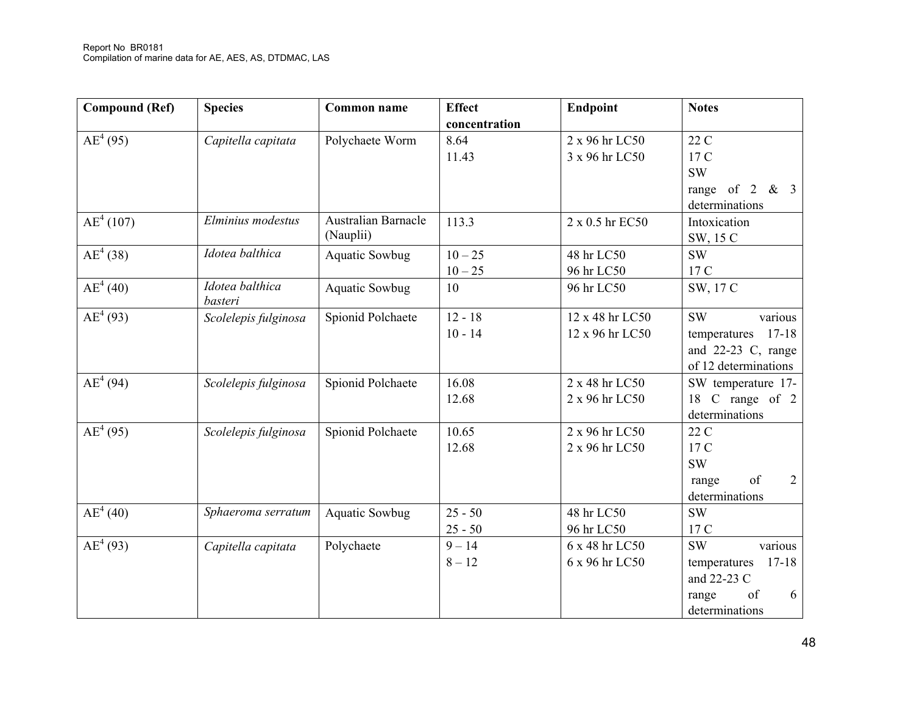| Compound (Ref) | Species | Common name | Effect concentration | Endpoint | Notes |
|---|---|---|---|---|---|
| AE[4] (95) | *Capitella capitata* | Polychaete Worm | 8.64<br>11.43 | 2 x 96 hr LC50<br>3 x 96 hr LC50 | 22 C<br>17 C<br>SW<br>range of 2 & 3 determinations |
| AE[4] (107) | *Elminius modestus* | Australian Barnacle (Nauplii) | 113.3 | 2 x 0.5 hr EC50 | Intoxication<br>SW, 15 C |
| AE[4] (38) | *Idotea balthica* | Aquatic Sowbug | 10 – 25<br>10 – 25 | 48 hr LC50<br>96 hr LC50 | SW<br>17 C |
| AE[4] (40) | *Idotea balthica basteri* | Aquatic Sowbug | 10 | 96 hr LC50 | SW, 17 C |
| AE[4] (93) | *Scolelepis fulginosa* | Spionid Polchaete | 12 - 18<br>10 - 14 | 12 x 48 hr LC50<br>12 x 96 hr LC50 | SW various temperatures 17-18 and 22-23 C, range of 12 determinations |
| AE[4] (94) | *Scolelepis fulginosa* | Spionid Polchaete | 16.08<br>12.68 | 2 x 48 hr LC50<br>2 x 96 hr LC50 | SW temperature 17-18 C range of 2 determinations |
| AE[4] (95) | *Scolelepis fulginosa* | Spionid Polchaete | 10.65<br>12.68 | 2 x 96 hr LC50<br>2 x 96 hr LC50 | 22 C<br>17 C<br>SW<br>range of 2 determinations |
| AE[4] (40) | *Sphaeroma serratum* | Aquatic Sowbug | 25 - 50<br>25 - 50 | 48 hr LC50<br>96 hr LC50 | SW<br>17 C |
| AE[4] (93) | *Capitella capitata* | Polychaete | 9 – 14<br>8 – 12 | 6 x 48 hr LC50<br>6 x 96 hr LC50 | SW various temperatures 17-18 and 22-23 C<br>range of 6 determinations |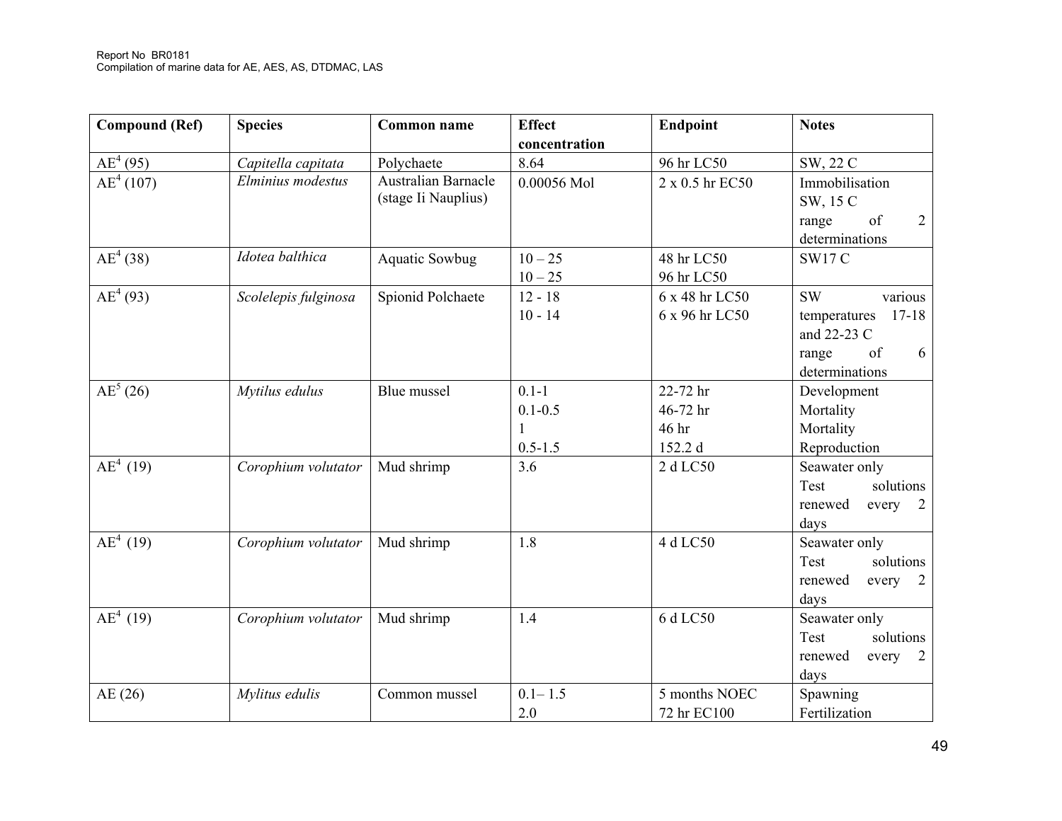| Compound (Ref) | Species | Common name | Effect concentration | Endpoint | Notes |
|---|---|---|---|---|---|
| AE[4] (95) | *Capitella capitata* | Polychaete | 8.64 | 96 hr LC50 | SW, 22 C |
| AE[4] (107) | *Elminius modestus* | Australian Barnacle (stage Ii Nauplius) | 0.00056 Mol | 2 x 0.5 hr EC50 | Immobilisation SW, 15 C range of 2 determinations |
| AE[4] (38) | *Idotea balthica* | Aquatic Sowbug | 10 – 25<br>10 – 25 | 48 hr LC50<br>96 hr LC50 | SW17 C |
| AE[4] (93) | *Scolelepis fulginosa* | Spionid Polchaete | 12 - 18<br>10 - 14 | 6 x 48 hr LC50<br>6 x 96 hr LC50 | SW various temperatures 17-18 and 22-23 C range of 6 determinations |
| AE[5] (26) | *Mytilus edulus* | Blue mussel | 0.1-1<br>0.1-0.5<br>1<br>0.5-1.5 | 22-72 hr<br>46-72 hr<br>46 hr<br>152.2 d | Development<br>Mortality<br>Mortality<br>Reproduction |
| AE[4] (19) | *Corophium volutator* | Mud shrimp | 3.6 | 2 d LC50 | Seawater only Test solutions renewed every 2 days |
| AE[4] (19) | *Corophium volutator* | Mud shrimp | 1.8 | 4 d LC50 | Seawater only Test solutions renewed every 2 days |
| AE[4] (19) | *Corophium volutator* | Mud shrimp | 1.4 | 6 d LC50 | Seawater only Test solutions renewed every 2 days |
| AE (26) | *Mylitus edulis* | Common mussel | 0.1– 1.5<br>2.0 | 5 months NOEC<br>72 hr EC100 | Spawning<br>Fertilization |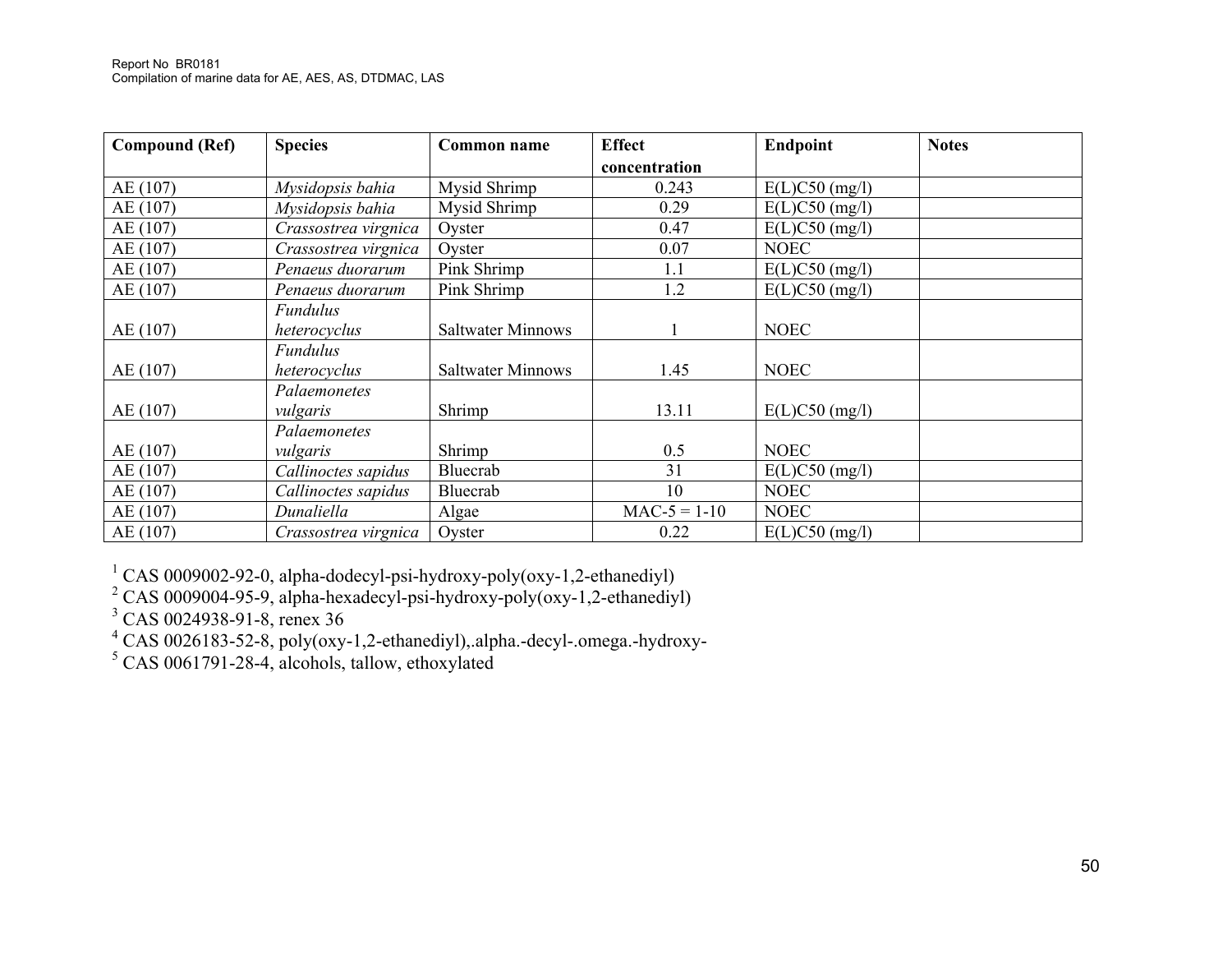| Compound (Ref) | Species | Common name | Effect concentration | Endpoint | Notes |
|---|---|---|---|---|---|
| AE (107) | *Mysidopsis bahia* | Mysid Shrimp | 0.243 | E(L)C50 (mg/l) | |
| AE (107) | *Mysidopsis bahia* | Mysid Shrimp | 0.29 | E(L)C50 (mg/l) | |
| AE (107) | *Crassostrea virgnica* | Oyster | 0.47 | E(L)C50 (mg/l) | |
| AE (107) | *Crassostrea virgnica* | Oyster | 0.07 | NOEC | |
| AE (107) | *Penaeus duorarum* | Pink Shrimp | 1.1 | E(L)C50 (mg/l) | |
| AE (107) | *Penaeus duorarum* | Pink Shrimp | 1.2 | E(L)C50 (mg/l) | |
| AE (107) | *Fundulus heterocyclus* | Saltwater Minnows | 1 | NOEC | |
| AE (107) | *Fundulus heterocyclus* | Saltwater Minnows | 1.45 | NOEC | |
| AE (107) | *Palaemonetes vulgaris* | Shrimp | 13.11 | E(L)C50 (mg/l) | |
| AE (107) | *Palaemonetes vulgaris* | Shrimp | 0.5 | NOEC | |
| AE (107) | *Callinoctes sapidus* | Bluecrab | 31 | E(L)C50 (mg/l) | |
| AE (107) | *Callinoctes sapidus* | Bluecrab | 10 | NOEC | |
| AE (107) | *Dunaliella* | Algae | MAC-5 = 1-10 | NOEC | |
| AE (107) | *Crassostrea virgnica* | Oyster | 0.22 | E(L)C50 (mg/l) | |

[1] CAS 0009002-92-0, alpha-dodecyl-psi-hydroxy-poly(oxy-1,2-ethanediyl)
[2] CAS 0009004-95-9, alpha-hexadecyl-psi-hydroxy-poly(oxy-1,2-ethanediyl)
[3] CAS 0024938-91-8, renex 36
[4] CAS 0026183-52-8, poly(oxy-1,2-ethanediyl),.alpha.-decyl-.omega.-hydroxy-
[5] CAS 0061791-28-4, alcohols, tallow, ethoxylated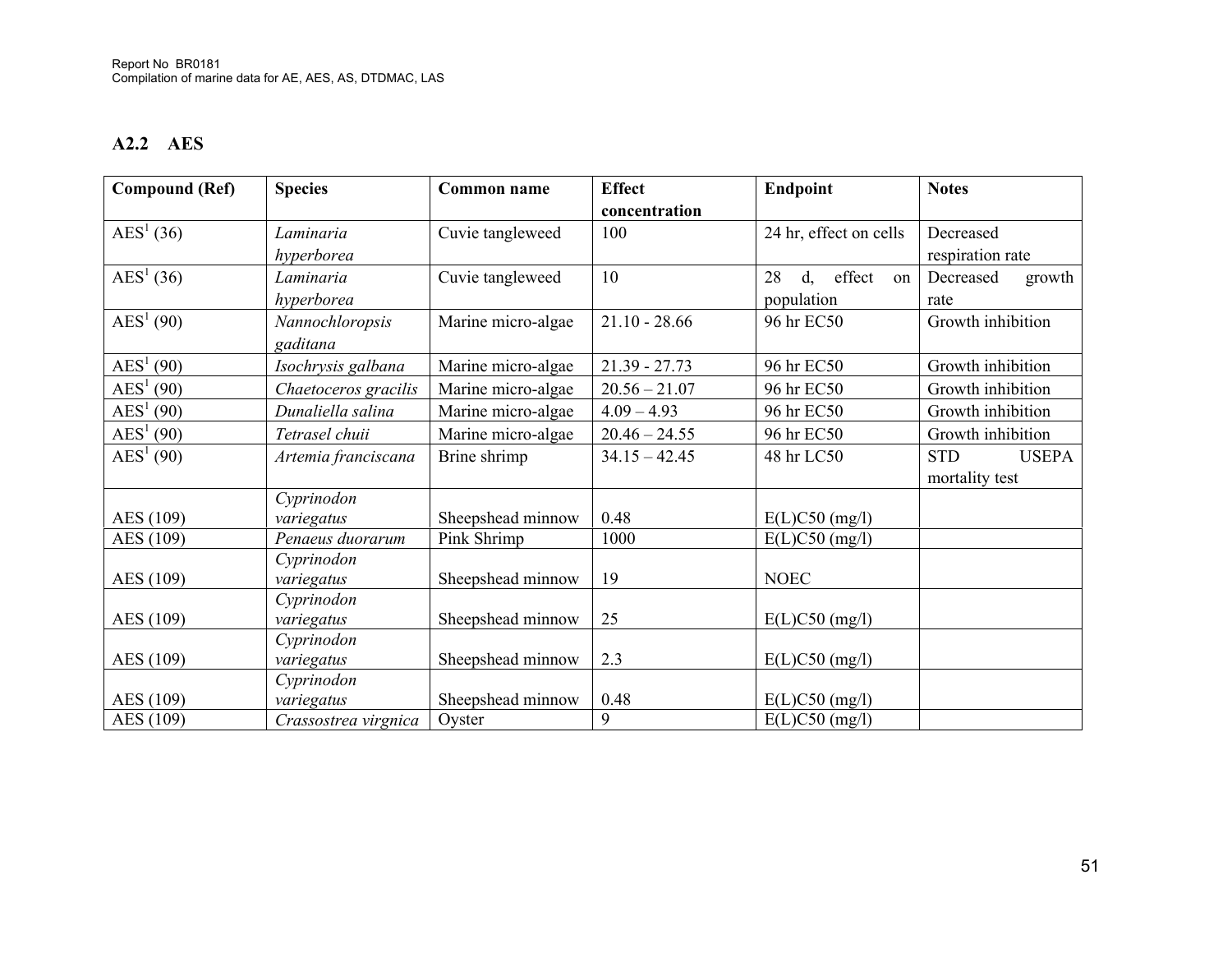## A2.2 AES

| Compound (Ref) | Species | Common name | Effect concentration | Endpoint | Notes |
|---|---|---|---|---|---|
| AES[1] (36) | *Laminaria hyperborea* | Cuvie tangleweed | 100 | 24 hr, effect on cells | Decreased respiration rate |
| AES[1] (36) | *Laminaria hyperborea* | Cuvie tangleweed | 10 | 28 d, effect on population | Decreased growth rate |
| AES[1] (90) | *Nannochloropsis gaditana* | Marine micro-algae | 21.10 - 28.66 | 96 hr EC50 | Growth inhibition |
| AES[1] (90) | *Isochrysis galbana* | Marine micro-algae | 21.39 - 27.73 | 96 hr EC50 | Growth inhibition |
| AES[1] (90) | *Chaetoceros gracilis* | Marine micro-algae | 20.56 – 21.07 | 96 hr EC50 | Growth inhibition |
| AES[1] (90) | *Dunaliella salina* | Marine micro-algae | 4.09 – 4.93 | 96 hr EC50 | Growth inhibition |
| AES[1] (90) | *Tetrasel chuii* | Marine micro-algae | 20.46 – 24.55 | 96 hr EC50 | Growth inhibition |
| AES[1] (90) | *Artemia franciscana* | Brine shrimp | 34.15 – 42.45 | 48 hr LC50 | STD USEPA mortality test |
| AES (109) | *Cyprinodon variegatus* | Sheepshead minnow | 0.48 | E(L)C50 (mg/l) | |
| AES (109) | *Penaeus duorarum* | Pink Shrimp | 1000 | E(L)C50 (mg/l) | |
| AES (109) | *Cyprinodon variegatus* | Sheepshead minnow | 19 | NOEC | |
| AES (109) | *Cyprinodon variegatus* | Sheepshead minnow | 25 | E(L)C50 (mg/l) | |
| AES (109) | *Cyprinodon variegatus* | Sheepshead minnow | 2.3 | E(L)C50 (mg/l) | |
| AES (109) | *Cyprinodon variegatus* | Sheepshead minnow | 0.48 | E(L)C50 (mg/l) | |
| AES (109) | *Crassostrea virgnica* | Oyster | 9 | E(L)C50 (mg/l) | |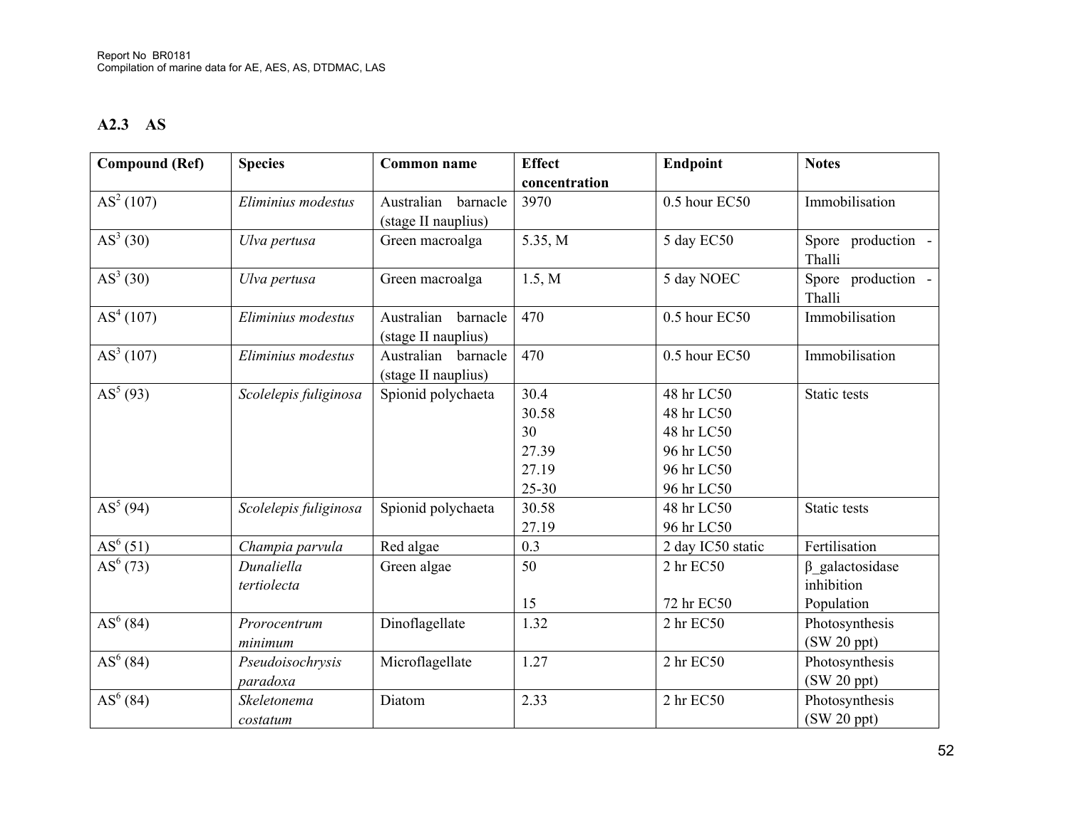### A2.3 AS

| Compound (Ref) | Species | Common name | Effect concentration | Endpoint | Notes |
|---|---|---|---|---|---|
| AS[2] (107) | *Eliminius modestus* | Australian barnacle (stage II nauplius) | 3970 | 0.5 hour EC50 | Immobilisation |
| AS[3] (30) | *Ulva pertusa* | Green macroalga | 5.35, M | 5 day EC50 | Spore production - Thalli |
| AS[3] (30) | *Ulva pertusa* | Green macroalga | 1.5, M | 5 day NOEC | Spore production - Thalli |
| AS[4] (107) | *Eliminius modestus* | Australian barnacle (stage II nauplius) | 470 | 0.5 hour EC50 | Immobilisation |
| AS[3] (107) | *Eliminius modestus* | Australian barnacle (stage II nauplius) | 470 | 0.5 hour EC50 | Immobilisation |
| AS[5] (93) | *Scolelepis fuliginosa* | Spionid polychaeta | 30.4<br>30.58<br>30<br>27.39<br>27.19<br>25-30 | 48 hr LC50<br>48 hr LC50<br>48 hr LC50<br>96 hr LC50<br>96 hr LC50<br>96 hr LC50 | Static tests |
| AS[5] (94) | *Scolelepis fuliginosa* | Spionid polychaeta | 30.58<br>27.19 | 48 hr LC50<br>96 hr LC50 | Static tests |
| AS[6] (51) | *Champia parvula* | Red algae | 0.3 | 2 day IC50 static | Fertilisation |
| AS[6] (73) | *Dunaliella tertiolecta* | Green algae | 50<br><br>15 | 2 hr EC50<br><br>72 hr EC50 | β_galactosidase inhibition<br>Population |
| AS[6] (84) | *Prorocentrum minimum* | Dinoflagellate | 1.32 | 2 hr EC50 | Photosynthesis (SW 20 ppt) |
| AS[6] (84) | *Pseudoisochrysis paradoxa* | Microflagellate | 1.27 | 2 hr EC50 | Photosynthesis (SW 20 ppt) |
| AS[6] (84) | *Skeletonema costatum* | Diatom | 2.33 | 2 hr EC50 | Photosynthesis (SW 20 ppt) |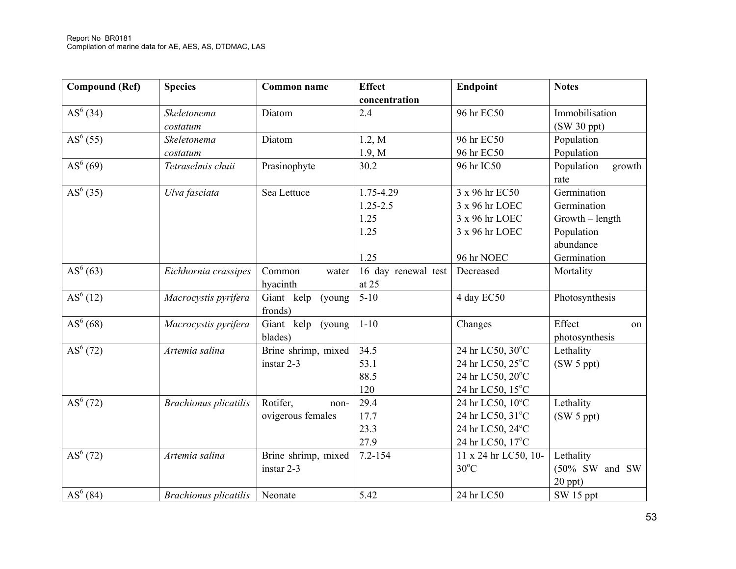| Compound (Ref) | Species | Common name | Effect concentration | Endpoint | Notes |
|---|---|---|---|---|---|
| AS[6] (34) | *Skeletonema costatum* | Diatom | 2.4 | 96 hr EC50 | Immobilisation (SW 30 ppt) |
| AS[6] (55) | *Skeletonema costatum* | Diatom | 1.2, M<br>1.9, M | 96 hr EC50<br>96 hr EC50 | Population<br>Population |
| AS[6] (69) | *Tetraselmis chuii* | Prasinophyte | 30.2 | 96 hr IC50 | Population growth rate |
| AS[6] (35) | *Ulva fasciata* | Sea Lettuce | 1.75-4.29<br>1.25-2.5<br>1.25<br>1.25<br><br>1.25 | 3 x 96 hr EC50<br>3 x 96 hr LOEC<br>3 x 96 hr LOEC<br>3 x 96 hr LOEC<br><br>96 hr NOEC | Germination<br>Germination<br>Growth – length<br>Population abundance<br>Germination |
| AS[6] (63) | *Eichhornia crassipes* | Common water hyacinth | 16 day renewal test at 25 | Decreased | Mortality |
| AS[6] (12) | *Macrocystis pyrifera* | Giant kelp (young fronds) | 5-10 | 4 day EC50 | Photosynthesis |
| AS[6] (68) | *Macrocystis pyrifera* | Giant kelp (young blades) | 1-10 | Changes | Effect on photosynthesis |
| AS[6] (72) | *Artemia salina* | Brine shrimp, mixed instar 2-3 | 34.5<br>53.1<br>88.5<br>120 | 24 hr LC50, 30°C<br>24 hr LC50, 25°C<br>24 hr LC50, 20°C<br>24 hr LC50, 15°C | Lethality (SW 5 ppt) |
| AS[6] (72) | *Brachionus plicatilis* | Rotifer, non-ovigerous females | 29.4<br>17.7<br>23.3<br>27.9 | 24 hr LC50, 10°C<br>24 hr LC50, 31°C<br>24 hr LC50, 24°C<br>24 hr LC50, 17°C | Lethality (SW 5 ppt) |
| AS[6] (72) | *Artemia salina* | Brine shrimp, mixed instar 2-3 | 7.2-154 | 11 x 24 hr LC50, 10-30°C | Lethality (50% SW and SW 20 ppt) |
| AS[6] (84) | *Brachionus plicatilis* | Neonate | 5.42 | 24 hr LC50 | SW 15 ppt |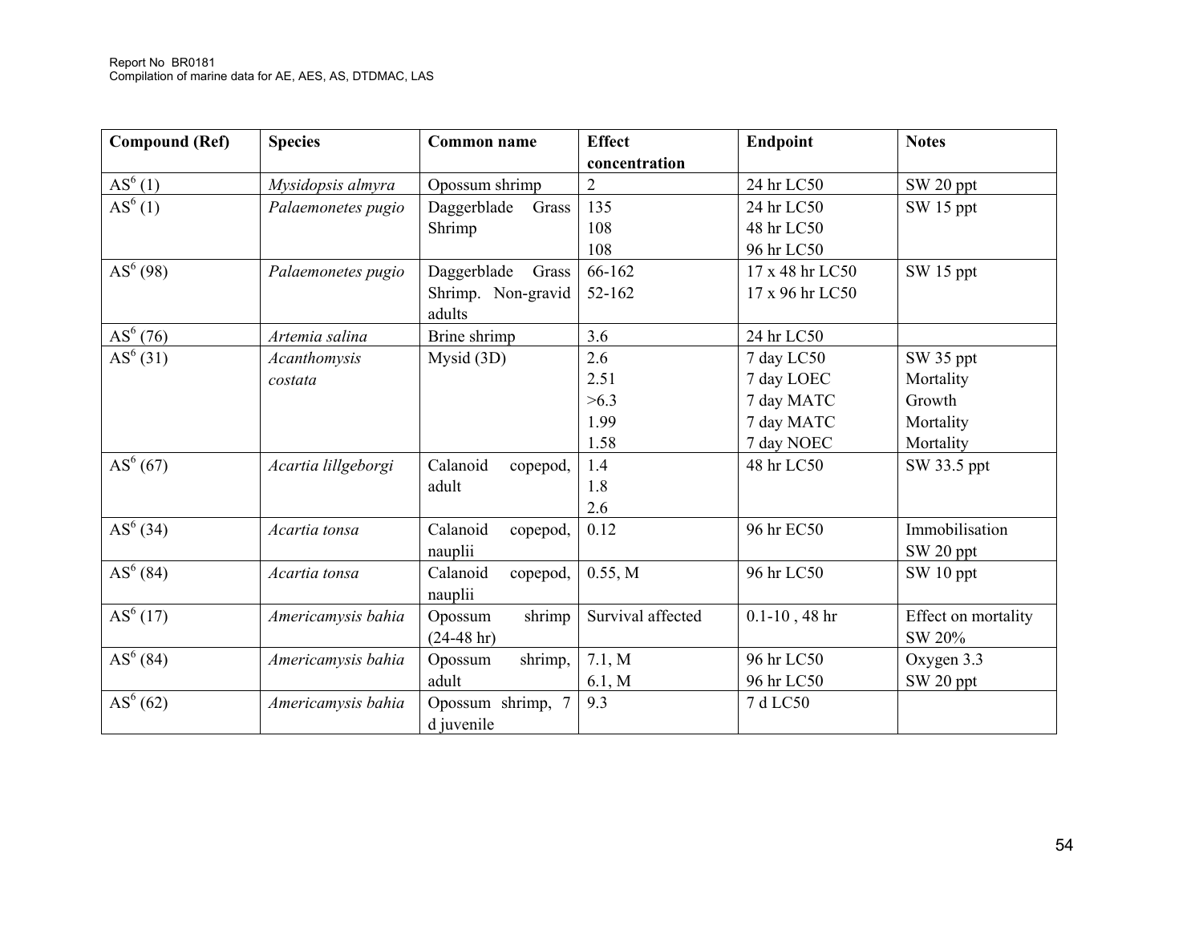| Compound (Ref) | Species | Common name | Effect concentration | Endpoint | Notes |
|---|---|---|---|---|---|
| $AS^6$ (1) | *Mysidopsis almyra* | Opossum shrimp | 2 | 24 hr LC50 | SW 20 ppt |
| $AS^6$ (1) | *Palaemonetes pugio* | Daggerblade Grass Shrimp | 135<br>108<br>108 | 24 hr LC50<br>48 hr LC50<br>96 hr LC50 | SW 15 ppt |
| $AS^6$ (98) | *Palaemonetes pugio* | Daggerblade Grass Shrimp. Non-gravid adults | 66-162<br>52-162 | 17 x 48 hr LC50<br>17 x 96 hr LC50 | SW 15 ppt |
| $AS^6$ (76) | *Artemia salina* | Brine shrimp | 3.6 | 24 hr LC50 | |
| $AS^6$ (31) | *Acanthomysis costata* | Mysid (3D) | 2.6<br>2.51<br>>6.3<br>1.99<br>1.58 | 7 day LC50<br>7 day LOEC<br>7 day MATC<br>7 day MATC<br>7 day NOEC | SW 35 ppt<br>Mortality<br>Growth<br>Mortality<br>Mortality |
| $AS^6$ (67) | *Acartia lillgeborgi* | Calanoid copepod, adult | 1.4<br>1.8<br>2.6 | 48 hr LC50 | SW 33.5 ppt |
| $AS^6$ (34) | *Acartia tonsa* | Calanoid copepod, nauplii | 0.12 | 96 hr EC50 | Immobilisation<br>SW 20 ppt |
| $AS^6$ (84) | *Acartia tonsa* | Calanoid copepod, nauplii | 0.55, M | 96 hr LC50 | SW 10 ppt |
| $AS^6$ (17) | *Americamysis bahia* | Opossum shrimp (24-48 hr) | Survival affected | 0.1-10 , 48 hr | Effect on mortality<br>SW 20% |
| $AS^6$ (84) | *Americamysis bahia* | Opossum shrimp, adult | 7.1, M<br>6.1, M | 96 hr LC50<br>96 hr LC50 | Oxygen 3.3<br>SW 20 ppt |
| $AS^6$ (62) | *Americamysis bahia* | Opossum shrimp, 7 d juvenile | 9.3 | 7 d LC50 | |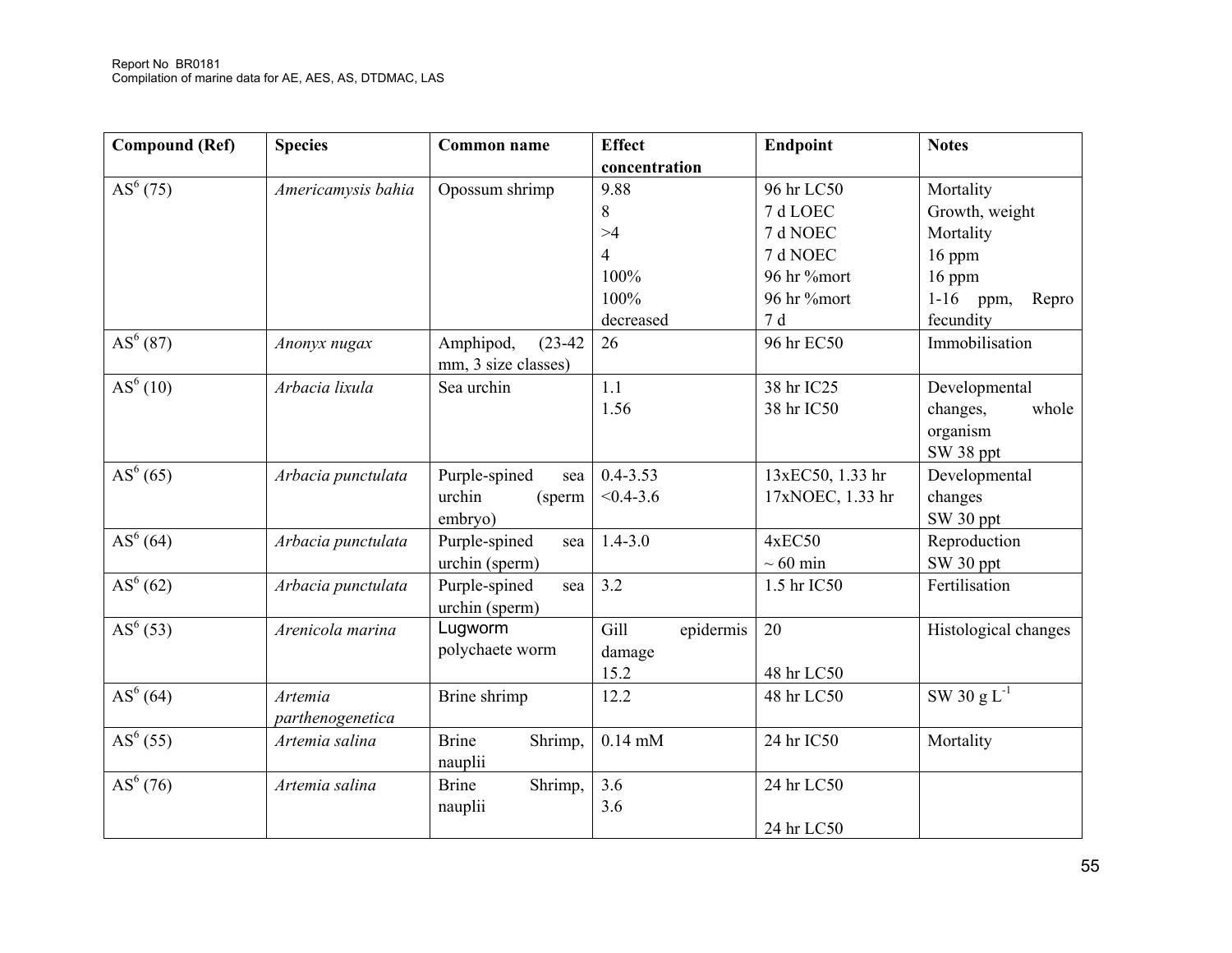| Compound (Ref) | Species | Common name | Effect concentration | Endpoint | Notes |
|---|---|---|---|---|---|
| AS[6] (75) | *Americamysis bahia* | Opossum shrimp | 9.88<br>8<br>>4<br>4<br>100%<br>100%<br>decreased | 96 hr LC50<br>7 d LOEC<br>7 d NOEC<br>7 d NOEC<br>96 hr %mort<br>96 hr %mort<br>7 d | Mortality<br>Growth, weight<br>Mortality<br>16 ppm<br>16 ppm<br>1-16 ppm, Repro fecundity |
| AS[6] (87) | *Anonyx nugax* | Amphipod, (23-42 mm, 3 size classes) | 26 | 96 hr EC50 | Immobilisation |
| AS[6] (10) | *Arbacia lixula* | Sea urchin | 1.1<br>1.56 | 38 hr IC25<br>38 hr IC50 | Developmental changes, whole organism<br>SW 38 ppt |
| AS[6] (65) | *Arbacia punctulata* | Purple-spined sea urchin (sperm embryo) | 0.4-3.53<br><0.4-3.6 | 13xEC50, 1.33 hr<br>17xNOEC, 1.33 hr | Developmental changes<br>SW 30 ppt |
| AS[6] (64) | *Arbacia punctulata* | Purple-spined sea urchin (sperm) | 1.4-3.0 | 4xEC50<br>~ 60 min | Reproduction<br>SW 30 ppt |
| AS[6] (62) | *Arbacia punctulata* | Purple-spined sea urchin (sperm) | 3.2 | 1.5 hr IC50 | Fertilisation |
| AS[6] (53) | *Arenicola marina* | Lugworm polychaete worm | Gill epidermis damage<br>15.2 | 20<br><br>48 hr LC50 | Histological changes |
| AS[6] (64) | *Artemia parthenogenetica* | Brine shrimp | 12.2 | 48 hr LC50 | SW 30 g $L^{-1}$ |
| AS[6] (55) | *Artemia salina* | Brine Shrimp, nauplii | 0.14 mM | 24 hr IC50 | Mortality |
| AS[6] (76) | *Artemia salina* | Brine Shrimp, nauplii | 3.6<br>3.6 | 24 hr LC50<br><br>24 hr LC50 | |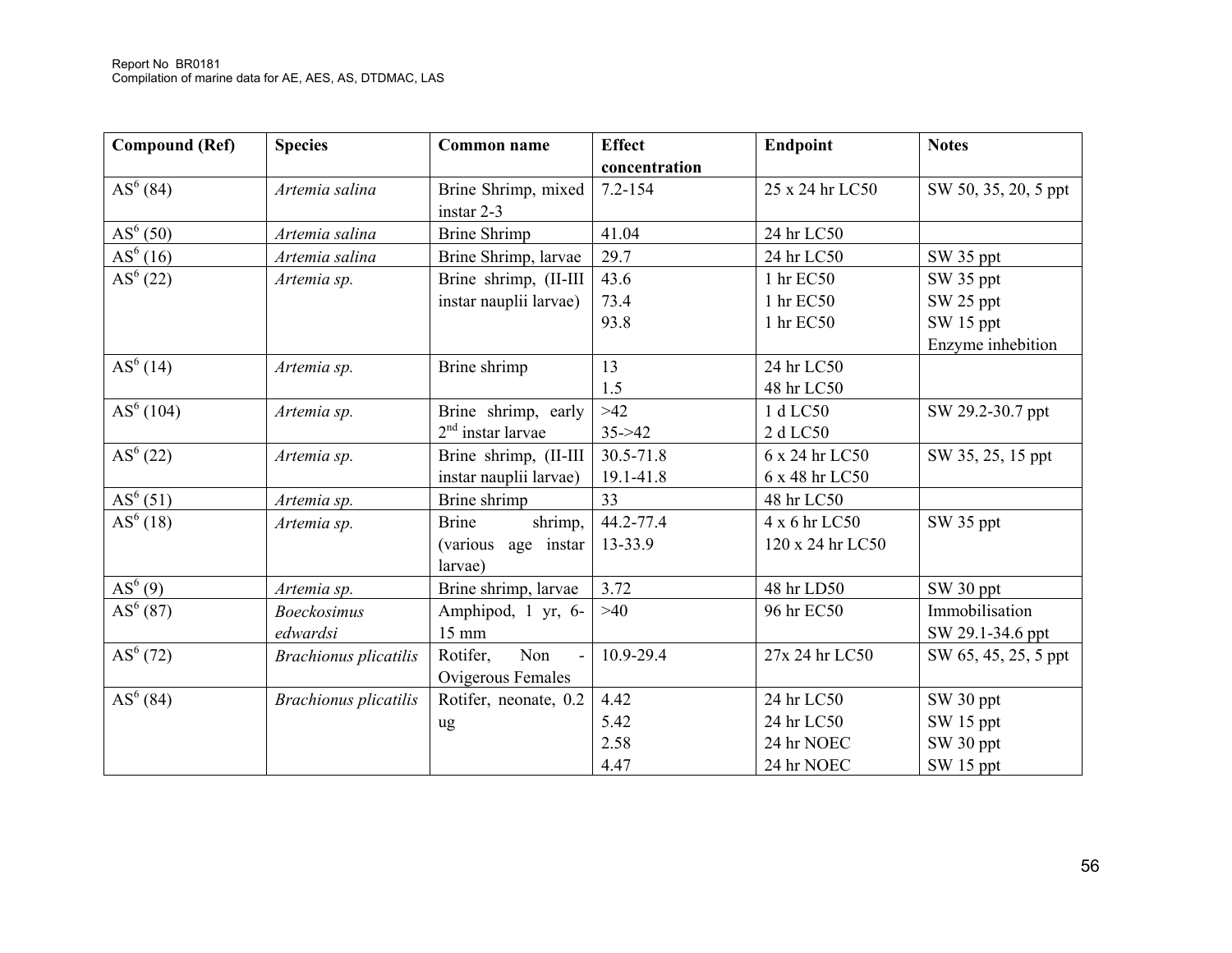| Compound (Ref) | Species | Common name | Effect concentration | Endpoint | Notes |
|---|---|---|---|---|---|
| AS[6] (84) | *Artemia salina* | Brine Shrimp, mixed instar 2-3 | 7.2-154 | 25 x 24 hr LC50 | SW 50, 35, 20, 5 ppt |
| AS[6] (50) | *Artemia salina* | Brine Shrimp | 41.04 | 24 hr LC50 | |
| AS[6] (16) | *Artemia salina* | Brine Shrimp, larvae | 29.7 | 24 hr LC50 | SW 35 ppt |
| AS[6] (22) | *Artemia sp.* | Brine shrimp, (II-III instar nauplii larvae) | 43.6<br>73.4<br>93.8 | 1 hr EC50<br>1 hr EC50<br>1 hr EC50 | SW 35 ppt<br>SW 25 ppt<br>SW 15 ppt<br>Enzyme inhebition |
| AS[6] (14) | *Artemia sp.* | Brine shrimp | 13<br>1.5 | 24 hr LC50<br>48 hr LC50 | |
| AS[6] (104) | *Artemia sp.* | Brine shrimp, early 2nd instar larvae | >42<br>35->42 | 1 d LC50<br>2 d LC50 | SW 29.2-30.7 ppt |
| AS[6] (22) | *Artemia sp.* | Brine shrimp, (II-III instar nauplii larvae) | 30.5-71.8<br>19.1-41.8 | 6 x 24 hr LC50<br>6 x 48 hr LC50 | SW 35, 25, 15 ppt |
| AS[6] (51) | *Artemia sp.* | Brine shrimp | 33 | 48 hr LC50 | |
| AS[6] (18) | *Artemia sp.* | Brine shrimp, (various age instar larvae) | 44.2-77.4<br>13-33.9 | 4 x 6 hr LC50<br>120 x 24 hr LC50 | SW 35 ppt |
| AS[6] (9) | *Artemia sp.* | Brine shrimp, larvae | 3.72 | 48 hr LD50 | SW 30 ppt |
| AS[6] (87) | *Boeckosimus edwardsi* | Amphipod, 1 yr, 6-15 mm | >40 | 96 hr EC50 | Immobilisation<br>SW 29.1-34.6 ppt |
| AS[6] (72) | *Brachionus plicatilis* | Rotifer, Non - Ovigerous Females | 10.9-29.4 | 27x 24 hr LC50 | SW 65, 45, 25, 5 ppt |
| AS[6] (84) | *Brachionus plicatilis* | Rotifer, neonate, 0.2 ug | 4.42<br>5.42<br>2.58<br>4.47 | 24 hr LC50<br>24 hr LC50<br>24 hr NOEC<br>24 hr NOEC | SW 30 ppt<br>SW 15 ppt<br>SW 30 ppt<br>SW 15 ppt |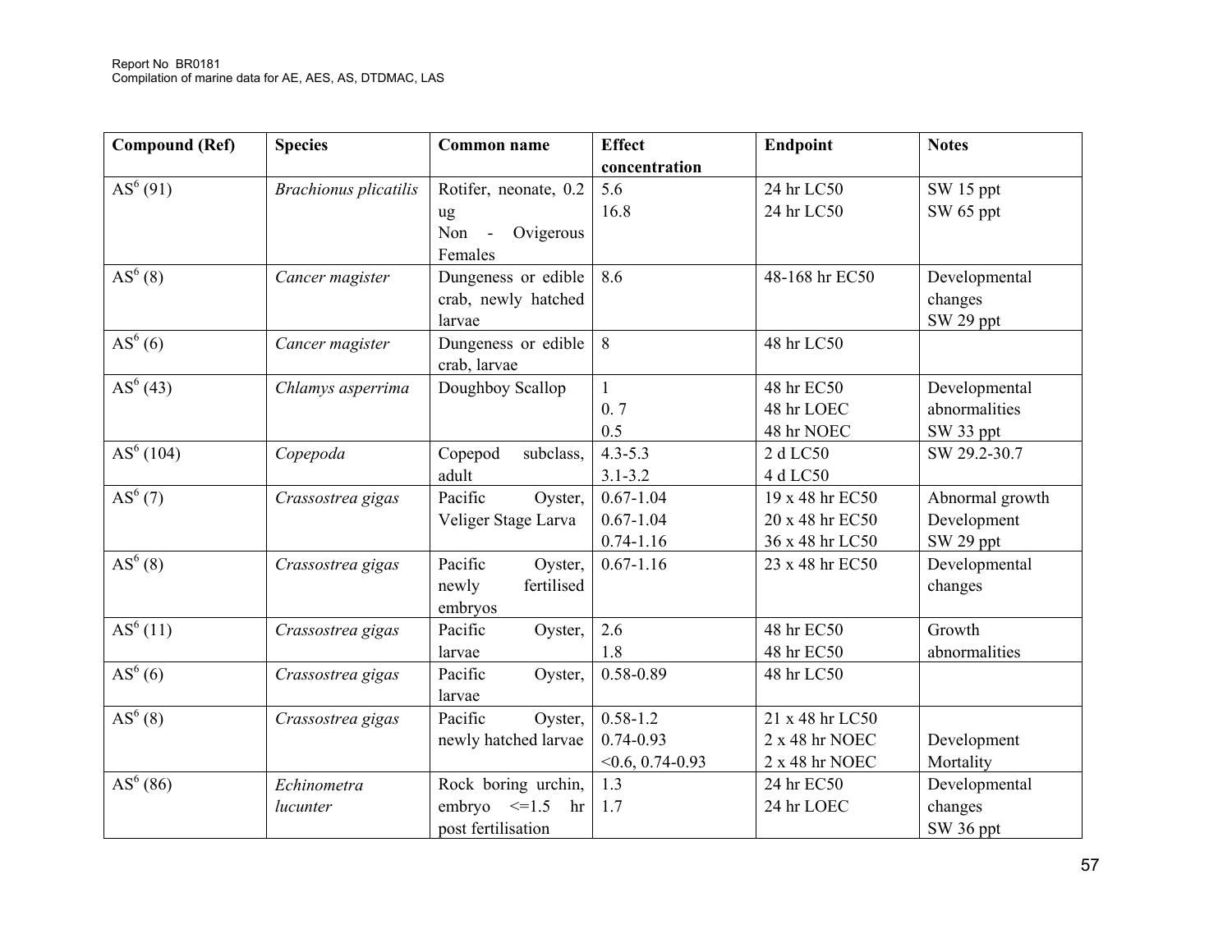| Compound (Ref) | Species | Common name | Effect concentration | Endpoint | Notes |
|---|---|---|---|---|---|
| AS[6] (91) | *Brachionus plicatilis* | Rotifer, neonate, 0.2 ug Non - Ovigerous Females | 5.6<br>16.8 | 24 hr LC50<br>24 hr LC50 | SW 15 ppt<br>SW 65 ppt |
| AS[6] (8) | *Cancer magister* | Dungeness or edible crab, newly hatched larvae | 8.6 | 48-168 hr EC50 | Developmental changes<br>SW 29 ppt |
| AS[6] (6) | *Cancer magister* | Dungeness or edible crab, larvae | 8 | 48 hr LC50 | |
| AS[6] (43) | *Chlamys asperrima* | Doughboy Scallop | 1<br>0. 7<br>0.5 | 48 hr EC50<br>48 hr LOEC<br>48 hr NOEC | Developmental abnormalities<br>SW 33 ppt |
| AS[6] (104) | *Copepoda* | Copepod subclass, adult | 4.3-5.3<br>3.1-3.2 | 2 d LC50<br>4 d LC50 | SW 29.2-30.7 |
| AS[6] (7) | *Crassostrea gigas* | Pacific Oyster, Veliger Stage Larva | 0.67-1.04<br>0.67-1.04<br>0.74-1.16 | 19 x 48 hr EC50<br>20 x 48 hr EC50<br>36 x 48 hr LC50 | Abnormal growth<br>Development<br>SW 29 ppt |
| AS[6] (8) | *Crassostrea gigas* | Pacific Oyster, newly fertilised embryos | 0.67-1.16 | 23 x 48 hr EC50 | Developmental changes |
| AS[6] (11) | *Crassostrea gigas* | Pacific Oyster, larvae | 2.6<br>1.8 | 48 hr EC50<br>48 hr EC50 | Growth abnormalities |
| AS[6] (6) | *Crassostrea gigas* | Pacific Oyster, larvae | 0.58-0.89 | 48 hr LC50 | |
| AS[6] (8) | *Crassostrea gigas* | Pacific Oyster, newly hatched larvae | 0.58-1.2<br>0.74-0.93<br><0.6, 0.74-0.93 | 21 x 48 hr LC50<br>2 x 48 hr NOEC<br>2 x 48 hr NOEC | <br>Development<br>Mortality |
| AS[6] (86) | *Echinometra lucunter* | Rock boring urchin, embryo <=1.5 hr post fertilisation | 1.3<br>1.7 | 24 hr EC50<br>24 hr LOEC | Developmental changes<br>SW 36 ppt |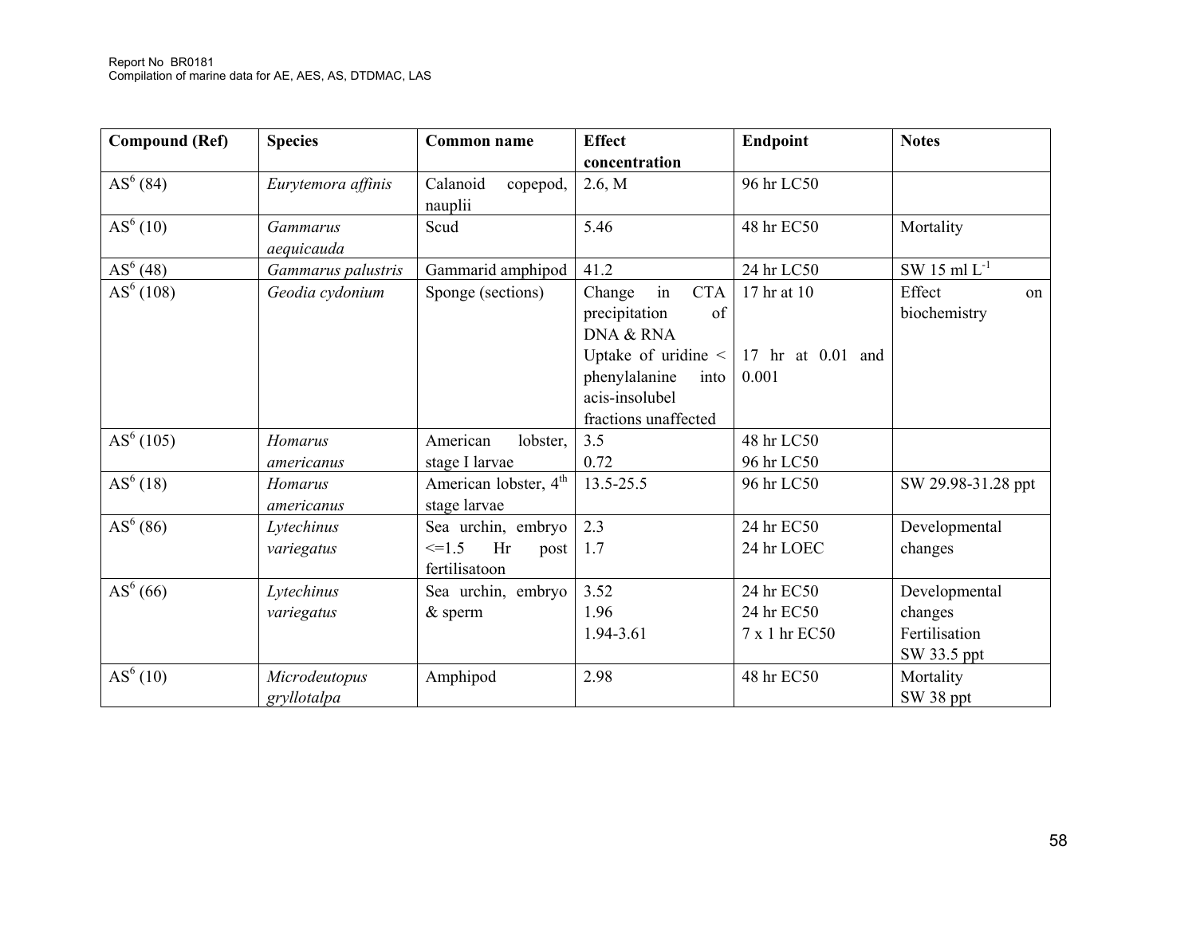| Compound (Ref) | Species | Common name | Effect concentration | Endpoint | Notes |
|---|---|---|---|---|---|
| AS[6] (84) | *Eurytemora affinis* | Calanoid copepod, nauplii | 2.6, M | 96 hr LC50 | |
| AS[6] (10) | *Gammarus aequicauda* | Scud | 5.46 | 48 hr EC50 | Mortality |
| AS[6] (48) | *Gammarus palustris* | Gammarid amphipod | 41.2 | 24 hr LC50 | SW 15 ml $L^{-1}$ |
| AS[6] (108) | *Geodia cydonium* | Sponge (sections) | Change in CTA precipitation of DNA & RNA<br>Uptake of uridine < phenylalanine into acis-insolubel fractions unaffected | 17 hr at 10<br><br>17 hr at 0.01 and 0.001 | Effect on biochemistry |
| AS[6] (105) | *Homarus americanus* | American lobster, stage I larvae | 3.5<br>0.72 | 48 hr LC50<br>96 hr LC50 | |
| AS[6] (18) | *Homarus americanus* | American lobster, 4[th] stage larvae | 13.5-25.5 | 96 hr LC50 | SW 29.98-31.28 ppt |
| AS[6] (86) | *Lytechinus variegatus* | Sea urchin, embryo <=1.5 Hr post fertilisatoon | 2.3<br>1.7 | 24 hr EC50<br>24 hr LOEC | Developmental changes |
| AS[6] (66) | *Lytechinus variegatus* | Sea urchin, embryo & sperm | 3.52<br>1.96<br>1.94-3.61 | 24 hr EC50<br>24 hr EC50<br>7 x 1 hr EC50 | Developmental changes<br>Fertilisation<br>SW 33.5 ppt |
| AS[6] (10) | *Microdeutopus gryllotalpa* | Amphipod | 2.98 | 48 hr EC50 | Mortality<br>SW 38 ppt |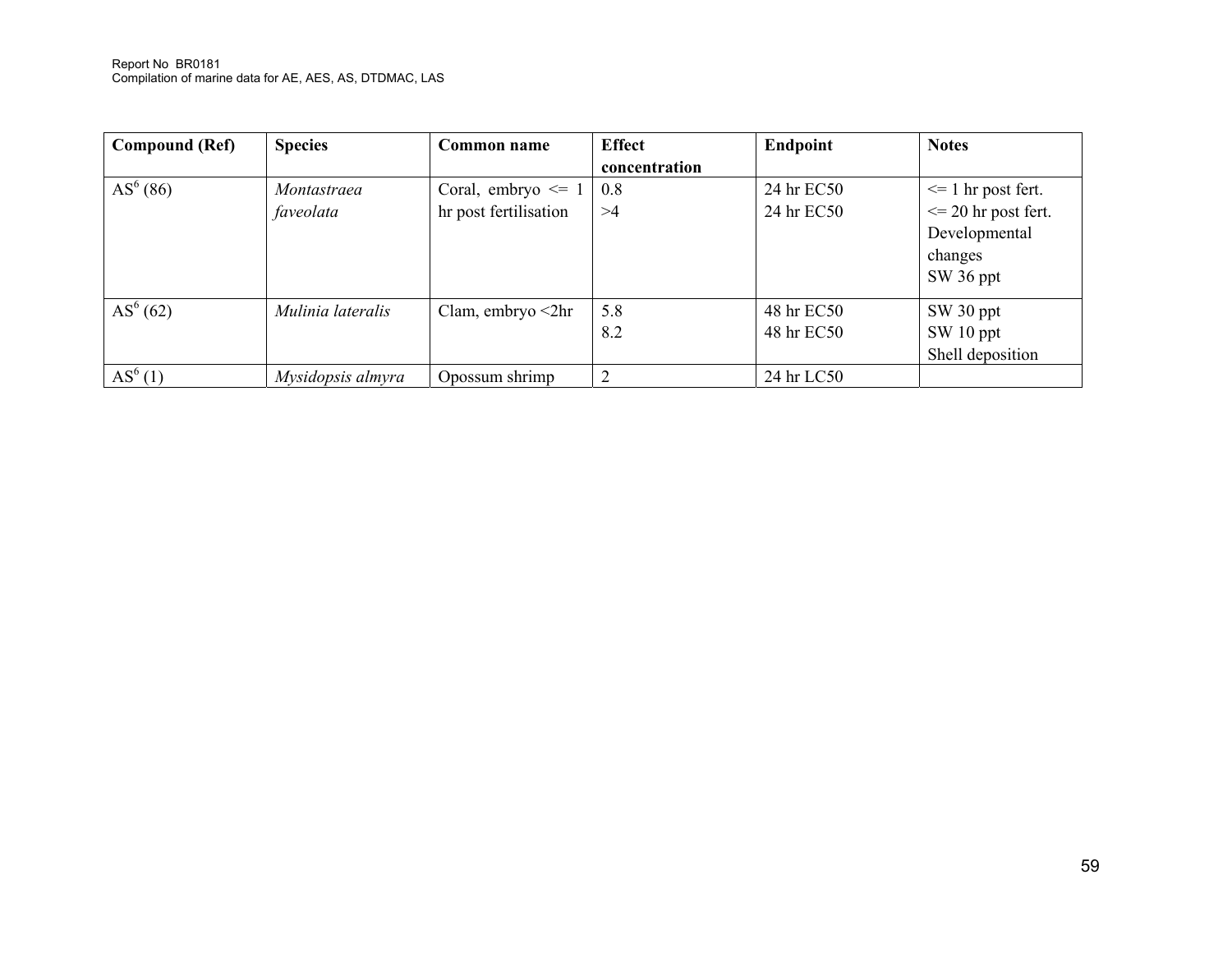| Compound (Ref) | Species | Common name | Effect concentration | Endpoint | Notes |
|---|---|---|---|---|---|
| AS[6] (86) | *Montastraea faveolata* | Coral, embryo <= 1 hr post fertilisation | 0.8<br>>4 | 24 hr EC50<br>24 hr EC50 | <= 1 hr post fert.<br><= 20 hr post fert.<br>Developmental changes<br>SW 36 ppt |
| AS[6] (62) | *Mulinia lateralis* | Clam, embryo <2hr | 5.8<br>8.2 | 48 hr EC50<br>48 hr EC50 | SW 30 ppt<br>SW 10 ppt<br>Shell deposition |
| AS[6] (1) | *Mysidopsis almyra* | Opossum shrimp | 2 | 24 hr LC50 | |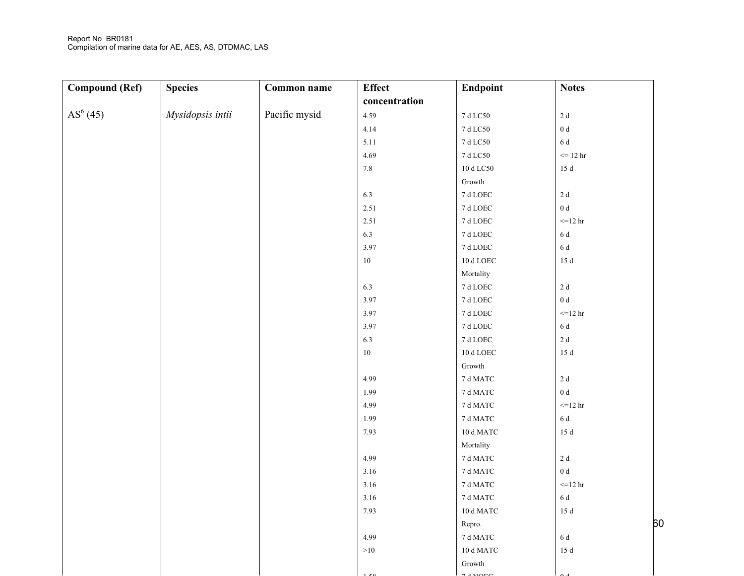| Compound (Ref) | Species | Common name | Effect concentration | Endpoint | Notes |
|---|---|---|---|---|---|
| AS[6] (45) | *Mysidopsis intii* | Pacific mysid | 4.59 | 7 d LC50 | 2 d |
| | | | 4.14 | 7 d LC50 | 0 d |
| | | | 5.11 | 7 d LC50 | 6 d |
| | | | 4.69 | 7 d LC50 | <= 12 hr |
| | | | 7.8 | 10 d LC50 | 15 d |
| | | | | Growth | |
| | | | 6.3 | 7 d LOEC | 2 d |
| | | | 2.51 | 7 d LOEC | 0 d |
| | | | 2.51 | 7 d LOEC | <=12 hr |
| | | | 6.3 | 7 d LOEC | 6 d |
| | | | 3.97 | 7 d LOEC | 6 d |
| | | | 10 | 10 d LOEC | 15 d |
| | | | | Mortality | |
| | | | 6.3 | 7 d LOEC | 2 d |
| | | | 3.97 | 7 d LOEC | 0 d |
| | | | 3.97 | 7 d LOEC | <=12 hr |
| | | | 3.97 | 7 d LOEC | 6 d |
| | | | 6.3 | 7 d LOEC | 2 d |
| | | | 10 | 10 d LOEC | 15 d |
| | | | | Growth | |
| | | | 4.99 | 7 d MATC | 2 d |
| | | | 1.99 | 7 d MATC | 0 d |
| | | | 4.99 | 7 d MATC | <=12 hr |
| | | | 1.99 | 7 d MATC | 6 d |
| | | | 7.93 | 10 d MATC | 15 d |
| | | | | Mortality | |
| | | | 4.99 | 7 d MATC | 2 d |
| | | | 3.16 | 7 d MATC | 0 d |
| | | | 3.16 | 7 d MATC | <=12 hr |
| | | | 3.16 | 7 d MATC | 6 d |
| | | | 7.93 | 10 d MATC | 15 d |
| | | | | Repro. | |
| | | | 4.99 | 7 d MATC | 6 d |
| | | | >10 | 10 d MATC | 15 d |
| | | | | Growth | |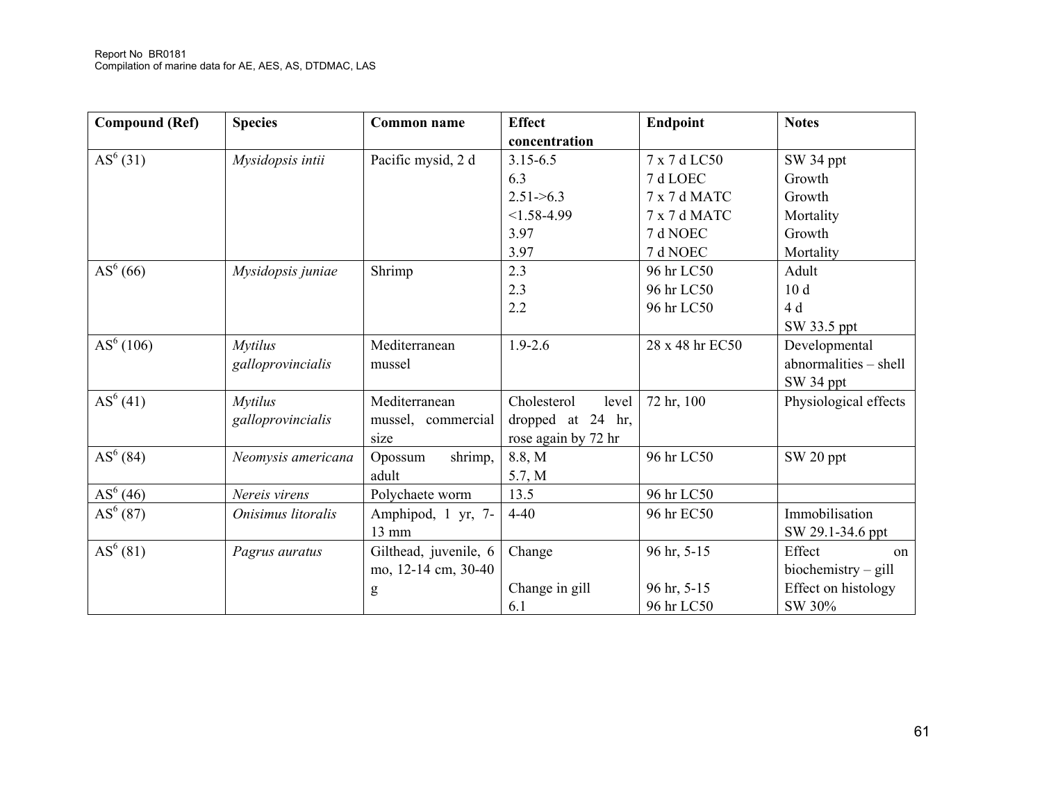| Compound (Ref) | Species | Common name | Effect concentration | Endpoint | Notes |
|---|---|---|---|---|---|
| AS[6] (31) | *Mysidopsis intii* | Pacific mysid, 2 d | 3.15-6.5<br>6.3<br>2.51->6.3<br><1.58-4.99<br>3.97<br>3.97 | 7 x 7 d LC50<br>7 d LOEC<br>7 x 7 d MATC<br>7 x 7 d MATC<br>7 d NOEC<br>7 d NOEC | SW 34 ppt<br>Growth<br>Growth<br>Mortality<br>Growth<br>Mortality |
| AS[6] (66) | *Mysidopsis juniae* | Shrimp | 2.3<br>2.3<br>2.2 | 96 hr LC50<br>96 hr LC50<br>96 hr LC50 | Adult<br>10 d<br>4 d<br>SW 33.5 ppt |
| AS[6] (106) | *Mytilus galloprovincialis* | Mediterranean mussel | 1.9-2.6 | 28 x 48 hr EC50 | Developmental abnormalities – shell<br>SW 34 ppt |
| AS[6] (41) | *Mytilus galloprovincialis* | Mediterranean mussel, commercial size | Cholesterol level dropped at 24 hr, rose again by 72 hr | 72 hr, 100 | Physiological effects |
| AS[6] (84) | *Neomysis americana* | Opossum shrimp, adult | 8.8, M<br>5.7, M | 96 hr LC50 | SW 20 ppt |
| AS[6] (46) | *Nereis virens* | Polychaete worm | 13.5 | 96 hr LC50 | |
| AS[6] (87) | *Onisimus litoralis* | Amphipod, 1 yr, 7-13 mm | 4-40 | 96 hr EC50 | Immobilisation<br>SW 29.1-34.6 ppt |
| AS[6] (81) | *Pagrus auratus* | Gilthead, juvenile, 6 mo, 12-14 cm, 30-40 g | Change<br><br>Change in gill<br>6.1 | 96 hr, 5-15<br><br>96 hr, 5-15<br>96 hr LC50 | Effect on biochemistry – gill<br>Effect on histology<br>SW 30% |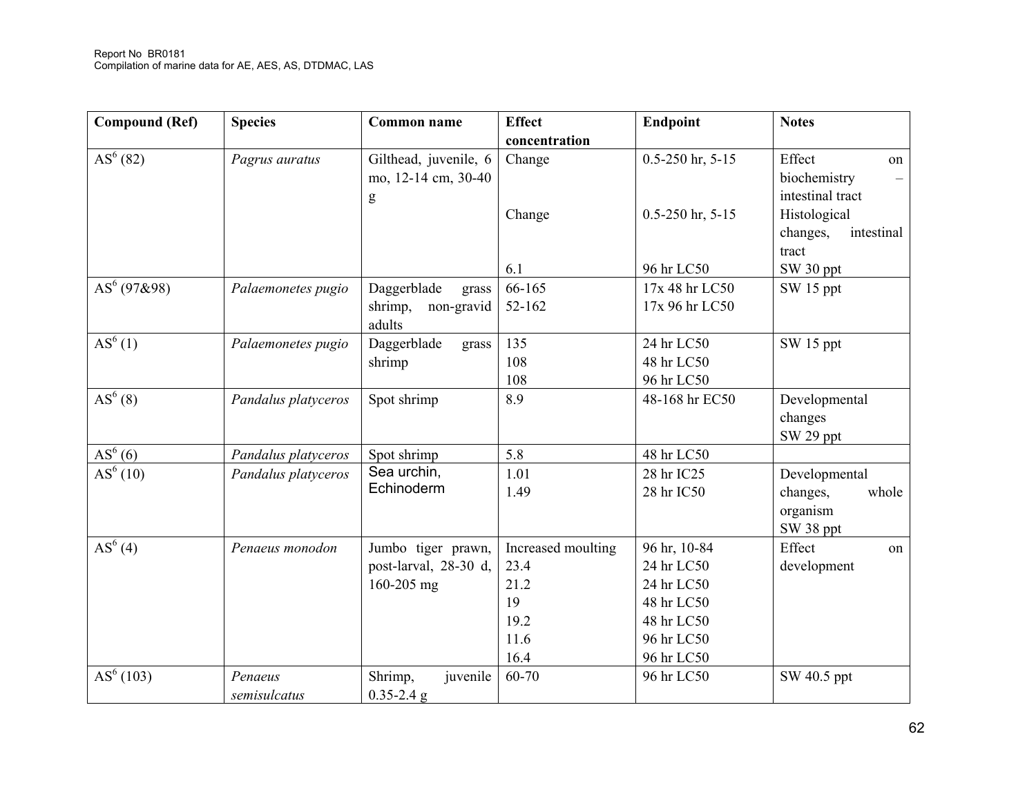| Compound (Ref) | Species | Common name | Effect concentration | Endpoint | Notes |
|---|---|---|---|---|---|
| AS[6] (82) | *Pagrus auratus* | Gilthead, juvenile, 6 mo, 12-14 cm, 30-40 g | Change<br><br>Change<br><br>6.1 | 0.5-250 hr, 5-15<br><br>0.5-250 hr, 5-15<br><br>96 hr LC50 | Effect on biochemistry – intestinal tract<br>Histological changes, intestinal tract<br>SW 30 ppt |
| AS[6] (97&98) | *Palaemonetes pugio* | Daggerblade grass shrimp, non-gravid adults | 66-165<br>52-162 | 17x 48 hr LC50<br>17x 96 hr LC50 | SW 15 ppt |
| AS[6] (1) | *Palaemonetes pugio* | Daggerblade grass shrimp | 135<br>108<br>108 | 24 hr LC50<br>48 hr LC50<br>96 hr LC50 | SW 15 ppt |
| AS[6] (8) | *Pandalus platyceros* | Spot shrimp | 8.9 | 48-168 hr EC50 | Developmental changes<br>SW 29 ppt |
| AS[6] (6) | *Pandalus platyceros* | Spot shrimp | 5.8 | 48 hr LC50 | |
| AS[6] (10) | *Pandalus platyceros* | Sea urchin, Echinoderm | 1.01<br>1.49 | 28 hr IC25<br>28 hr IC50 | Developmental changes, whole organism<br>SW 38 ppt |
| AS[6] (4) | *Penaeus monodon* | Jumbo tiger prawn, post-larval, 28-30 d, 160-205 mg | Increased moulting<br>23.4<br>21.2<br>19<br>19.2<br>11.6<br>16.4 | 96 hr, 10-84<br>24 hr LC50<br>24 hr LC50<br>48 hr LC50<br>48 hr LC50<br>96 hr LC50<br>96 hr LC50 | Effect on development |
| AS[6] (103) | *Penaeus semisulcatus* | Shrimp, juvenile 0.35-2.4 g | 60-70 | 96 hr LC50 | SW 40.5 ppt |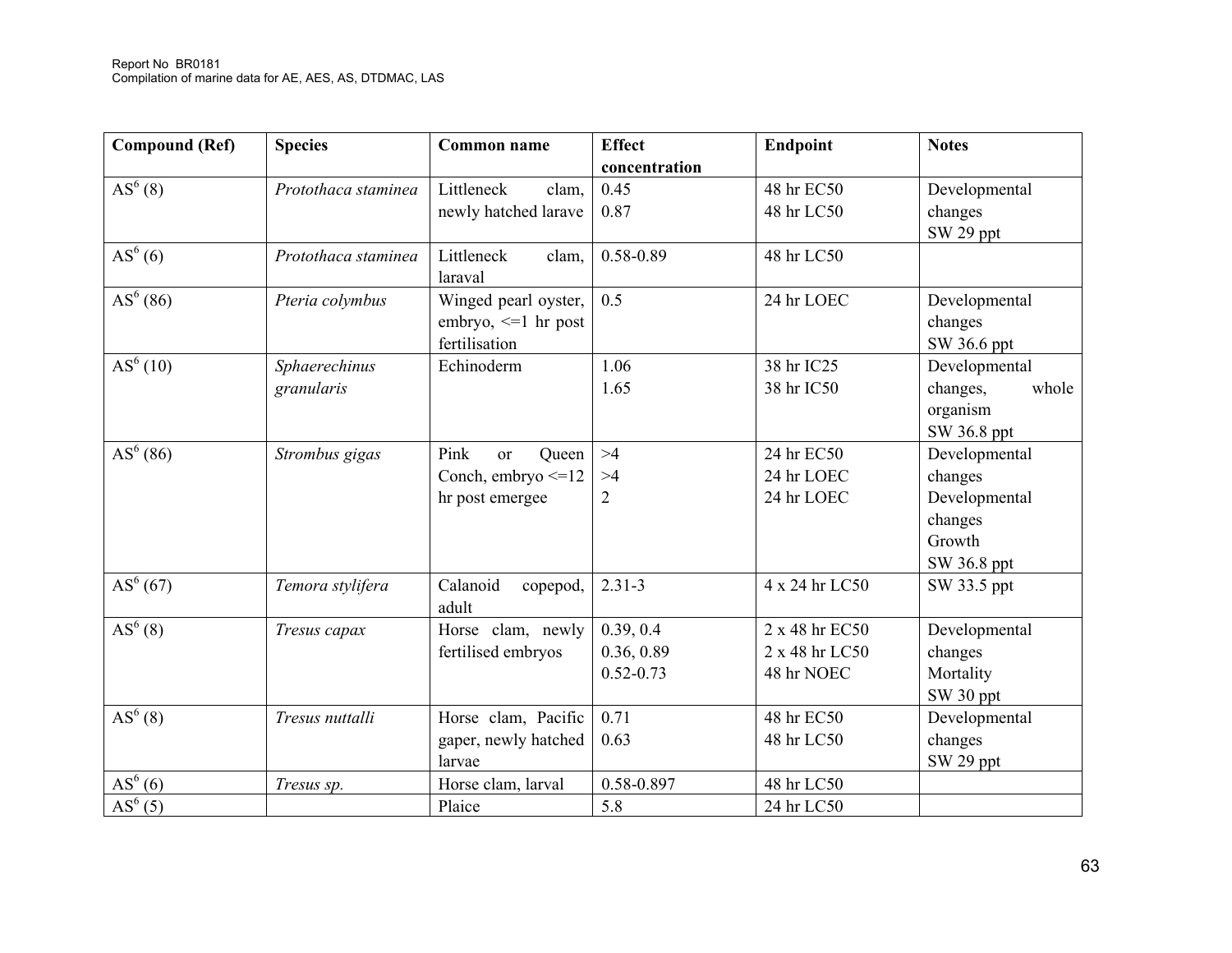| Compound (Ref) | Species | Common name | Effect concentration | Endpoint | Notes |
|---|---|---|---|---|---|
| AS[6] (8) | *Protothaca staminea* | Littleneck clam, newly hatched larave | 0.45<br>0.87 | 48 hr EC50<br>48 hr LC50 | Developmental changes<br>SW 29 ppt |
| AS[6] (6) | *Protothaca staminea* | Littleneck clam, laraval | 0.58-0.89 | 48 hr LC50 | |
| AS[6] (86) | *Pteria colymbus* | Winged pearl oyster, embryo, <=1 hr post fertilisation | 0.5 | 24 hr LOEC | Developmental changes<br>SW 36.6 ppt |
| AS[6] (10) | *Sphaerechinus granularis* | Echinoderm | 1.06<br>1.65 | 38 hr IC25<br>38 hr IC50 | Developmental changes, whole organism<br>SW 36.8 ppt |
| AS[6] (86) | *Strombus gigas* | Pink or Queen Conch, embryo <=12 hr post emergee | >4<br>>4<br>2 | 24 hr EC50<br>24 hr LOEC<br>24 hr LOEC | Developmental changes<br>Developmental changes<br>Growth<br>SW 36.8 ppt |
| AS[6] (67) | *Temora stylifera* | Calanoid copepod, adult | 2.31-3 | 4 x 24 hr LC50 | SW 33.5 ppt |
| AS[6] (8) | *Tresus capax* | Horse clam, newly fertilised embryos | 0.39, 0.4<br>0.36, 0.89<br>0.52-0.73 | 2 x 48 hr EC50<br>2 x 48 hr LC50<br>48 hr NOEC | Developmental changes<br>Mortality<br>SW 30 ppt |
| AS[6] (8) | *Tresus nuttalli* | Horse clam, Pacific gaper, newly hatched larvae | 0.71<br>0.63 | 48 hr EC50<br>48 hr LC50 | Developmental changes<br>SW 29 ppt |
| AS[6] (6) | *Tresus sp.* | Horse clam, larval | 0.58-0.897 | 48 hr LC50 | |
| AS[6] (5) | | Plaice | 5.8 | 24 hr LC50 | |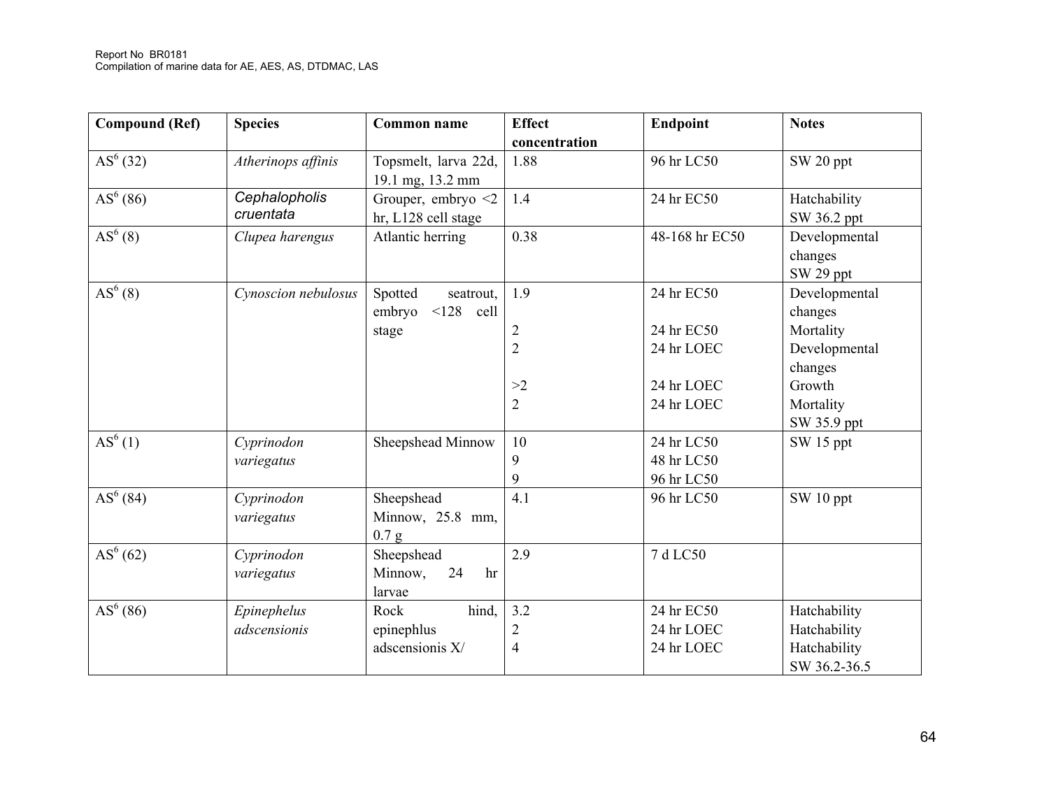| Compound (Ref) | Species | Common name | Effect concentration | Endpoint | Notes |
|---|---|---|---|---|---|
| AS[6] (32) | *Atherinops affinis* | Topsmelt, larva 22d, 19.1 mg, 13.2 mm | 1.88 | 96 hr LC50 | SW 20 ppt |
| AS[6] (86) | *Cephalopholis cruentata* | Grouper, embryo <2 hr, L128 cell stage | 1.4 | 24 hr EC50 | Hatchability SW 36.2 ppt |
| AS[6] (8) | *Clupea harengus* | Atlantic herring | 0.38 | 48-168 hr EC50 | Developmental changes SW 29 ppt |
| AS[6] (8) | *Cynoscion nebulosus* | Spotted seatrout, embryo <128 cell stage | 1.9<br><br>2<br>2<br><br>>2<br>2 | 24 hr EC50<br><br>24 hr EC50<br>24 hr LOEC<br><br>24 hr LOEC<br>24 hr LOEC | Developmental changes<br>Mortality<br>Developmental changes<br>Growth<br>Mortality<br>SW 35.9 ppt |
| AS[6] (1) | *Cyprinodon variegatus* | Sheepshead Minnow | 10<br>9<br>9 | 24 hr LC50<br>48 hr LC50<br>96 hr LC50 | SW 15 ppt |
| AS[6] (84) | *Cyprinodon variegatus* | Sheepshead Minnow, 25.8 mm, 0.7 g | 4.1 | 96 hr LC50 | SW 10 ppt |
| AS[6] (62) | *Cyprinodon variegatus* | Sheepshead Minnow, 24 hr larvae | 2.9 | 7 d LC50 | |
| AS[6] (86) | *Epinephelus adscensionis* | Rock hind, epinephlus adscensionis X/ | 3.2<br>2<br>4 | 24 hr EC50<br>24 hr LOEC<br>24 hr LOEC | Hatchability<br>Hatchability<br>Hatchability<br>SW 36.2-36.5 |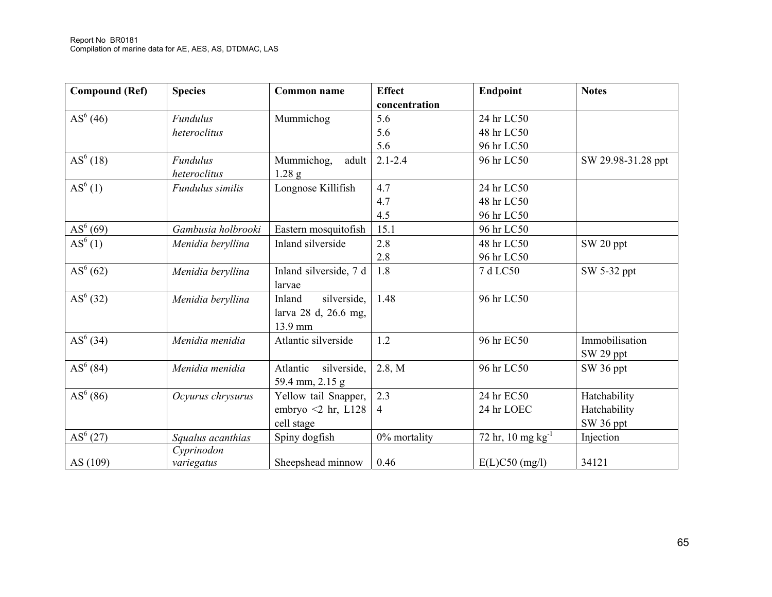| Compound (Ref) | Species | Common name | Effect concentration | Endpoint | Notes |
|---|---|---|---|---|---|
| AS[6] (46) | *Fundulus heteroclitus* | Mummichog | 5.6<br>5.6<br>5.6 | 24 hr LC50<br>48 hr LC50<br>96 hr LC50 | |
| AS[6] (18) | *Fundulus heteroclitus* | Mummichog, adult 1.28 g | 2.1-2.4 | 96 hr LC50 | SW 29.98-31.28 ppt |
| AS[6] (1) | *Fundulus similis* | Longnose Killifish | 4.7<br>4.7<br>4.5 | 24 hr LC50<br>48 hr LC50<br>96 hr LC50 | |
| AS[6] (69) | *Gambusia holbrooki* | Eastern mosquitofish | 15.1 | 96 hr LC50 | |
| AS[6] (1) | *Menidia beryllina* | Inland silverside | 2.8<br>2.8 | 48 hr LC50<br>96 hr LC50 | SW 20 ppt |
| AS[6] (62) | *Menidia beryllina* | Inland silverside, 7 d larvae | 1.8 | 7 d LC50 | SW 5-32 ppt |
| AS[6] (32) | *Menidia beryllina* | Inland silverside, larva 28 d, 26.6 mg, 13.9 mm | 1.48 | 96 hr LC50 | |
| AS[6] (34) | *Menidia menidia* | Atlantic silverside | 1.2 | 96 hr EC50 | Immobilisation<br>SW 29 ppt |
| AS[6] (84) | *Menidia menidia* | Atlantic silverside, 59.4 mm, 2.15 g | 2.8, M | 96 hr LC50 | SW 36 ppt |
| AS[6] (86) | *Ocyurus chrysurus* | Yellow tail Snapper, embryo <2 hr, L128 cell stage | 2.3<br>4 | 24 hr EC50<br>24 hr LOEC | Hatchability<br>Hatchability<br>SW 36 ppt |
| AS[6] (27) | *Squalus acanthias* | Spiny dogfish | 0% mortality | 72 hr, 10 mg $kg^{-1}$ | Injection |
| AS (109) | *Cyprinodon variegatus* | Sheepshead minnow | 0.46 | E(L)C50 (mg/l) | 34121 |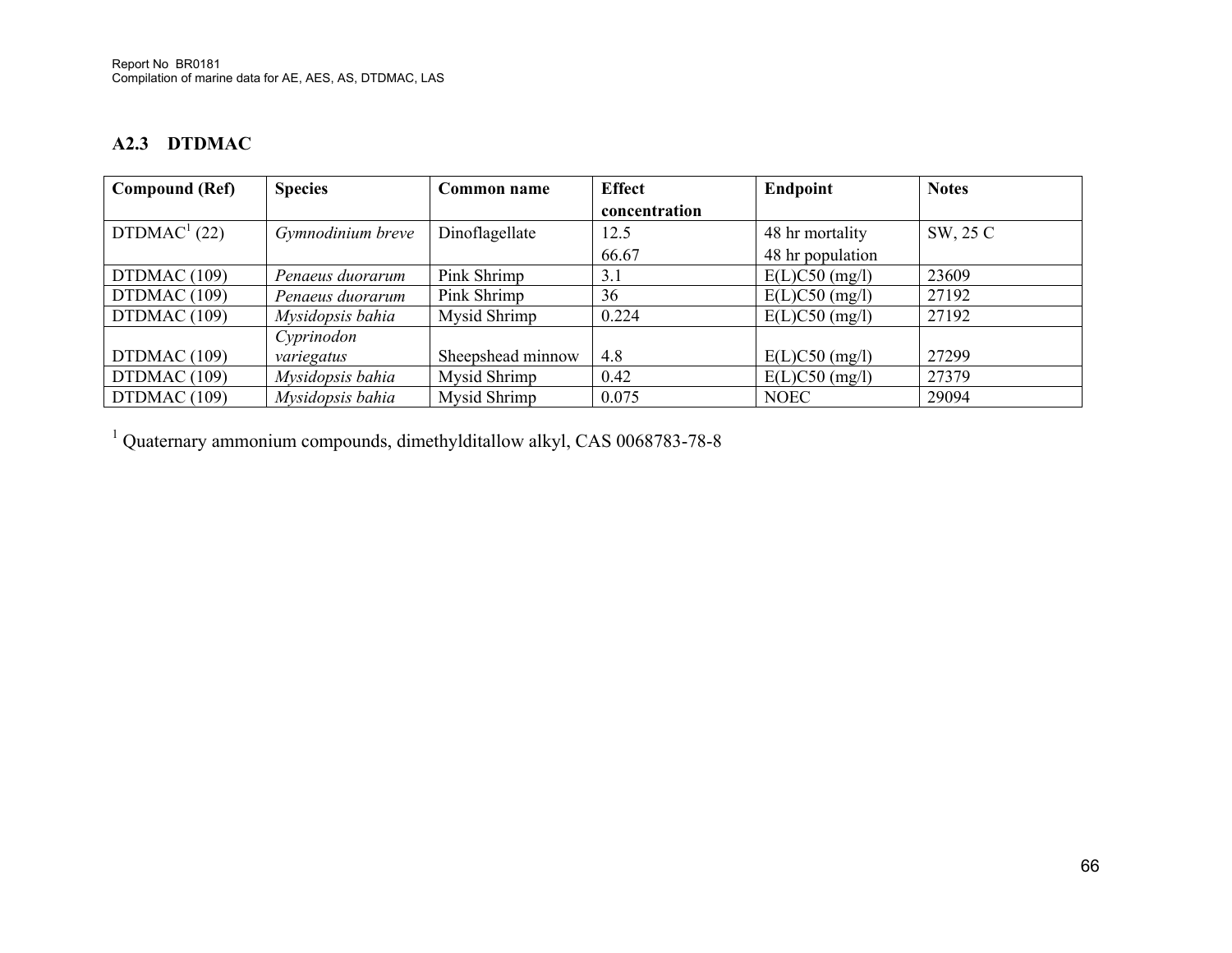### A2.3 DTDMAC

| Compound (Ref) | Species | Common name | Effect concentration | Endpoint | Notes |
|---|---|---|---|---|---|
| DTDMAC[1] (22) | *Gymnodinium breve* | Dinoflagellate | 12.5<br>66.67 | 48 hr mortality<br>48 hr population | SW, 25 C |
| DTDMAC (109) | *Penaeus duorarum* | Pink Shrimp | 3.1 | E(L)C50 (mg/l) | 23609 |
| DTDMAC (109) | *Penaeus duorarum* | Pink Shrimp | 36 | E(L)C50 (mg/l) | 27192 |
| DTDMAC (109) | *Mysidopsis bahia* | Mysid Shrimp | 0.224 | E(L)C50 (mg/l) | 27192 |
| DTDMAC (109) | *Cyprinodon variegatus* | Sheepshead minnow | 4.8 | E(L)C50 (mg/l) | 27299 |
| DTDMAC (109) | *Mysidopsis bahia* | Mysid Shrimp | 0.42 | E(L)C50 (mg/l) | 27379 |
| DTDMAC (109) | *Mysidopsis bahia* | Mysid Shrimp | 0.075 | NOEC | 29094 |

[1] Quaternary ammonium compounds, dimethylditallow alkyl, CAS 0068783-78-8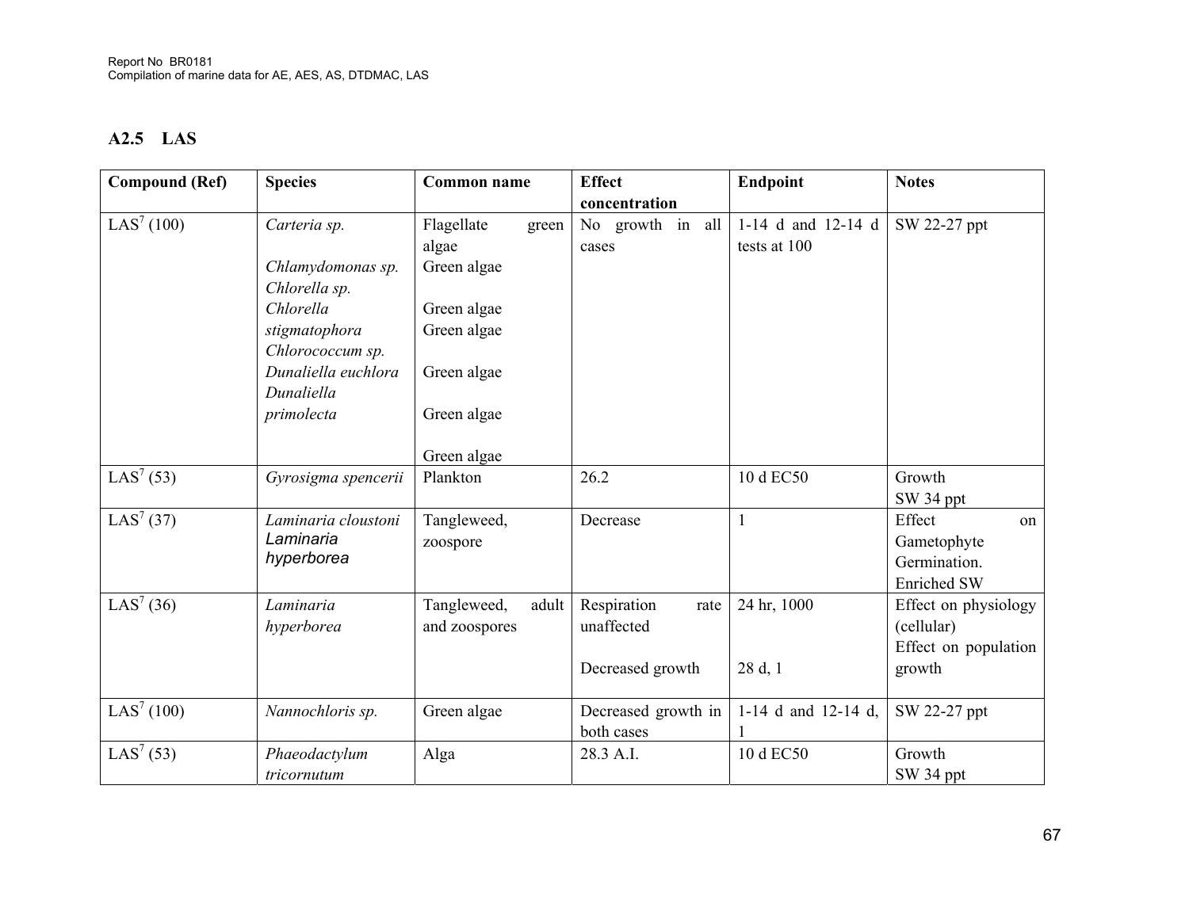## A2.5 LAS

| Compound (Ref) | Species | Common name | Effect concentration | Endpoint | Notes |
|---|---|---|---|---|---|
| LAS[7] (100) | *Carteria sp.*<br>*Chlamydomonas sp.*<br>*Chlorella sp.*<br>*Chlorella stigmatophora*<br>*Chlorococcum sp.*<br>*Dunaliella euchlora*<br>*Dunaliella primolecta* | Flagellate green algae<br>Green algae<br>Green algae<br>Green algae<br>Green algae<br>Green algae<br>Green algae | No growth in all cases | 1-14 d and 12-14 d tests at 100 | SW 22-27 ppt |
| LAS[7] (53) | *Gyrosigma spencerii* | Plankton | 26.2 | 10 d EC50 | Growth<br>SW 34 ppt |
| LAS[7] (37) | *Laminaria cloustoni*<br>*Laminaria hyperborea* | Tangleweed, zoospore | Decrease | 1 | Effect on Gametophyte Germination.<br>Enriched SW |
| LAS[7] (36) | *Laminaria hyperborea* | Tangleweed, adult and zoospores | Respiration rate unaffected<br><br>Decreased growth | 24 hr, 1000<br><br>28 d, 1 | Effect on physiology (cellular)<br>Effect on population growth |
| LAS[7] (100) | *Nannochloris sp.* | Green algae | Decreased growth in both cases | 1-14 d and 12-14 d, 1 | SW 22-27 ppt |
| LAS[7] (53) | *Phaeodactylum tricornutum* | Alga | 28.3 A.I. | 10 d EC50 | Growth<br>SW 34 ppt |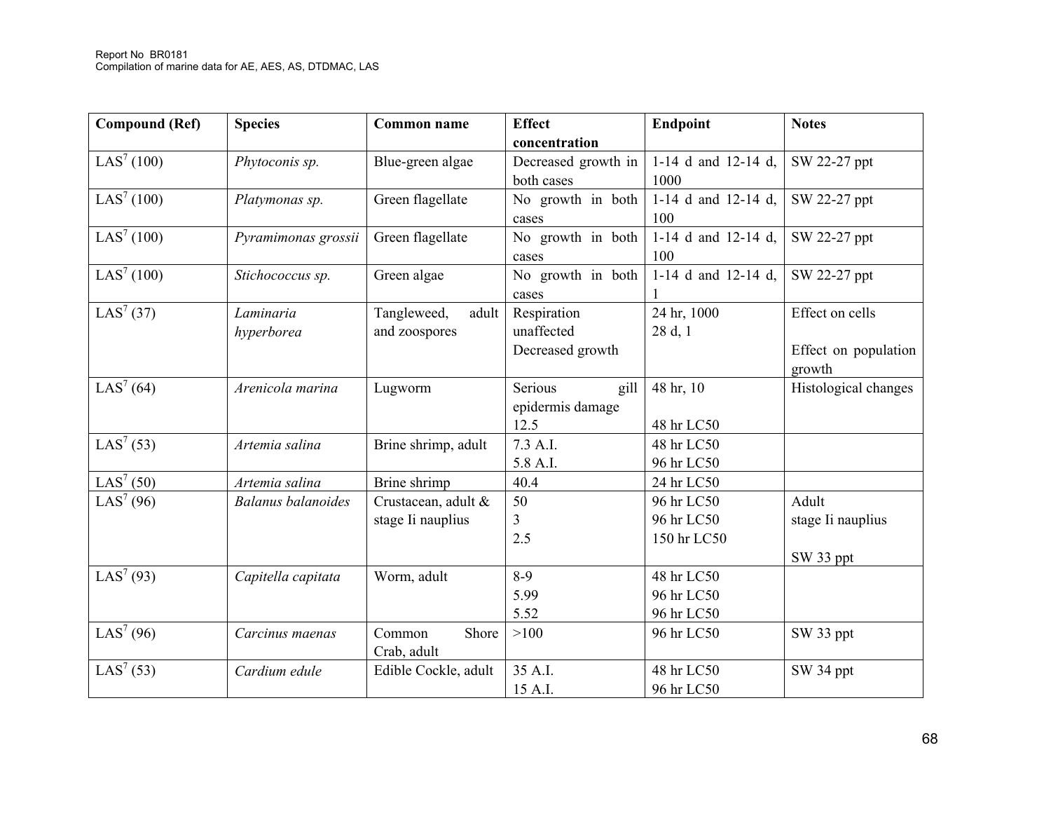| Compound (Ref) | Species | Common name | Effect concentration | Endpoint | Notes |
|---|---|---|---|---|---|
| LAS[7] (100) | *Phytoconis sp.* | Blue-green algae | Decreased growth in both cases | 1-14 d and 12-14 d, 1000 | SW 22-27 ppt |
| LAS[7] (100) | *Platymonas sp.* | Green flagellate | No growth in both cases | 1-14 d and 12-14 d, 100 | SW 22-27 ppt |
| LAS[7] (100) | *Pyramimonas grossii* | Green flagellate | No growth in both cases | 1-14 d and 12-14 d, 100 | SW 22-27 ppt |
| LAS[7] (100) | *Stichococcus sp.* | Green algae | No growth in both cases | 1-14 d and 12-14 d, 1 | SW 22-27 ppt |
| LAS[7] (37) | *Laminaria hyperborea* | Tangleweed, adult and zoospores | Respiration unaffected<br>Decreased growth | 24 hr, 1000<br>28 d, 1 | Effect on cells<br><br>Effect on population growth |
| LAS[7] (64) | *Arenicola marina* | Lugworm | Serious gill epidermis damage<br>12.5 | 48 hr, 10<br><br>48 hr LC50 | Histological changes |
| LAS[7] (53) | *Artemia salina* | Brine shrimp, adult | 7.3 A.I.<br>5.8 A.I. | 48 hr LC50<br>96 hr LC50 | |
| LAS[7] (50) | *Artemia salina* | Brine shrimp | 40.4 | 24 hr LC50 | |
| LAS[7] (96) | *Balanus balanoides* | Crustacean, adult & stage Ii nauplius | 50<br>3<br>2.5 | 96 hr LC50<br>96 hr LC50<br>150 hr LC50 | Adult<br>stage Ii nauplius<br><br>SW 33 ppt |
| LAS[7] (93) | *Capitella capitata* | Worm, adult | 8-9<br>5.99<br>5.52 | 48 hr LC50<br>96 hr LC50<br>96 hr LC50 | |
| LAS[7] (96) | *Carcinus maenas* | Common Shore Crab, adult | >100 | 96 hr LC50 | SW 33 ppt |
| LAS[7] (53) | *Cardium edule* | Edible Cockle, adult | 35 A.I.<br>15 A.I. | 48 hr LC50<br>96 hr LC50 | SW 34 ppt |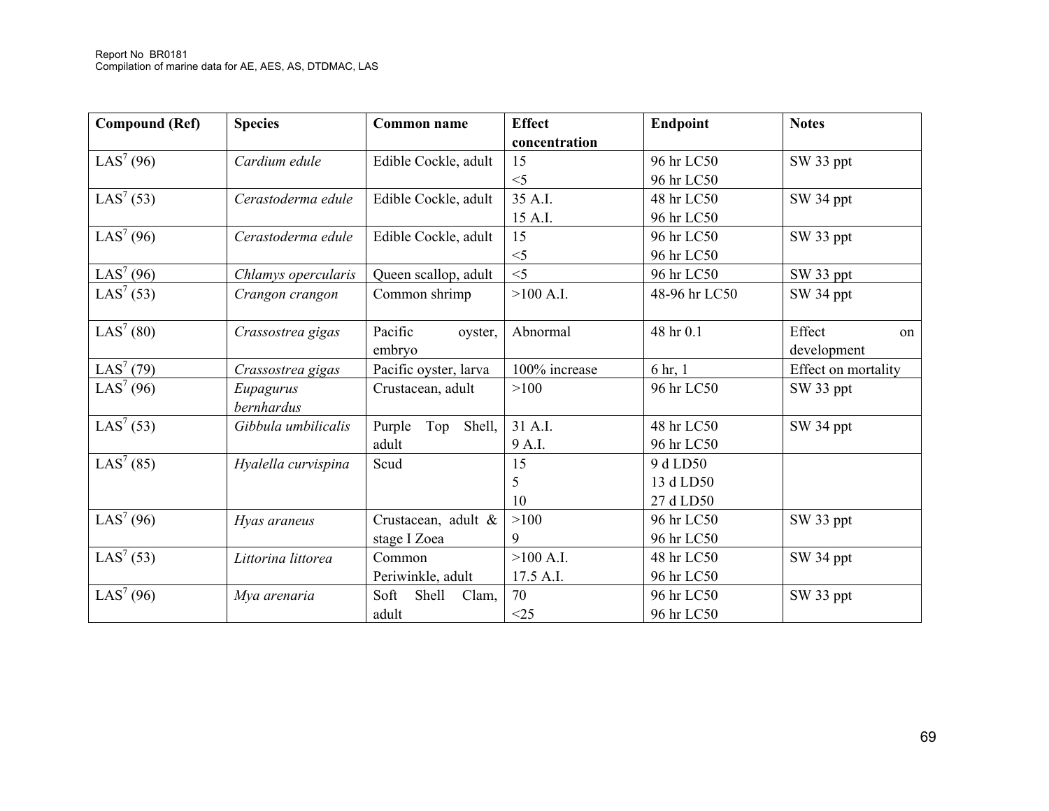| Compound (Ref) | Species | Common name | Effect concentration | Endpoint | Notes |
|---|---|---|---|---|---|
| LAS[7] (96) | *Cardium edule* | Edible Cockle, adult | 15<br><5 | 96 hr LC50<br>96 hr LC50 | SW 33 ppt |
| LAS[7] (53) | *Cerastoderma edule* | Edible Cockle, adult | 35 A.I.<br>15 A.I. | 48 hr LC50<br>96 hr LC50 | SW 34 ppt |
| LAS[7] (96) | *Cerastoderma edule* | Edible Cockle, adult | 15<br><5 | 96 hr LC50<br>96 hr LC50 | SW 33 ppt |
| LAS[7] (96) | *Chlamys opercularis* | Queen scallop, adult | <5 | 96 hr LC50 | SW 33 ppt |
| LAS[7] (53) | *Crangon crangon* | Common shrimp | >100 A.I. | 48-96 hr LC50 | SW 34 ppt |
| LAS[7] (80) | *Crassostrea gigas* | Pacific oyster, embryo | Abnormal | 48 hr 0.1 | Effect on development |
| LAS[7] (79) | *Crassostrea gigas* | Pacific oyster, larva | 100% increase | 6 hr, 1 | Effect on mortality |
| LAS[7] (96) | *Eupagurus bernhardus* | Crustacean, adult | >100 | 96 hr LC50 | SW 33 ppt |
| LAS[7] (53) | *Gibbula umbilicalis* | Purple Top Shell, adult | 31 A.I.<br>9 A.I. | 48 hr LC50<br>96 hr LC50 | SW 34 ppt |
| LAS[7] (85) | *Hyalella curvispina* | Scud | 15<br>5<br>10 | 9 d LD50<br>13 d LD50<br>27 d LD50 | |
| LAS[7] (96) | *Hyas araneus* | Crustacean, adult & stage I Zoea | >100<br>9 | 96 hr LC50<br>96 hr LC50 | SW 33 ppt |
| LAS[7] (53) | *Littorina littorea* | Common Periwinkle, adult | >100 A.I.<br>17.5 A.I. | 48 hr LC50<br>96 hr LC50 | SW 34 ppt |
| LAS[7] (96) | *Mya arenaria* | Soft Shell Clam, adult | 70<br><25 | 96 hr LC50<br>96 hr LC50 | SW 33 ppt |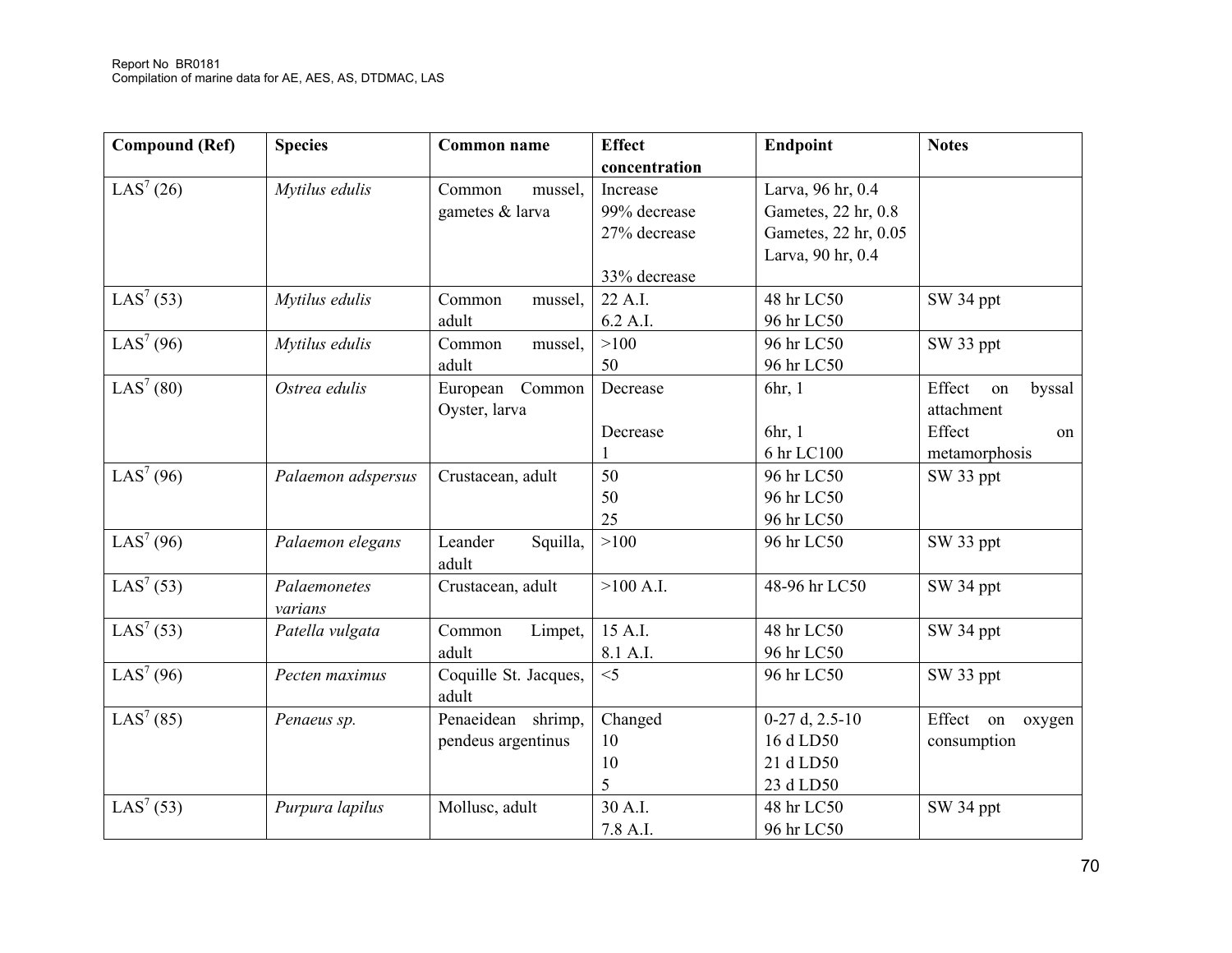| Compound (Ref) | Species | Common name | Effect concentration | Endpoint | Notes |
|---|---|---|---|---|---|
| LAS[7] (26) | *Mytilus edulis* | Common mussel, gametes & larva | Increase<br>99% decrease<br>27% decrease<br><br>33% decrease | Larva, 96 hr, 0.4<br>Gametes, 22 hr, 0.8<br>Gametes, 22 hr, 0.05<br>Larva, 90 hr, 0.4 | |
| LAS[7] (53) | *Mytilus edulis* | Common mussel, adult | 22 A.I.<br>6.2 A.I. | 48 hr LC50<br>96 hr LC50 | SW 34 ppt |
| LAS[7] (96) | *Mytilus edulis* | Common mussel, adult | >100<br>50 | 96 hr LC50<br>96 hr LC50 | SW 33 ppt |
| LAS[7] (80) | *Ostrea edulis* | European Common Oyster, larva | Decrease<br><br>Decrease<br>1 | 6hr, 1<br><br>6hr, 1<br>6 hr LC100 | Effect on byssal attachment<br>Effect on metamorphosis |
| LAS[7] (96) | *Palaemon adspersus* | Crustacean, adult | 50<br>50<br>25 | 96 hr LC50<br>96 hr LC50<br>96 hr LC50 | SW 33 ppt |
| LAS[7] (96) | *Palaemon elegans* | Leander Squilla, adult | >100 | 96 hr LC50 | SW 33 ppt |
| LAS[7] (53) | *Palaemonetes varians* | Crustacean, adult | >100 A.I. | 48-96 hr LC50 | SW 34 ppt |
| LAS[7] (53) | *Patella vulgata* | Common Limpet, adult | 15 A.I.<br>8.1 A.I. | 48 hr LC50<br>96 hr LC50 | SW 34 ppt |
| LAS[7] (96) | *Pecten maximus* | Coquille St. Jacques, adult | <5 | 96 hr LC50 | SW 33 ppt |
| LAS[7] (85) | *Penaeus sp.* | Penaeidean shrimp, pendeus argentinus | Changed<br>10<br>10<br>5 | 0-27 d, 2.5-10<br>16 d LD50<br>21 d LD50<br>23 d LD50 | Effect on oxygen consumption |
| LAS[7] (53) | *Purpura lapilus* | Mollusc, adult | 30 A.I.<br>7.8 A.I. | 48 hr LC50<br>96 hr LC50 | SW 34 ppt |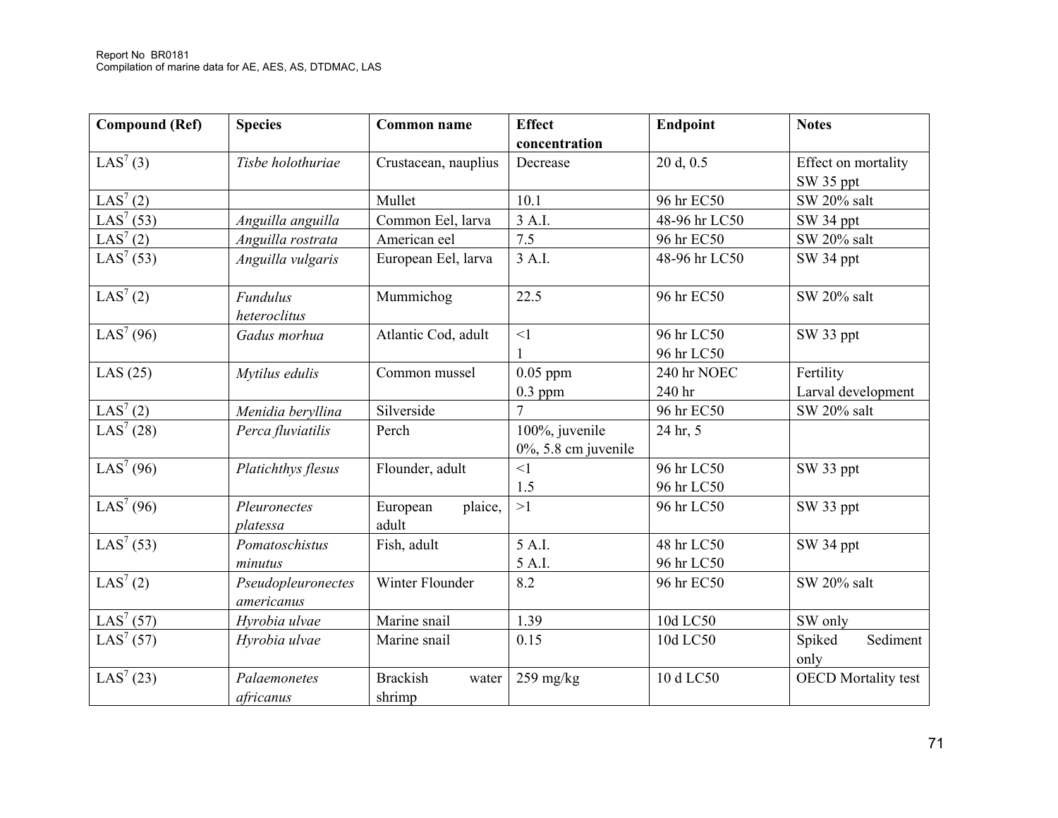| Compound (Ref) | Species | Common name | Effect concentration | Endpoint | Notes |
|---|---|---|---|---|---|
| LAS[7] (3) | *Tisbe holothuriae* | Crustacean, nauplius | Decrease | 20 d, 0.5 | Effect on mortality SW 35 ppt |
| LAS[7] (2) | | Mullet | 10.1 | 96 hr EC50 | SW 20% salt |
| LAS[7] (53) | *Anguilla anguilla* | Common Eel, larva | 3 A.I. | 48-96 hr LC50 | SW 34 ppt |
| LAS[7] (2) | *Anguilla rostrata* | American eel | 7.5 | 96 hr EC50 | SW 20% salt |
| LAS[7] (53) | *Anguilla vulgaris* | European Eel, larva | 3 A.I. | 48-96 hr LC50 | SW 34 ppt |
| LAS[7] (2) | *Fundulus heteroclitus* | Mummichog | 22.5 | 96 hr EC50 | SW 20% salt |
| LAS[7] (96) | *Gadus morhua* | Atlantic Cod, adult | <1<br>1 | 96 hr LC50<br>96 hr LC50 | SW 33 ppt |
| LAS (25) | *Mytilus edulis* | Common mussel | 0.05 ppm<br>0.3 ppm | 240 hr NOEC<br>240 hr | Fertility<br>Larval development |
| LAS[7] (2) | *Menidia beryllina* | Silverside | 7 | 96 hr EC50 | SW 20% salt |
| LAS[7] (28) | *Perca fluviatilis* | Perch | 100%, juvenile<br>0%, 5.8 cm juvenile | 24 hr, 5 | |
| LAS[7] (96) | *Platichthys flesus* | Flounder, adult | <1<br>1.5 | 96 hr LC50<br>96 hr LC50 | SW 33 ppt |
| LAS[7] (96) | *Pleuronectes platessa* | European plaice, adult | >1 | 96 hr LC50 | SW 33 ppt |
| LAS[7] (53) | *Pomatoschistus minutus* | Fish, adult | 5 A.I.<br>5 A.I. | 48 hr LC50<br>96 hr LC50 | SW 34 ppt |
| LAS[7] (2) | *Pseudopleuronectes americanus* | Winter Flounder | 8.2 | 96 hr EC50 | SW 20% salt |
| LAS[7] (57) | *Hyrobia ulvae* | Marine snail | 1.39 | 10d LC50 | SW only |
| LAS[7] (57) | *Hyrobia ulvae* | Marine snail | 0.15 | 10d LC50 | Spiked Sediment only |
| LAS[7] (23) | *Palaemonetes africanus* | Brackish water shrimp | 259 mg/kg | 10 d LC50 | OECD Mortality test |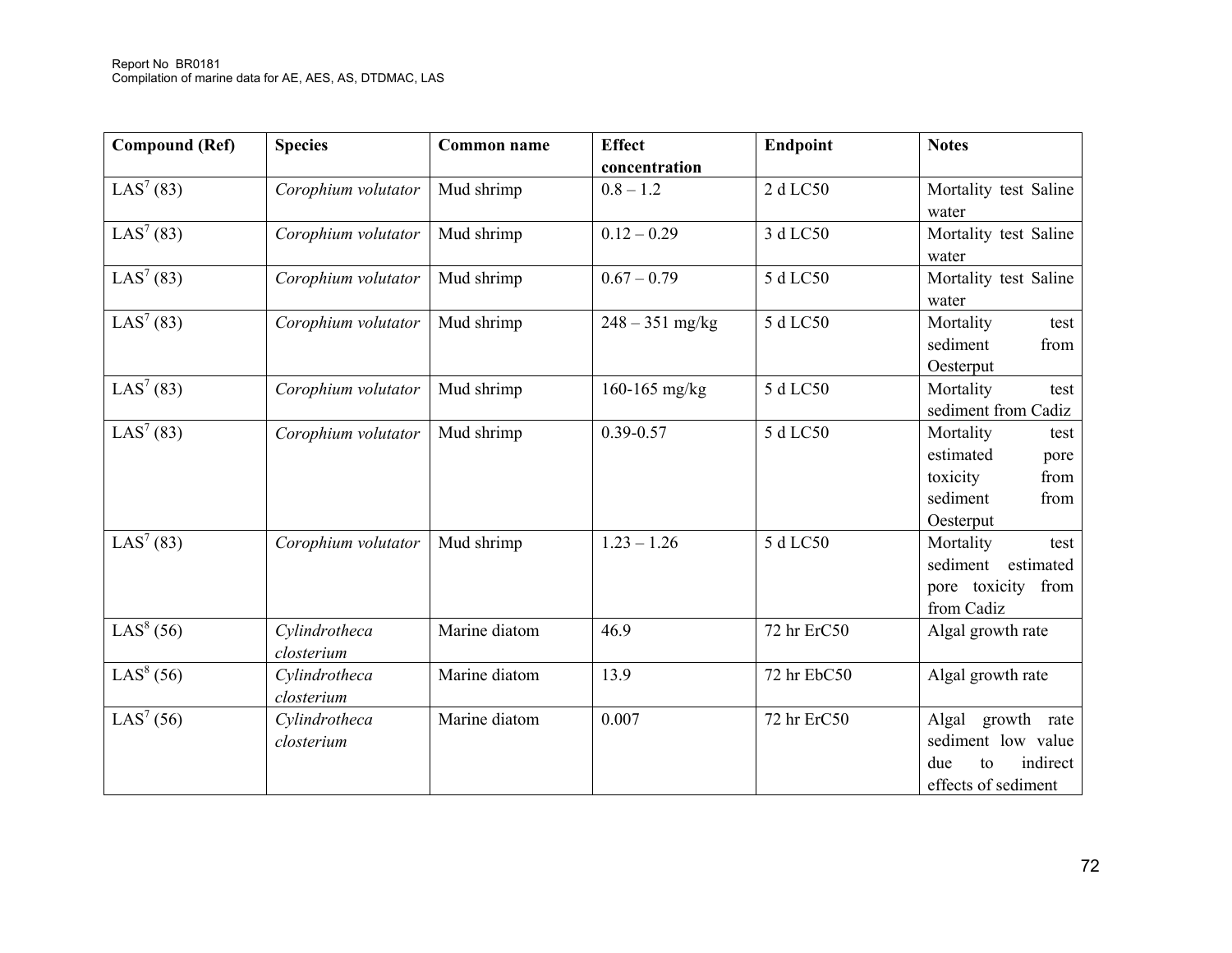| Compound (Ref) | Species | Common name | Effect concentration | Endpoint | Notes |
|---|---|---|---|---|---|
| LAS[7] (83) | *Corophium volutator* | Mud shrimp | 0.8 – 1.2 | 2 d LC50 | Mortality test Saline water |
| LAS[7] (83) | *Corophium volutator* | Mud shrimp | 0.12 – 0.29 | 3 d LC50 | Mortality test Saline water |
| LAS[7] (83) | *Corophium volutator* | Mud shrimp | 0.67 – 0.79 | 5 d LC50 | Mortality test Saline water |
| LAS[7] (83) | *Corophium volutator* | Mud shrimp | 248 – 351 mg/kg | 5 d LC50 | Mortality test sediment from Oesterput |
| LAS[7] (83) | *Corophium volutator* | Mud shrimp | 160-165 mg/kg | 5 d LC50 | Mortality test sediment from Cadiz |
| LAS[7] (83) | *Corophium volutator* | Mud shrimp | 0.39-0.57 | 5 d LC50 | Mortality test estimated pore toxicity from sediment from Oesterput |
| LAS[7] (83) | *Corophium volutator* | Mud shrimp | 1.23 – 1.26 | 5 d LC50 | Mortality test sediment estimated pore toxicity from from Cadiz |
| LAS[8] (56) | *Cylindrotheca closterium* | Marine diatom | 46.9 | 72 hr ErC50 | Algal growth rate |
| LAS[8] (56) | *Cylindrotheca closterium* | Marine diatom | 13.9 | 72 hr EbC50 | Algal growth rate |
| LAS[7] (56) | *Cylindrotheca closterium* | Marine diatom | 0.007 | 72 hr ErC50 | Algal growth rate sediment low value due to indirect effects of sediment |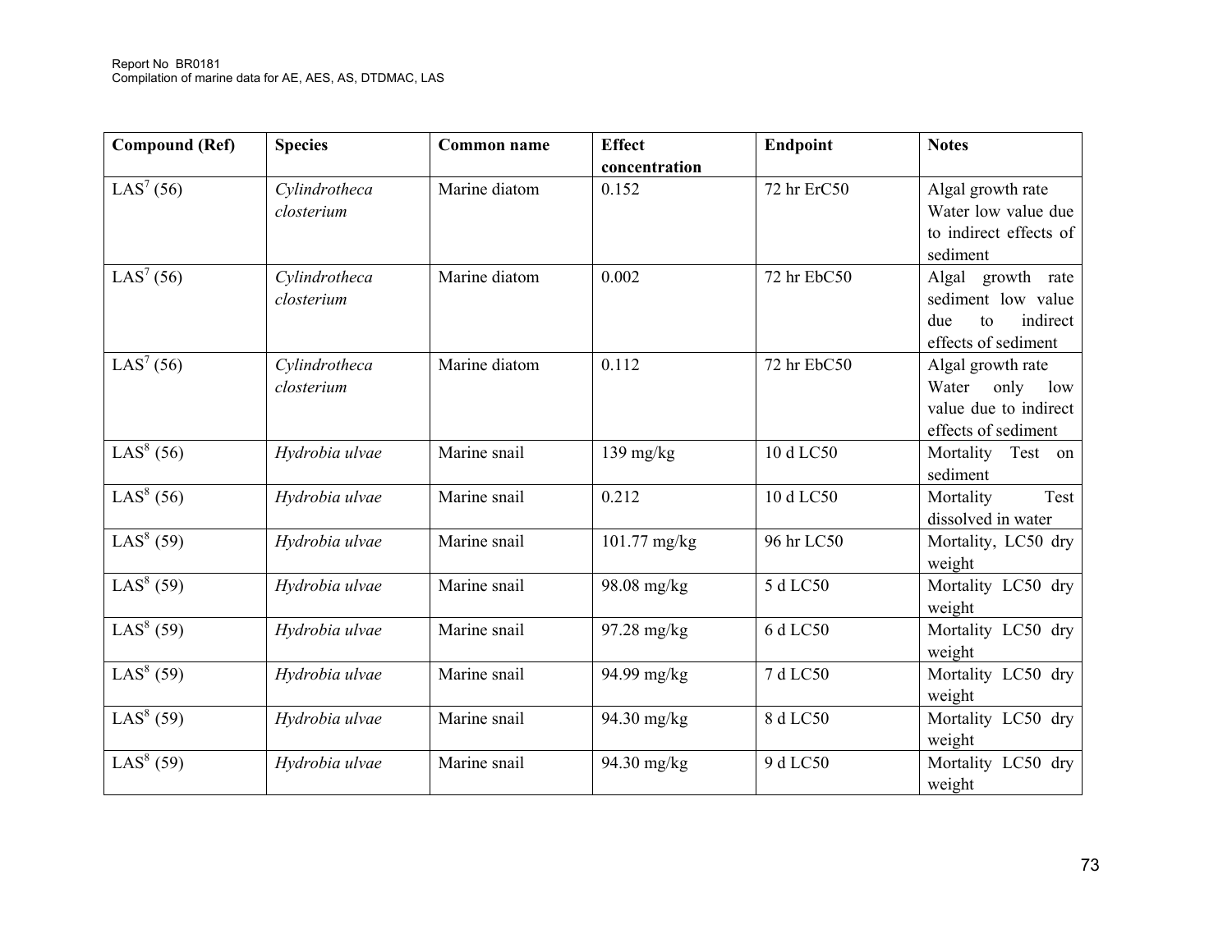| Compound (Ref) | Species | Common name | Effect concentration | Endpoint | Notes |
|---|---|---|---|---|---|
| LAS[7] (56) | *Cylindrotheca closterium* | Marine diatom | 0.152 | 72 hr ErC50 | Algal growth rate Water low value due to indirect effects of sediment |
| LAS[7] (56) | *Cylindrotheca closterium* | Marine diatom | 0.002 | 72 hr EbC50 | Algal growth rate sediment low value due to indirect effects of sediment |
| LAS[7] (56) | *Cylindrotheca closterium* | Marine diatom | 0.112 | 72 hr EbC50 | Algal growth rate Water only low value due to indirect effects of sediment |
| LAS[8] (56) | *Hydrobia ulvae* | Marine snail | 139 mg/kg | 10 d LC50 | Mortality Test on sediment |
| LAS[8] (56) | *Hydrobia ulvae* | Marine snail | 0.212 | 10 d LC50 | Mortality Test dissolved in water |
| LAS[8] (59) | *Hydrobia ulvae* | Marine snail | 101.77 mg/kg | 96 hr LC50 | Mortality, LC50 dry weight |
| LAS[8] (59) | *Hydrobia ulvae* | Marine snail | 98.08 mg/kg | 5 d LC50 | Mortality LC50 dry weight |
| LAS[8] (59) | *Hydrobia ulvae* | Marine snail | 97.28 mg/kg | 6 d LC50 | Mortality LC50 dry weight |
| LAS[8] (59) | *Hydrobia ulvae* | Marine snail | 94.99 mg/kg | 7 d LC50 | Mortality LC50 dry weight |
| LAS[8] (59) | *Hydrobia ulvae* | Marine snail | 94.30 mg/kg | 8 d LC50 | Mortality LC50 dry weight |
| LAS[8] (59) | *Hydrobia ulvae* | Marine snail | 94.30 mg/kg | 9 d LC50 | Mortality LC50 dry weight |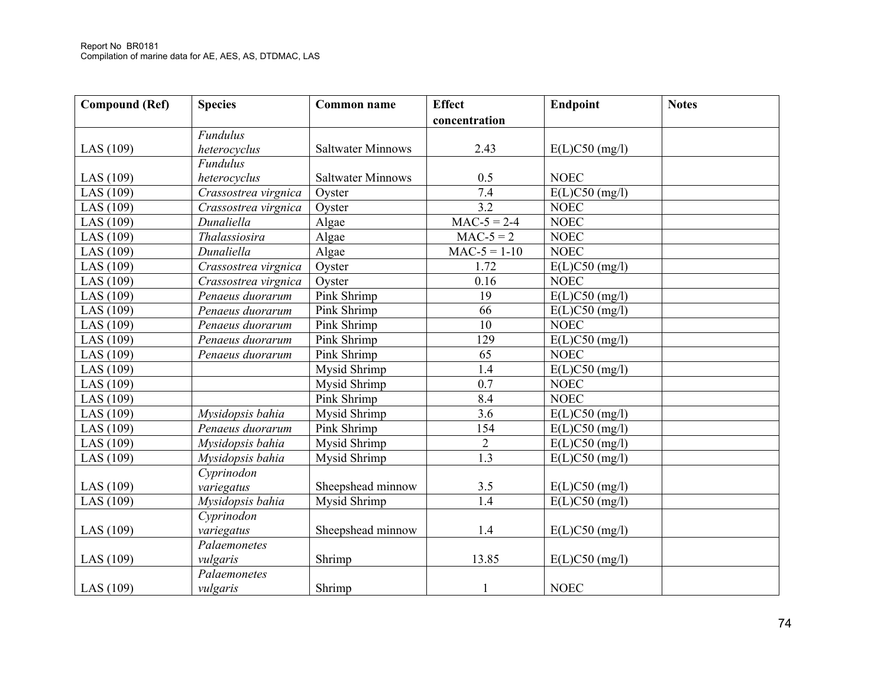| Compound (Ref) | Species | Common name | Effect concentration | Endpoint | Notes |
|---|---|---|---|---|---|
| LAS (109) | *Fundulus heterocyclus* | Saltwater Minnows | 2.43 | E(L)C50 (mg/l) | |
| LAS (109) | *Fundulus heterocyclus* | Saltwater Minnows | 0.5 | NOEC | |
| LAS (109) | *Crassostrea virgnica* | Oyster | 7.4 | E(L)C50 (mg/l) | |
| LAS (109) | *Crassostrea virgnica* | Oyster | 3.2 | NOEC | |
| LAS (109) | *Dunaliella* | Algae | MAC-5 = 2-4 | NOEC | |
| LAS (109) | *Thalassiosira* | Algae | MAC-5 = 2 | NOEC | |
| LAS (109) | *Dunaliella* | Algae | MAC-5 = 1-10 | NOEC | |
| LAS (109) | *Crassostrea virgnica* | Oyster | 1.72 | E(L)C50 (mg/l) | |
| LAS (109) | *Crassostrea virgnica* | Oyster | 0.16 | NOEC | |
| LAS (109) | *Penaeus duorarum* | Pink Shrimp | 19 | E(L)C50 (mg/l) | |
| LAS (109) | *Penaeus duorarum* | Pink Shrimp | 66 | E(L)C50 (mg/l) | |
| LAS (109) | *Penaeus duorarum* | Pink Shrimp | 10 | NOEC | |
| LAS (109) | *Penaeus duorarum* | Pink Shrimp | 129 | E(L)C50 (mg/l) | |
| LAS (109) | *Penaeus duorarum* | Pink Shrimp | 65 | NOEC | |
| LAS (109) | | Mysid Shrimp | 1.4 | E(L)C50 (mg/l) | |
| LAS (109) | | Mysid Shrimp | 0.7 | NOEC | |
| LAS (109) | | Pink Shrimp | 8.4 | NOEC | |
| LAS (109) | *Mysidopsis bahia* | Mysid Shrimp | 3.6 | E(L)C50 (mg/l) | |
| LAS (109) | *Penaeus duorarum* | Pink Shrimp | 154 | E(L)C50 (mg/l) | |
| LAS (109) | *Mysidopsis bahia* | Mysid Shrimp | 2 | E(L)C50 (mg/l) | |
| LAS (109) | *Mysidopsis bahia* | Mysid Shrimp | 1.3 | E(L)C50 (mg/l) | |
| LAS (109) | *Cyprinodon variegatus* | Sheepshead minnow | 3.5 | E(L)C50 (mg/l) | |
| LAS (109) | *Mysidopsis bahia* | Mysid Shrimp | 1.4 | E(L)C50 (mg/l) | |
| LAS (109) | *Cyprinodon variegatus* | Sheepshead minnow | 1.4 | E(L)C50 (mg/l) | |
| LAS (109) | *Palaemonetes vulgaris* | Shrimp | 13.85 | E(L)C50 (mg/l) | |
| LAS (109) | *Palaemonetes vulgaris* | Shrimp | 1 | NOEC | |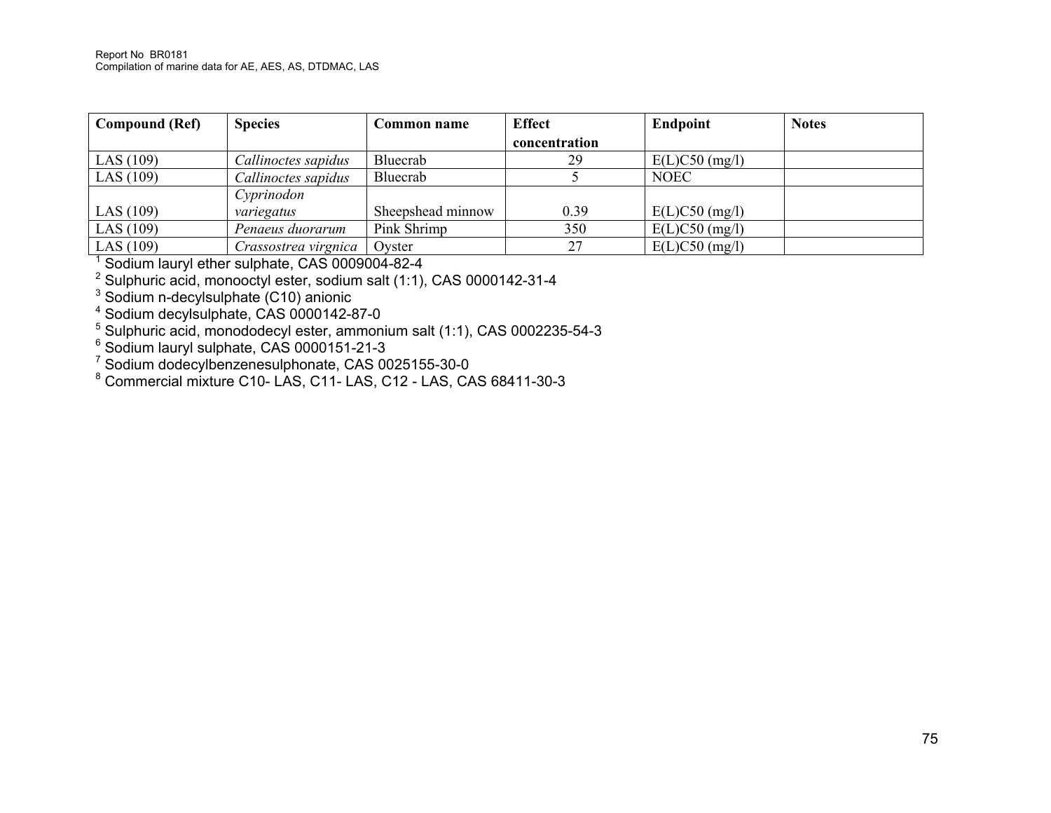| Compound (Ref) | Species | Common name | Effect concentration | Endpoint | Notes |
|---|---|---|---|---|---|
| LAS (109) | *Callinoctes sapidus* | Bluecrab | 29 | E(L)C50 (mg/l) | |
| LAS (109) | *Callinoctes sapidus* | Bluecrab | 5 | NOEC | |
| LAS (109) | *Cyprinodon variegatus* | Sheepshead minnow | 0.39 | E(L)C50 (mg/l) | |
| LAS (109) | *Penaeus duorarum* | Pink Shrimp | 350 | E(L)C50 (mg/l) | |
| LAS (109) | *Crassostrea virgnica* | Oyster | 27 | E(L)C50 (mg/l) | |

[1] Sodium lauryl ether sulphate, CAS 0009004-82-4
[2] Sulphuric acid, monooctyl ester, sodium salt (1:1), CAS 0000142-31-4
[3] Sodium n-decylsulphate (C10) anionic
[4] Sodium decylsulphate, CAS 0000142-87-0
[5] Sulphuric acid, monododecyl ester, ammonium salt (1:1), CAS 0002235-54-3
[6] Sodium lauryl sulphate, CAS 0000151-21-3
[7] Sodium dodecylbenzenesulphonate, CAS 0025155-30-0
[8] Commercial mixture C10- LAS, C11- LAS, C12 - LAS, CAS 68411-30-3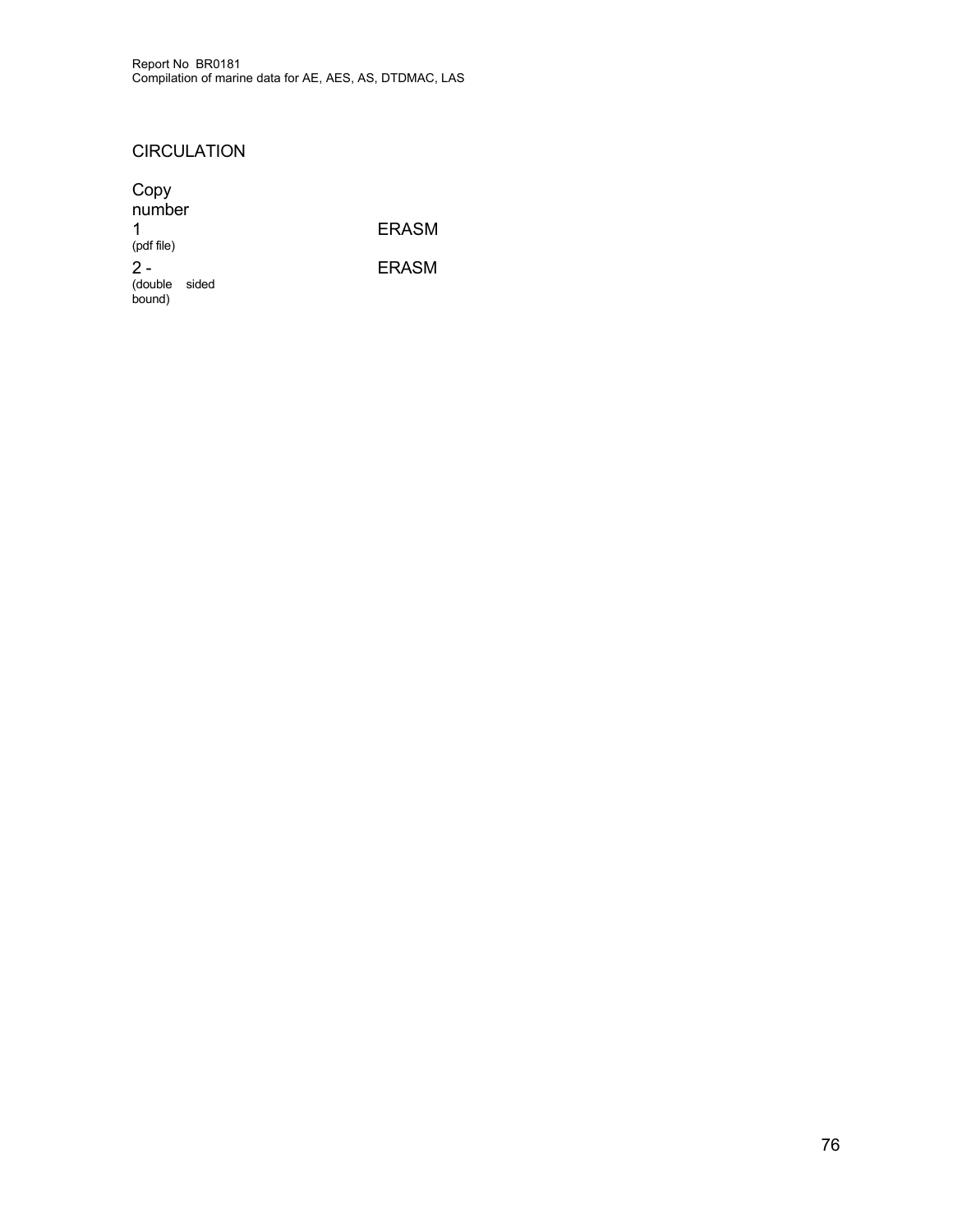## CIRCULATION

| Copy number | |
|---|---|
| 1 (pdf file) | ERASM |
| 2 - (double sided bound) | ERASM |